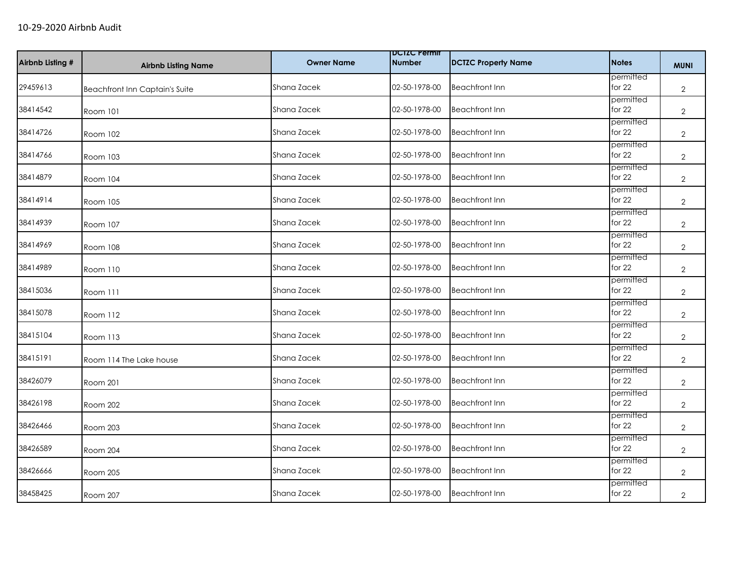10-29-2020 Airbnb Audit

| Airbnb Listing # | Airbnb Listing Name | Owner Name | DCTZC Permit Number | DCTZC Property Name | Notes | MUNI |
|---|---|---|---|---|---|---|
| 29459613 | Beachfront Inn Captain's Suite | Shana Zacek | 02-50-1978-00 | Beachfront Inn | permitted for 22 | 2 |
| 38414542 | Room 101 | Shana Zacek | 02-50-1978-00 | Beachfront Inn | permitted for 22 | 2 |
| 38414726 | Room 102 | Shana Zacek | 02-50-1978-00 | Beachfront Inn | permitted for 22 | 2 |
| 38414766 | Room 103 | Shana Zacek | 02-50-1978-00 | Beachfront Inn | permitted for 22 | 2 |
| 38414879 | Room 104 | Shana Zacek | 02-50-1978-00 | Beachfront Inn | permitted for 22 | 2 |
| 38414914 | Room 105 | Shana Zacek | 02-50-1978-00 | Beachfront Inn | permitted for 22 | 2 |
| 38414939 | Room 107 | Shana Zacek | 02-50-1978-00 | Beachfront Inn | permitted for 22 | 2 |
| 38414969 | Room 108 | Shana Zacek | 02-50-1978-00 | Beachfront Inn | permitted for 22 | 2 |
| 38414989 | Room 110 | Shana Zacek | 02-50-1978-00 | Beachfront Inn | permitted for 22 | 2 |
| 38415036 | Room 111 | Shana Zacek | 02-50-1978-00 | Beachfront Inn | permitted for 22 | 2 |
| 38415078 | Room 112 | Shana Zacek | 02-50-1978-00 | Beachfront Inn | permitted for 22 | 2 |
| 38415104 | Room 113 | Shana Zacek | 02-50-1978-00 | Beachfront Inn | permitted for 22 | 2 |
| 38415191 | Room 114 The Lake house | Shana Zacek | 02-50-1978-00 | Beachfront Inn | permitted for 22 | 2 |
| 38426079 | Room 201 | Shana Zacek | 02-50-1978-00 | Beachfront Inn | permitted for 22 | 2 |
| 38426198 | Room 202 | Shana Zacek | 02-50-1978-00 | Beachfront Inn | permitted for 22 | 2 |
| 38426466 | Room 203 | Shana Zacek | 02-50-1978-00 | Beachfront Inn | permitted for 22 | 2 |
| 38426589 | Room 204 | Shana Zacek | 02-50-1978-00 | Beachfront Inn | permitted for 22 | 2 |
| 38426666 | Room 205 | Shana Zacek | 02-50-1978-00 | Beachfront Inn | permitted for 22 | 2 |
| 38458425 | Room 207 | Shana Zacek | 02-50-1978-00 | Beachfront Inn | permitted for 22 | 2 |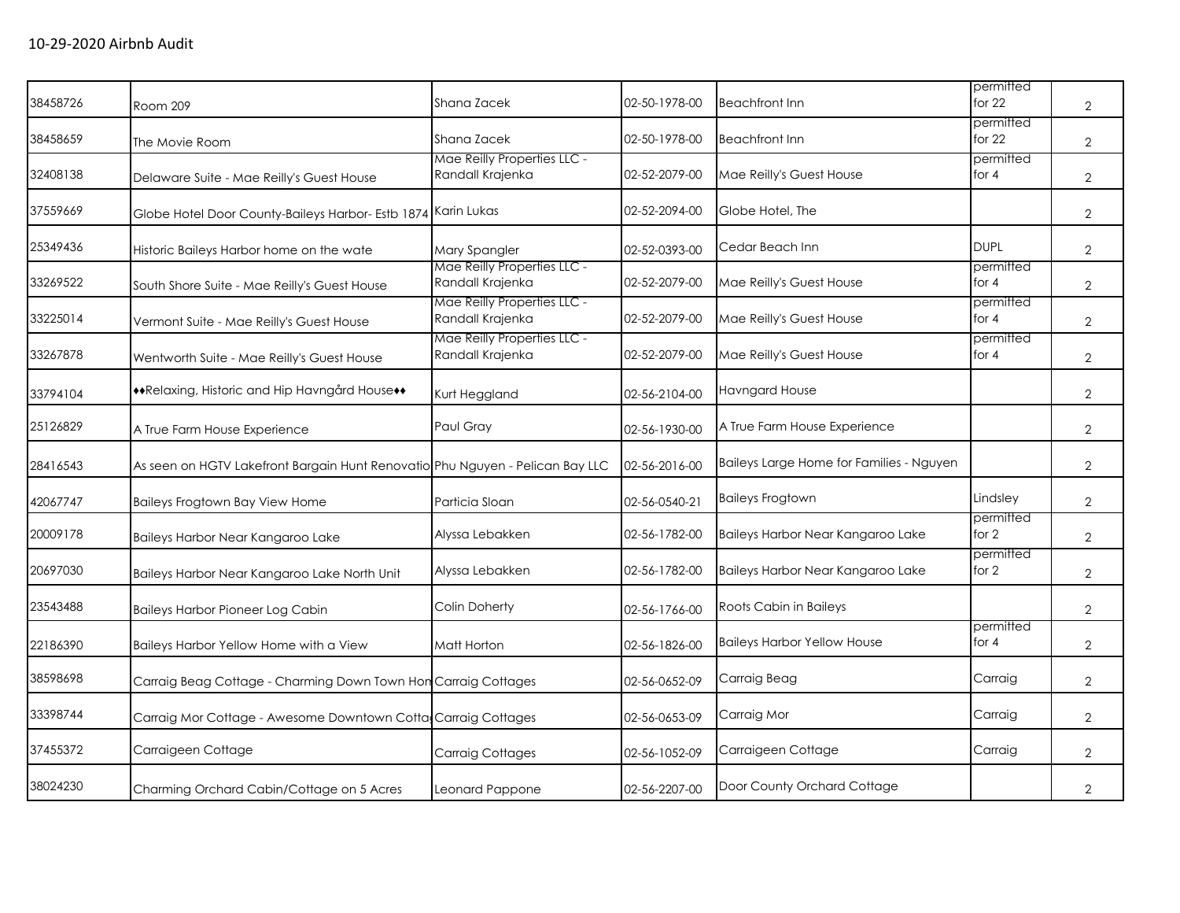10-29-2020 Airbnb Audit

| | | | | | | |
|---|---|---|---|---|---|---|
| 38458726 | Room 209 | Shana Zacek | 02-50-1978-00 | Beachfront Inn | permitted for 22 | 2 |
| 38458659 | The Movie Room | Shana Zacek | 02-50-1978-00 | Beachfront Inn | permitted for 22 | 2 |
| 32408138 | Delaware Suite - Mae Reilly's Guest House | Mae Reilly Properties LLC - Randall Krajenka | 02-52-2079-00 | Mae Reilly's Guest House | permitted for 4 | 2 |
| 37559669 | Globe Hotel Door County-Baileys Harbor- Estb 1874 | Karin Lukas | 02-52-2094-00 | Globe Hotel, The | | 2 |
| 25349436 | Historic Baileys Harbor home on the wate | Mary Spangler | 02-52-0393-00 | Cedar Beach Inn | DUPL | 2 |
| 33269522 | South Shore Suite - Mae Reilly's Guest House | Mae Reilly Properties LLC - Randall Krajenka | 02-52-2079-00 | Mae Reilly's Guest House | permitted for 4 | 2 |
| 33225014 | Vermont Suite - Mae Reilly's Guest House | Mae Reilly Properties LLC - Randall Krajenka | 02-52-2079-00 | Mae Reilly's Guest House | permitted for 4 | 2 |
| 33267878 | Wentworth Suite - Mae Reilly's Guest House | Mae Reilly Properties LLC - Randall Krajenka | 02-52-2079-00 | Mae Reilly's Guest House | permitted for 4 | 2 |
| 33794104 | ♦♦Relaxing, Historic and Hip Havngård House♦♦ | Kurt Heggland | 02-56-2104-00 | Havngard House | | 2 |
| 25126829 | A True Farm House Experience | Paul Gray | 02-56-1930-00 | A True Farm House Experience | | 2 |
| 28416543 | As seen on HGTV Lakefront Bargain Hunt Renovatio | Phu Nguyen - Pelican Bay LLC | 02-56-2016-00 | Baileys Large Home for Families - Nguyen | | 2 |
| 42067747 | Baileys Frogtown Bay View Home | Particia Sloan | 02-56-0540-21 | Baileys Frogtown | Lindsley | 2 |
| 20009178 | Baileys Harbor Near Kangaroo Lake | Alyssa Lebakken | 02-56-1782-00 | Baileys Harbor Near Kangaroo Lake | permitted for 2 | 2 |
| 20697030 | Baileys Harbor Near Kangaroo Lake North Unit | Alyssa Lebakken | 02-56-1782-00 | Baileys Harbor Near Kangaroo Lake | permitted for 2 | 2 |
| 23543488 | Baileys Harbor Pioneer Log Cabin | Colin Doherty | 02-56-1766-00 | Roots Cabin in Baileys | | 2 |
| 22186390 | Baileys Harbor Yellow Home with a View | Matt Horton | 02-56-1826-00 | Baileys Harbor Yellow House | permitted for 4 | 2 |
| 38598698 | Carraig Beag Cottage - Charming Down Town Hon | Carraig Cottages | 02-56-0652-09 | Carraig Beag | Carraig | 2 |
| 33398744 | Carraig Mor Cottage - Awesome Downtown Cotta | Carraig Cottages | 02-56-0653-09 | Carraig Mor | Carraig | 2 |
| 37455372 | Carraigeen Cottage | Carraig Cottages | 02-56-1052-09 | Carraigeen Cottage | Carraig | 2 |
| 38024230 | Charming Orchard Cabin/Cottage on 5 Acres | Leonard Pappone | 02-56-2207-00 | Door County Orchard Cottage | | 2 |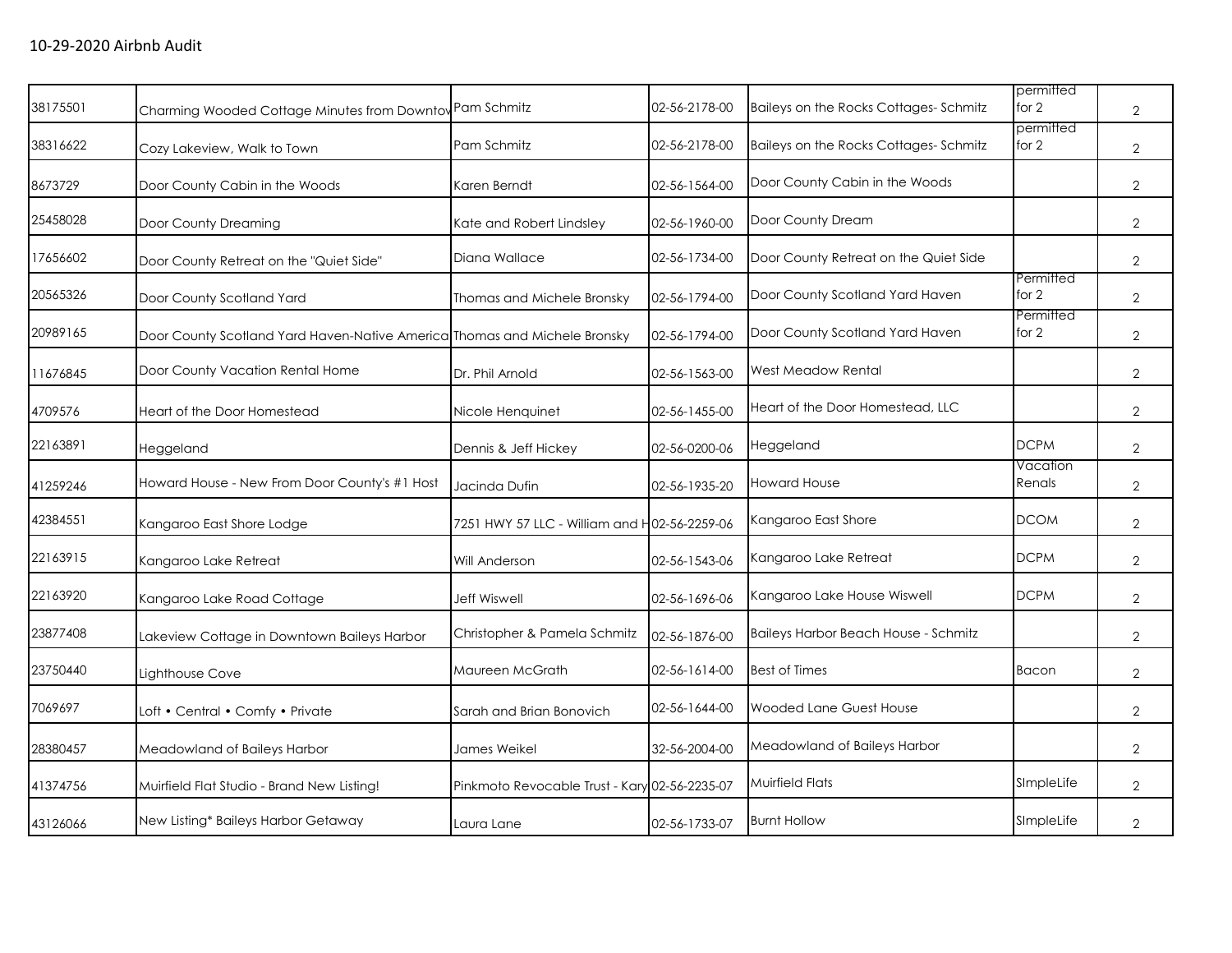10-29-2020 Airbnb Audit

| | | | | | | |
|---|---|---|---|---|---|---|
| 38175501 | Charming Wooded Cottage Minutes from Downtov | Pam Schmitz | 02-56-2178-00 | Baileys on the Rocks Cottages- Schmitz | permitted for 2 | 2 |
| 38316622 | Cozy Lakeview, Walk to Town | Pam Schmitz | 02-56-2178-00 | Baileys on the Rocks Cottages- Schmitz | permitted for 2 | 2 |
| 8673729 | Door County Cabin in the Woods | Karen Berndt | 02-56-1564-00 | Door County Cabin in the Woods | | 2 |
| 25458028 | Door County Dreaming | Kate and Robert Lindsley | 02-56-1960-00 | Door County Dream | | 2 |
| 17656602 | Door County Retreat on the "Quiet Side" | Diana Wallace | 02-56-1734-00 | Door County Retreat on the Quiet Side | | 2 |
| 20565326 | Door County Scotland Yard | Thomas and Michele Bronsky | 02-56-1794-00 | Door County Scotland Yard Haven | Permitted for 2 | 2 |
| 20989165 | Door County Scotland Yard Haven-Native America | Thomas and Michele Bronsky | 02-56-1794-00 | Door County Scotland Yard Haven | Permitted for 2 | 2 |
| 11676845 | Door County Vacation Rental Home | Dr. Phil Arnold | 02-56-1563-00 | West Meadow Rental | | 2 |
| 4709576 | Heart of the Door Homestead | Nicole Henquinet | 02-56-1455-00 | Heart of the Door Homestead, LLC | | 2 |
| 22163891 | Heggeland | Dennis & Jeff Hickey | 02-56-0200-06 | Heggeland | DCPM | 2 |
| 41259246 | Howard House - New From Door County's #1 Host | Jacinda Dufin | 02-56-1935-20 | Howard House | Vacation Renals | 2 |
| 42384551 | Kangaroo East Shore Lodge | 7251 HWY 57 LLC - William and H | 02-56-2259-06 | Kangaroo East Shore | DCOM | 2 |
| 22163915 | Kangaroo Lake Retreat | Will Anderson | 02-56-1543-06 | Kangaroo Lake Retreat | DCPM | 2 |
| 22163920 | Kangaroo Lake Road Cottage | Jeff Wiswell | 02-56-1696-06 | Kangaroo Lake House Wiswell | DCPM | 2 |
| 23877408 | Lakeview Cottage in Downtown Baileys Harbor | Christopher & Pamela Schmitz | 02-56-1876-00 | Baileys Harbor Beach House - Schmitz | | 2 |
| 23750440 | Lighthouse Cove | Maureen McGrath | 02-56-1614-00 | Best of Times | Bacon | 2 |
| 7069697 | Loft • Central • Comfy • Private | Sarah and Brian Bonovich | 02-56-1644-00 | Wooded Lane Guest House | | 2 |
| 28380457 | Meadowland of Baileys Harbor | James Weikel | 32-56-2004-00 | Meadowland of Baileys Harbor | | 2 |
| 41374756 | Muirfield Flat Studio - Brand New Listing! | Pinkmoto Revocable Trust - Kary | 02-56-2235-07 | Muirfield Flats | SImpleLife | 2 |
| 43126066 | New Listing* Baileys Harbor Getaway | Laura Lane | 02-56-1733-07 | Burnt Hollow | SImpleLife | 2 |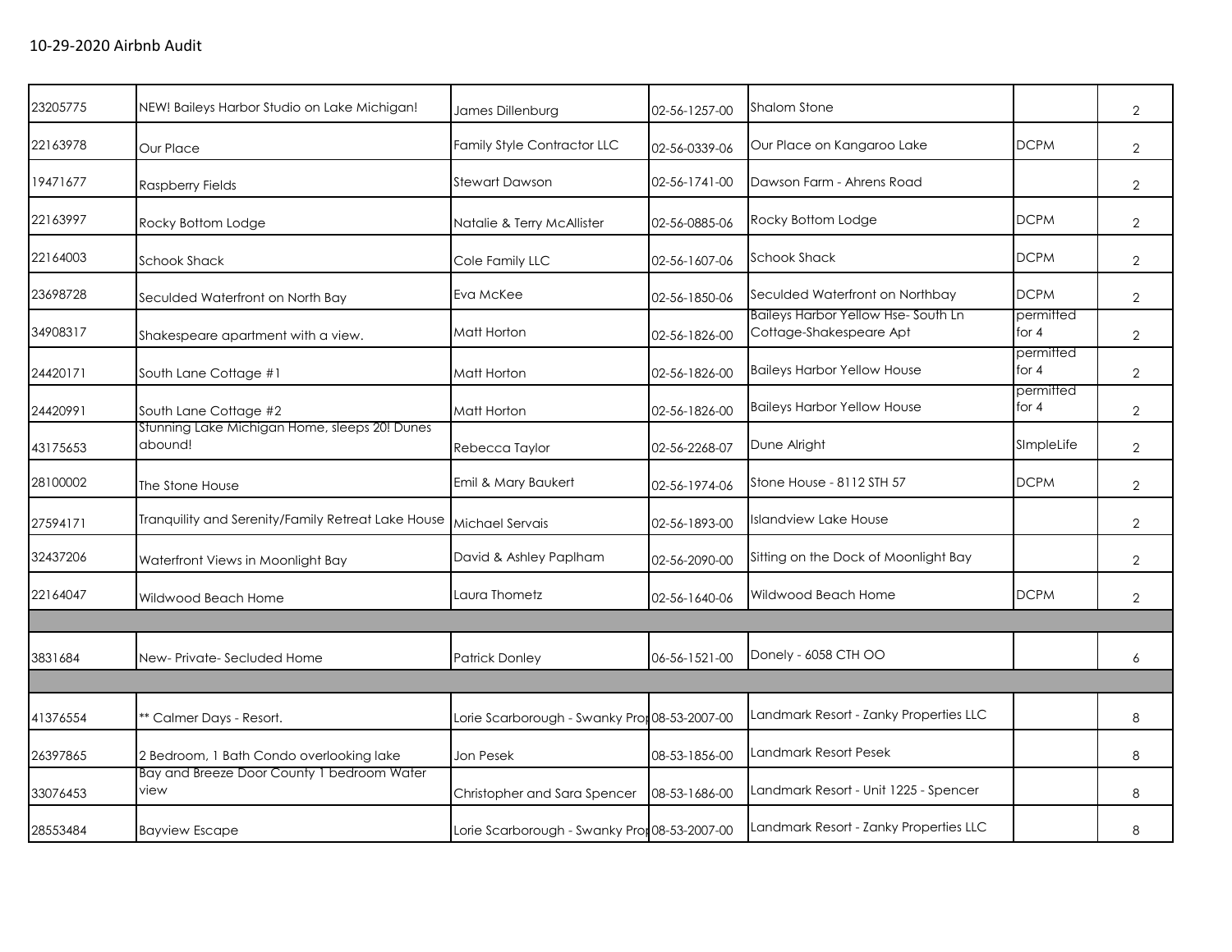10-29-2020 Airbnb Audit

| | | | | | | |
|---|---|---|---|---|---|---|
| 23205775 | NEW! Baileys Harbor Studio on Lake Michigan! | James Dillenburg | 02-56-1257-00 | Shalom Stone | | 2 |
| 22163978 | Our Place | Family Style Contractor LLC | 02-56-0339-06 | Our Place on Kangaroo Lake | DCPM | 2 |
| 19471677 | Raspberry Fields | Stewart Dawson | 02-56-1741-00 | Dawson Farm - Ahrens Road | | 2 |
| 22163997 | Rocky Bottom Lodge | Natalie & Terry McAllister | 02-56-0885-06 | Rocky Bottom Lodge | DCPM | 2 |
| 22164003 | Schook Shack | Cole Family LLC | 02-56-1607-06 | Schook Shack | DCPM | 2 |
| 23698728 | Seculded Waterfront on North Bay | Eva McKee | 02-56-1850-06 | Seculded Waterfront on Northbay | DCPM | 2 |
| 34908317 | Shakespeare apartment with a view. | Matt Horton | 02-56-1826-00 | Baileys Harbor Yellow Hse- South Ln Cottage-Shakespeare Apt | permitted for 4 | 2 |
| 24420171 | South Lane Cottage #1 | Matt Horton | 02-56-1826-00 | Baileys Harbor Yellow House | permitted for 4 | 2 |
| 24420991 | South Lane Cottage #2 | Matt Horton | 02-56-1826-00 | Baileys Harbor Yellow House | permitted for 4 | 2 |
| 43175653 | Stunning Lake Michigan Home, sleeps 20! Dunes abound! | Rebecca Taylor | 02-56-2268-07 | Dune Alright | SImpleLife | 2 |
| 28100002 | The Stone House | Emil & Mary Baukert | 02-56-1974-06 | Stone House - 8112 STH 57 | DCPM | 2 |
| 27594171 | Tranquility and Serenity/Family Retreat Lake House | Michael Servais | 02-56-1893-00 | Islandview Lake House | | 2 |
| 32437206 | Waterfront Views in Moonlight Bay | David & Ashley Paplham | 02-56-2090-00 | Sitting on the Dock of Moonlight Bay | | 2 |
| 22164047 | Wildwood Beach Home | Laura Thometz | 02-56-1640-06 | Wildwood Beach Home | DCPM | 2 |
| | | | | | | |
| 3831684 | New- Private- Secluded Home | Patrick Donley | 06-56-1521-00 | Donely - 6058 CTH OO | | 6 |
| | | | | | | |
| 41376554 | ** Calmer Days - Resort. | Lorie Scarborough - Swanky Prop | 08-53-2007-00 | Landmark Resort - Zanky Properties LLC | | 8 |
| 26397865 | 2 Bedroom, 1 Bath Condo overlooking lake | Jon Pesek | 08-53-1856-00 | Landmark Resort Pesek | | 8 |
| 33076453 | Bay and Breeze Door County 1 bedroom Water view | Christopher and Sara Spencer | 08-53-1686-00 | Landmark Resort - Unit 1225 - Spencer | | 8 |
| 28553484 | Bayview Escape | Lorie Scarborough - Swanky Prop | 08-53-2007-00 | Landmark Resort - Zanky Properties LLC | | 8 |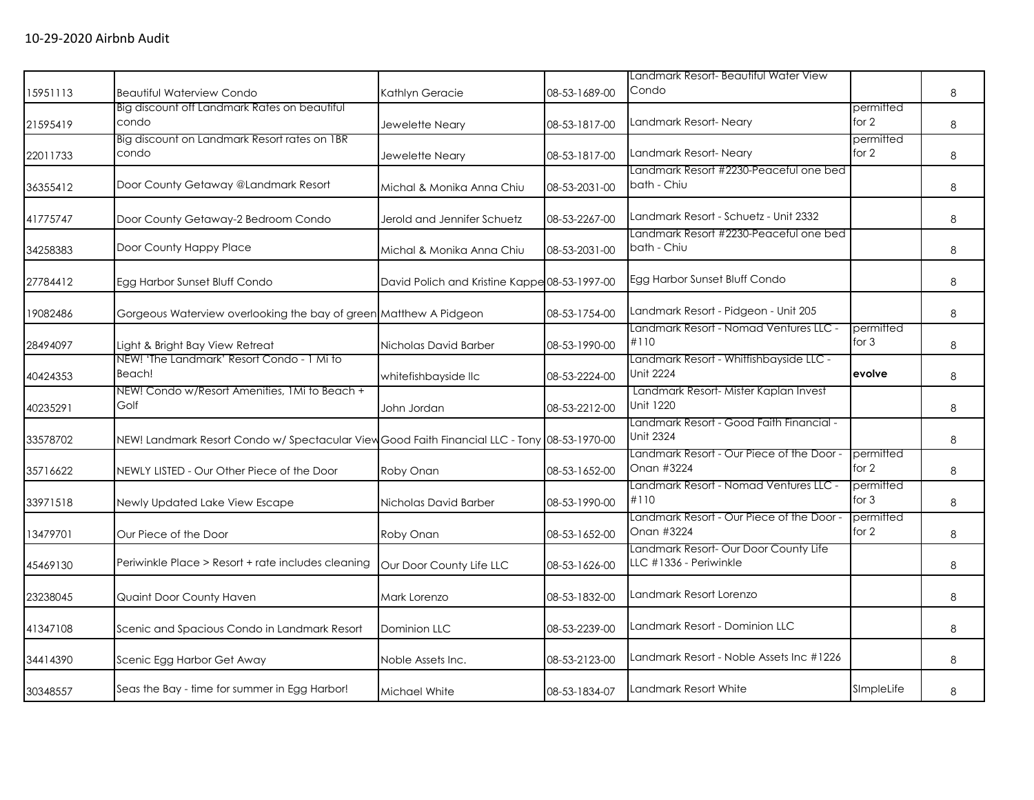## 10-29-2020 Airbnb Audit

| | | | | | | |
|---|---|---|---|---|---|---|
| 15951113 | Beautiful Waterview Condo | Kathlyn Geracie | 08-53-1689-00 | Landmark Resort- Beautiful Water View Condo | | 8 |
| 21595419 | Big discount off Landmark Rates on beautiful condo | Jewelette Neary | 08-53-1817-00 | Landmark Resort- Neary | permitted for 2 | 8 |
| 22011733 | Big discount on Landmark Resort rates on 1BR condo | Jewelette Neary | 08-53-1817-00 | Landmark Resort- Neary | permitted for 2 | 8 |
| 36355412 | Door County Getaway @Landmark Resort | Michal & Monika Anna Chiu | 08-53-2031-00 | Landmark Resort #2230-Peaceful one bed bath - Chiu | | 8 |
| 41775747 | Door County Getaway-2 Bedroom Condo | Jerold and Jennifer Schuetz | 08-53-2267-00 | Landmark Resort - Schuetz - Unit 2332 | | 8 |
| 34258383 | Door County Happy Place | Michal & Monika Anna Chiu | 08-53-2031-00 | Landmark Resort #2230-Peaceful one bed bath - Chiu | | 8 |
| 27784412 | Egg Harbor Sunset Bluff Condo | David Polich and Kristine Kappe | 08-53-1997-00 | Egg Harbor Sunset Bluff Condo | | 8 |
| 19082486 | Gorgeous Waterview overlooking the bay of green | Matthew A Pidgeon | 08-53-1754-00 | Landmark Resort - Pidgeon - Unit 205 | | 8 |
| 28494097 | Light & Bright Bay View Retreat | Nicholas David Barber | 08-53-1990-00 | Landmark Resort - Nomad Ventures LLC - #110 | permitted for 3 | 8 |
| 40424353 | NEW! 'The Landmark' Resort Condo - 1 Mi to Beach! | whitefishbayside llc | 08-53-2224-00 | Landmark Resort - Whitfishbayside LLC - Unit 2224 | **evolve** | 8 |
| 40235291 | NEW! Condo w/Resort Amenities, 1Mi to Beach + Golf | John Jordan | 08-53-2212-00 | Landmark Resort- Mister Kaplan Invest Unit 1220 | | 8 |
| 33578702 | NEW! Landmark Resort Condo w/ Spectacular View | Good Faith Financial LLC - Tony | 08-53-1970-00 | Landmark Resort - Good Faith Financial - Unit 2324 | | 8 |
| 35716622 | NEWLY LISTED - Our Other Piece of the Door | Roby Onan | 08-53-1652-00 | Landmark Resort - Our Piece of the Door - Onan #3224 | permitted for 2 | 8 |
| 33971518 | Newly Updated Lake View Escape | Nicholas David Barber | 08-53-1990-00 | Landmark Resort - Nomad Ventures LLC - #110 | permitted for 3 | 8 |
| 13479701 | Our Piece of the Door | Roby Onan | 08-53-1652-00 | Landmark Resort - Our Piece of the Door - Onan #3224 | permitted for 2 | 8 |
| 45469130 | Periwinkle Place > Resort + rate includes cleaning | Our Door County Life LLC | 08-53-1626-00 | Landmark Resort- Our Door County Life LLC #1336 - Periwinkle | | 8 |
| 23238045 | Quaint Door County Haven | Mark Lorenzo | 08-53-1832-00 | Landmark Resort Lorenzo | | 8 |
| 41347108 | Scenic and Spacious Condo in Landmark Resort | Dominion LLC | 08-53-2239-00 | Landmark Resort - Dominion LLC | | 8 |
| 34414390 | Scenic Egg Harbor Get Away | Noble Assets Inc. | 08-53-2123-00 | Landmark Resort - Noble Assets Inc #1226 | | 8 |
| 30348557 | Seas the Bay - time for summer in Egg Harbor! | Michael White | 08-53-1834-07 | Landmark Resort White | SImpleLife | 8 |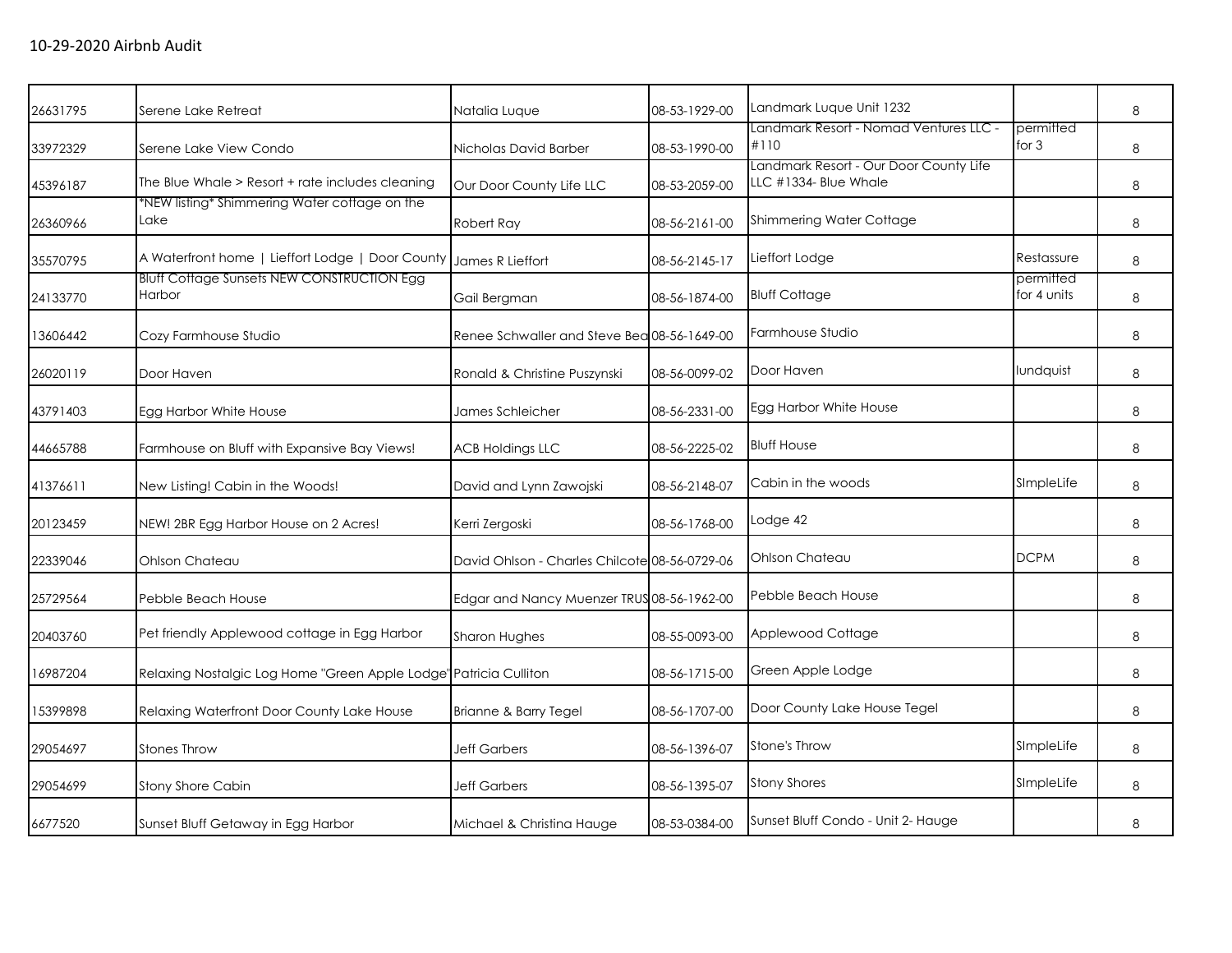10-29-2020 Airbnb Audit

| | | | | | | |
|---|---|---|---|---|---|---|
| 26631795 | Serene Lake Retreat | Natalia Luque | 08-53-1929-00 | Landmark Luque Unit 1232 | | 8 |
| 33972329 | Serene Lake View Condo | Nicholas David Barber | 08-53-1990-00 | Landmark Resort - Nomad Ventures LLC - #110 | permitted for 3 | 8 |
| 45396187 | The Blue Whale > Resort + rate includes cleaning | Our Door County Life LLC | 08-53-2059-00 | Landmark Resort - Our Door County Life LLC #1334- Blue Whale | | 8 |
| 26360966 | *NEW listing* Shimmering Water cottage on the Lake | Robert Ray | 08-56-2161-00 | Shimmering Water Cottage | | 8 |
| 35570795 | A Waterfront home \| Lieffort Lodge \| Door County | James R Lieffort | 08-56-2145-17 | Lieffort Lodge | Restassure | 8 |
| 24133770 | Bluff Cottage Sunsets NEW CONSTRUCTION Egg Harbor | Gail Bergman | 08-56-1874-00 | Bluff Cottage | permitted for 4 units | 8 |
| 13606442 | Cozy Farmhouse Studio | Renee Schwaller and Steve Bea | 08-56-1649-00 | Farmhouse Studio | | 8 |
| 26020119 | Door Haven | Ronald & Christine Puszynski | 08-56-0099-02 | Door Haven | lundquist | 8 |
| 43791403 | Egg Harbor White House | James Schleicher | 08-56-2331-00 | Egg Harbor White House | | 8 |
| 44665788 | Farmhouse on Bluff with Expansive Bay Views! | ACB Holdings LLC | 08-56-2225-02 | Bluff House | | 8 |
| 41376611 | New Listing! Cabin in the Woods! | David and Lynn Zawojski | 08-56-2148-07 | Cabin in the woods | SImpleLife | 8 |
| 20123459 | NEW! 2BR Egg Harbor House on 2 Acres! | Kerri Zergoski | 08-56-1768-00 | Lodge 42 | | 8 |
| 22339046 | Ohlson Chateau | David Ohlson - Charles Chilcote | 08-56-0729-06 | Ohlson Chateau | DCPM | 8 |
| 25729564 | Pebble Beach House | Edgar and Nancy Muenzer TRUS | 08-56-1962-00 | Pebble Beach House | | 8 |
| 20403760 | Pet friendly Applewood cottage in Egg Harbor | Sharon Hughes | 08-55-0093-00 | Applewood Cottage | | 8 |
| 16987204 | Relaxing Nostalgic Log Home "Green Apple Lodge" | Patricia Culliton | 08-56-1715-00 | Green Apple Lodge | | 8 |
| 15399898 | Relaxing Waterfront Door County Lake House | Brianne & Barry Tegel | 08-56-1707-00 | Door County Lake House Tegel | | 8 |
| 29054697 | Stones Throw | Jeff Garbers | 08-56-1396-07 | Stone's Throw | SImpleLife | 8 |
| 29054699 | Stony Shore Cabin | Jeff Garbers | 08-56-1395-07 | Stony Shores | SImpleLife | 8 |
| 6677520 | Sunset Bluff Getaway in Egg Harbor | Michael & Christina Hauge | 08-53-0384-00 | Sunset Bluff Condo - Unit 2- Hauge | | 8 |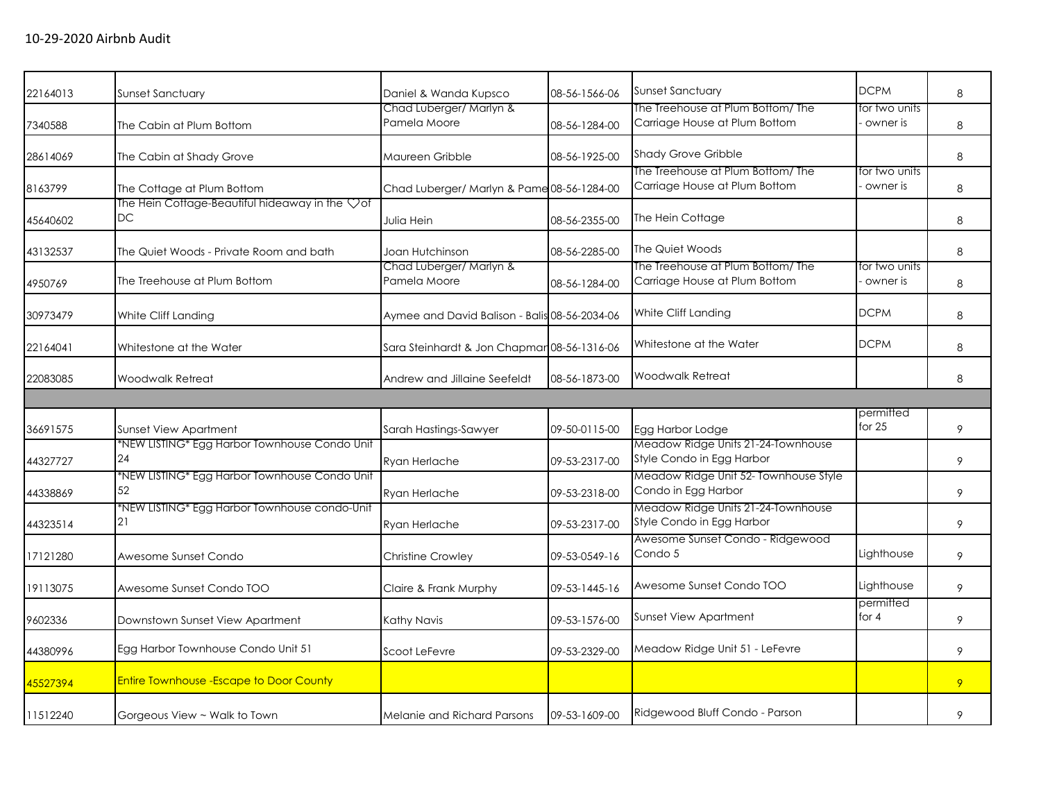10-29-2020 Airbnb Audit

| | | | | | | |
|---|---|---|---|---|---|---|
| 22164013 | Sunset Sanctuary | Daniel & Wanda Kupsco | 08-56-1566-06 | Sunset Sanctuary | DCPM | 8 |
| 7340588 | The Cabin at Plum Bottom | Chad Luberger/ Marlyn & Pamela Moore | 08-56-1284-00 | The Treehouse at Plum Bottom/ The Carriage House at Plum Bottom | for two units - owner is | 8 |
| 28614069 | The Cabin at Shady Grove | Maureen Gribble | 08-56-1925-00 | Shady Grove Gribble | | 8 |
| 8163799 | The Cottage at Plum Bottom | Chad Luberger/ Marlyn & Pame | 08-56-1284-00 | The Treehouse at Plum Bottom/ The Carriage House at Plum Bottom | for two units - owner is | 8 |
| 45640602 | The Hein Cottage-Beautiful hideaway in the ♡of DC | Julia Hein | 08-56-2355-00 | The Hein Cottage | | 8 |
| 43132537 | The Quiet Woods - Private Room and bath | Joan Hutchinson | 08-56-2285-00 | The Quiet Woods | | 8 |
| 4950769 | The Treehouse at Plum Bottom | Chad Luberger/ Marlyn & Pamela Moore | 08-56-1284-00 | The Treehouse at Plum Bottom/ The Carriage House at Plum Bottom | for two units - owner is | 8 |
| 30973479 | White Cliff Landing | Aymee and David Balison - Balis | 08-56-2034-06 | White Cliff Landing | DCPM | 8 |
| 22164041 | Whitestone at the Water | Sara Steinhardt & Jon Chapman | 08-56-1316-06 | Whitestone at the Water | DCPM | 8 |
| 22083085 | Woodwalk Retreat | Andrew and Jillaine Seefeldt | 08-56-1873-00 | Woodwalk Retreat | | 8 |
| | | | | | | |
| 36691575 | Sunset View Apartment | Sarah Hastings-Sawyer | 09-50-0115-00 | Egg Harbor Lodge | permitted for 25 | 9 |
| 44327727 | *NEW LISTING* Egg Harbor Townhouse Condo Unit 24 | Ryan Herlache | 09-53-2317-00 | Meadow Ridge Units 21-24-Townhouse Style Condo in Egg Harbor | | 9 |
| 44338869 | *NEW LISTING* Egg Harbor Townhouse Condo Unit 52 | Ryan Herlache | 09-53-2318-00 | Meadow Ridge Unit 52- Townhouse Style Condo in Egg Harbor | | 9 |
| 44323514 | *NEW LISTING* Egg Harbor Townhouse condo-Unit 21 | Ryan Herlache | 09-53-2317-00 | Meadow Ridge Units 21-24-Townhouse Style Condo in Egg Harbor | | 9 |
| 17121280 | Awesome Sunset Condo | Christine Crowley | 09-53-0549-16 | Awesome Sunset Condo - Ridgewood Condo 5 | Lighthouse | 9 |
| 19113075 | Awesome Sunset Condo TOO | Claire & Frank Murphy | 09-53-1445-16 | Awesome Sunset Condo TOO | Lighthouse | 9 |
| 9602336 | Downstown Sunset View Apartment | Kathy Navis | 09-53-1576-00 | Sunset View Apartment | permitted for 4 | 9 |
| 44380996 | Egg Harbor Townhouse Condo Unit 51 | Scoot LeFevre | 09-53-2329-00 | Meadow Ridge Unit 51 - LeFevre | | 9 |
| 45527394 | Entire Townhouse -Escape to Door County | | | | | 9 |
| 11512240 | Gorgeous View ~ Walk to Town | Melanie and Richard Parsons | 09-53-1609-00 | Ridgewood Bluff Condo - Parson | | 9 |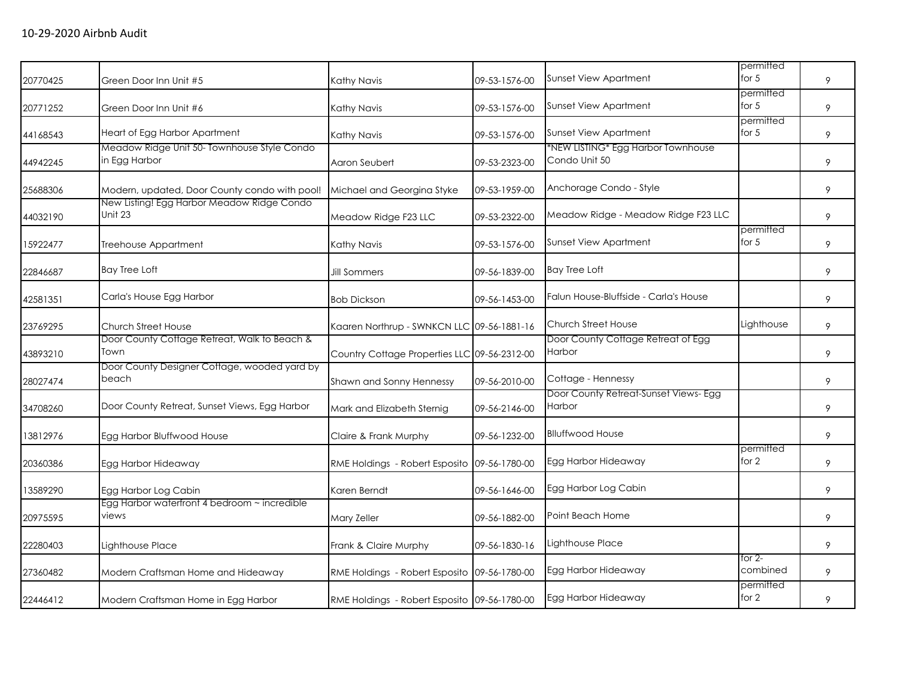10-29-2020 Airbnb Audit

| | | | | | | |
|---|---|---|---|---|---|---|
| 20770425 | Green Door Inn Unit #5 | Kathy Navis | 09-53-1576-00 | Sunset View Apartment | permitted for 5 | 9 |
| 20771252 | Green Door Inn Unit #6 | Kathy Navis | 09-53-1576-00 | Sunset View Apartment | permitted for 5 | 9 |
| 44168543 | Heart of Egg Harbor Apartment | Kathy Navis | 09-53-1576-00 | Sunset View Apartment | permitted for 5 | 9 |
| 44942245 | Meadow Ridge Unit 50- Townhouse Style Condo in Egg Harbor | Aaron Seubert | 09-53-2323-00 | *NEW LISTING* Egg Harbor Townhouse Condo Unit 50 | | 9 |
| 25688306 | Modern, updated, Door County condo with pool! | Michael and Georgina Styke | 09-53-1959-00 | Anchorage Condo - Style | | 9 |
| 44032190 | New Listing! Egg Harbor Meadow Ridge Condo Unit 23 | Meadow Ridge F23 LLC | 09-53-2322-00 | Meadow Ridge - Meadow Ridge F23 LLC | | 9 |
| 15922477 | Treehouse Appartment | Kathy Navis | 09-53-1576-00 | Sunset View Apartment | permitted for 5 | 9 |
| 22846687 | Bay Tree Loft | Jill Sommers | 09-56-1839-00 | Bay Tree Loft | | 9 |
| 42581351 | Carla's House Egg Harbor | Bob Dickson | 09-56-1453-00 | Falun House-Bluffside - Carla's House | | 9 |
| 23769295 | Church Street House | Kaaren Northrup - SWNKCN LLC | 09-56-1881-16 | Church Street House | Lighthouse | 9 |
| 43893210 | Door County Cottage Retreat, Walk to Beach & Town | Country Cottage Properties LLC | 09-56-2312-00 | Door County Cottage Retreat of Egg Harbor | | 9 |
| 28027474 | Door County Designer Cottage, wooded yard by beach | Shawn and Sonny Hennessy | 09-56-2010-00 | Cottage - Hennessy | | 9 |
| 34708260 | Door County Retreat, Sunset Views, Egg Harbor | Mark and Elizabeth Sternig | 09-56-2146-00 | Door County Retreat-Sunset Views- Egg Harbor | | 9 |
| 13812976 | Egg Harbor Bluffwood House | Claire & Frank Murphy | 09-56-1232-00 | Blluffwood House | | 9 |
| 20360386 | Egg Harbor Hideaway | RME Holdings - Robert Esposito | 09-56-1780-00 | Egg Harbor Hideaway | permitted for 2 | 9 |
| 13589290 | Egg Harbor Log Cabin | Karen Berndt | 09-56-1646-00 | Egg Harbor Log Cabin | | 9 |
| 20975595 | Egg Harbor waterfront 4 bedroom ~ incredible views | Mary Zeller | 09-56-1882-00 | Point Beach Home | | 9 |
| 22280403 | Lighthouse Place | Frank & Claire Murphy | 09-56-1830-16 | Lighthouse Place | | 9 |
| 27360482 | Modern Craftsman Home and Hideaway | RME Holdings - Robert Esposito | 09-56-1780-00 | Egg Harbor Hideaway | for 2- combined | 9 |
| 22446412 | Modern Craftsman Home in Egg Harbor | RME Holdings - Robert Esposito | 09-56-1780-00 | Egg Harbor Hideaway | permitted for 2 | 9 |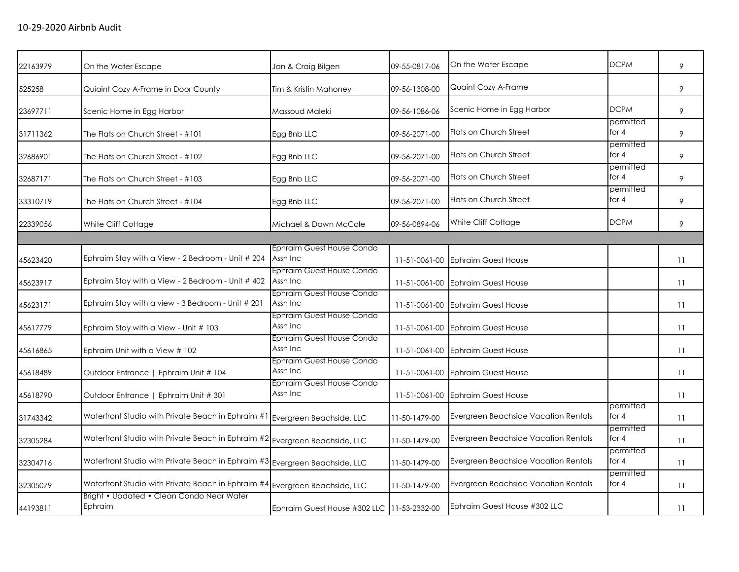10-29-2020 Airbnb Audit

| | | | | | | |
|---|---|---|---|---|---|---|
| 22163979 | On the Water Escape | Jan & Craig Bilgen | 09-55-0817-06 | On the Water Escape | DCPM | 9 |
| 525258 | Quiaint Cozy A-Frame in Door County | Tim & Kristin Mahoney | 09-56-1308-00 | Quaint Cozy A-Frame | | 9 |
| 23697711 | Scenic Home in Egg Harbor | Massoud Maleki | 09-56-1086-06 | Scenic Home in Egg Harbor | DCPM | 9 |
| 31711362 | The Flats on Church Street - #101 | Egg Bnb LLC | 09-56-2071-00 | Flats on Church Street | permitted for 4 | 9 |
| 32686901 | The Flats on Church Street - #102 | Egg Bnb LLC | 09-56-2071-00 | Flats on Church Street | permitted for 4 | 9 |
| 32687171 | The Flats on Church Street - #103 | Egg Bnb LLC | 09-56-2071-00 | Flats on Church Street | permitted for 4 | 9 |
| 33310719 | The Flats on Church Street - #104 | Egg Bnb LLC | 09-56-2071-00 | Flats on Church Street | permitted for 4 | 9 |
| 22339056 | White Cliff Cottage | Michael & Dawn McCole | 09-56-0894-06 | White Cliff Cottage | DCPM | 9 |
| | | | | | | |
| 45623420 | Ephraim Stay with a View - 2 Bedroom - Unit # 204 | Ephraim Guest House Condo Assn Inc | 11-51-0061-00 | Ephraim Guest House | | 11 |
| 45623917 | Ephraim Stay with a View - 2 Bedroom - Unit # 402 | Ephraim Guest House Condo Assn Inc | 11-51-0061-00 | Ephraim Guest House | | 11 |
| 45623171 | Ephraim Stay with a view - 3 Bedroom - Unit # 201 | Ephraim Guest House Condo Assn Inc | 11-51-0061-00 | Ephraim Guest House | | 11 |
| 45617779 | Ephraim Stay with a View - Unit # 103 | Ephraim Guest House Condo Assn Inc | 11-51-0061-00 | Ephraim Guest House | | 11 |
| 45616865 | Ephraim Unit with a View # 102 | Ephraim Guest House Condo Assn Inc | 11-51-0061-00 | Ephraim Guest House | | 11 |
| 45618489 | Outdoor Entrance \| Ephraim Unit # 104 | Ephraim Guest House Condo Assn Inc | 11-51-0061-00 | Ephraim Guest House | | 11 |
| 45618790 | Outdoor Entrance \| Ephraim Unit # 301 | Ephraim Guest House Condo Assn Inc | 11-51-0061-00 | Ephraim Guest House | | 11 |
| 31743342 | Waterfront Studio with Private Beach in Ephraim #1 | Evergreen Beachside, LLC | 11-50-1479-00 | Evergreen Beachside Vacation Rentals | permitted for 4 | 11 |
| 32305284 | Waterfront Studio with Private Beach in Ephraim #2 | Evergreen Beachside, LLC | 11-50-1479-00 | Evergreen Beachside Vacation Rentals | permitted for 4 | 11 |
| 32304716 | Waterfront Studio with Private Beach in Ephraim #3 | Evergreen Beachside, LLC | 11-50-1479-00 | Evergreen Beachside Vacation Rentals | permitted for 4 | 11 |
| 32305079 | Waterfront Studio with Private Beach in Ephraim #4 | Evergreen Beachside, LLC | 11-50-1479-00 | Evergreen Beachside Vacation Rentals | permitted for 4 | 11 |
| 44193811 | Bright • Updated • Clean Condo Near Water Ephraim | Ephraim Guest House #302 LLC | 11-53-2332-00 | Ephraim Guest House #302 LLC | | 11 |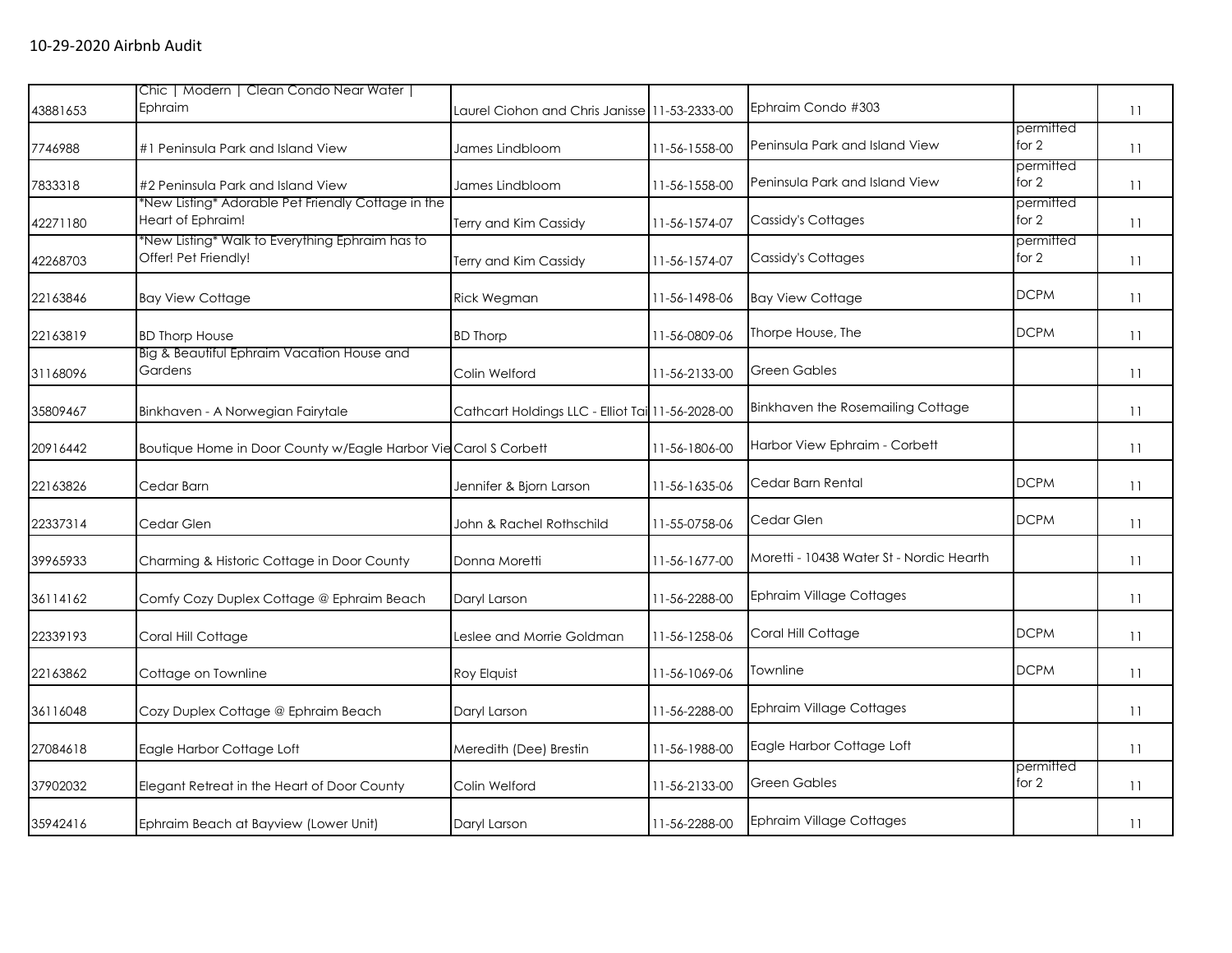# 10-29-2020 Airbnb Audit

| | | | | | | |
|---|---|---|---|---|---|---|
| 43881653 | Chic \| Modern \| Clean Condo Near Water \| Ephraim | Laurel Ciohon and Chris Janisse | 11-53-2333-00 | Ephraim Condo #303 | | 11 |
| 7746988 | #1 Peninsula Park and Island View | James Lindbloom | 11-56-1558-00 | Peninsula Park and Island View | permitted for 2 | 11 |
| 7833318 | #2 Peninsula Park and Island View | James Lindbloom | 11-56-1558-00 | Peninsula Park and Island View | permitted for 2 | 11 |
| 42271180 | *New Listing* Adorable Pet Friendly Cottage in the Heart of Ephraim! | Terry and Kim Cassidy | 11-56-1574-07 | Cassidy's Cottages | permitted for 2 | 11 |
| 42268703 | *New Listing* Walk to Everything Ephraim has to Offer! Pet Friendly! | Terry and Kim Cassidy | 11-56-1574-07 | Cassidy's Cottages | permitted for 2 | 11 |
| 22163846 | Bay View Cottage | Rick Wegman | 11-56-1498-06 | Bay View Cottage | DCPM | 11 |
| 22163819 | BD Thorp House | BD Thorp | 11-56-0809-06 | Thorpe House, The | DCPM | 11 |
| 31168096 | Big & Beautiful Ephraim Vacation House and Gardens | Colin Welford | 11-56-2133-00 | Green Gables | | 11 |
| 35809467 | Binkhaven - A Norwegian Fairytale | Cathcart Holdings LLC - Elliot Tai | 11-56-2028-00 | Binkhaven the Rosemailing Cottage | | 11 |
| 20916442 | Boutique Home in Door County w/Eagle Harbor Vie | Carol S Corbett | 11-56-1806-00 | Harbor View Ephraim - Corbett | | 11 |
| 22163826 | Cedar Barn | Jennifer & Bjorn Larson | 11-56-1635-06 | Cedar Barn Rental | DCPM | 11 |
| 22337314 | Cedar Glen | John & Rachel Rothschild | 11-55-0758-06 | Cedar Glen | DCPM | 11 |
| 39965933 | Charming & Historic Cottage in Door County | Donna Moretti | 11-56-1677-00 | Moretti - 10438 Water St - Nordic Hearth | | 11 |
| 36114162 | Comfy Cozy Duplex Cottage @ Ephraim Beach | Daryl Larson | 11-56-2288-00 | Ephraim Village Cottages | | 11 |
| 22339193 | Coral Hill Cottage | Leslee and Morrie Goldman | 11-56-1258-06 | Coral Hill Cottage | DCPM | 11 |
| 22163862 | Cottage on Townline | Roy Elquist | 11-56-1069-06 | Townline | DCPM | 11 |
| 36116048 | Cozy Duplex Cottage @ Ephraim Beach | Daryl Larson | 11-56-2288-00 | Ephraim Village Cottages | | 11 |
| 27084618 | Eagle Harbor Cottage Loft | Meredith (Dee) Brestin | 11-56-1988-00 | Eagle Harbor Cottage Loft | | 11 |
| 37902032 | Elegant Retreat in the Heart of Door County | Colin Welford | 11-56-2133-00 | Green Gables | permitted for 2 | 11 |
| 35942416 | Ephraim Beach at Bayview (Lower Unit) | Daryl Larson | 11-56-2288-00 | Ephraim Village Cottages | | 11 |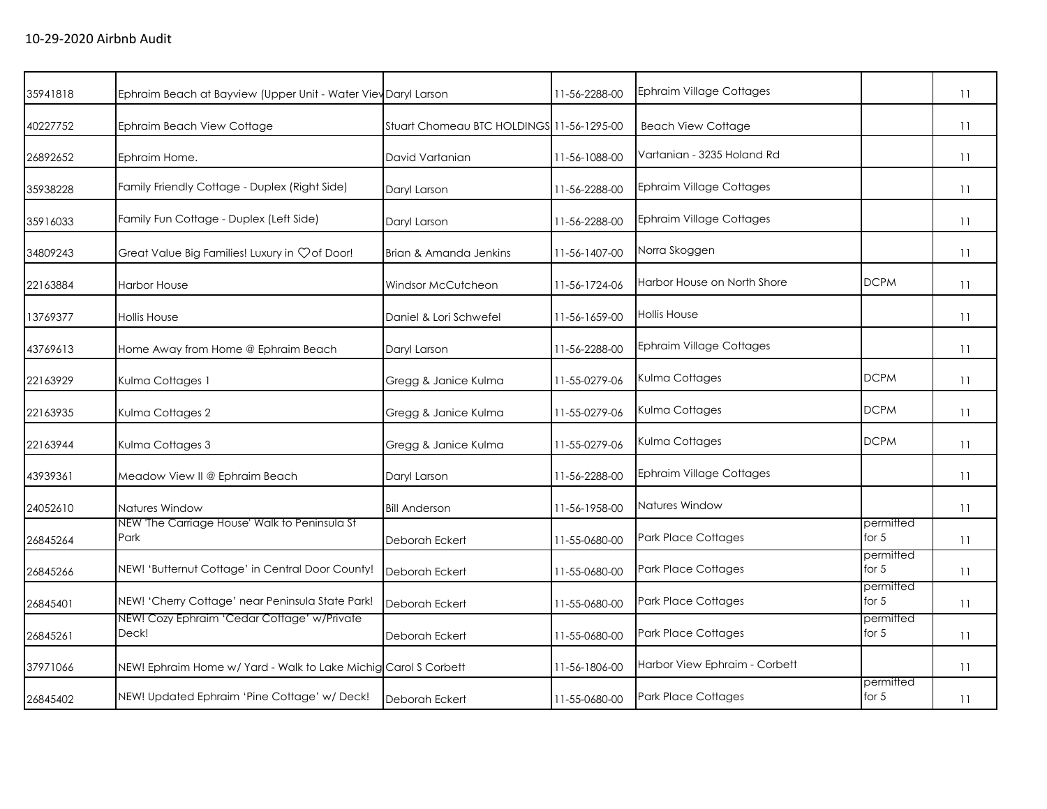10-29-2020 Airbnb Audit

| | | | | | | |
|---|---|---|---|---|---|---|
| 35941818 | Ephraim Beach at Bayview (Upper Unit - Water View | Daryl Larson | 11-56-2288-00 | Ephraim Village Cottages | | 11 |
| 40227752 | Ephraim Beach View Cottage | Stuart Chomeau BTC HOLDINGS | 11-56-1295-00 | Beach View Cottage | | 11 |
| 26892652 | Ephraim Home. | David Vartanian | 11-56-1088-00 | Vartanian - 3235 Holand Rd | | 11 |
| 35938228 | Family Friendly Cottage - Duplex (Right Side) | Daryl Larson | 11-56-2288-00 | Ephraim Village Cottages | | 11 |
| 35916033 | Family Fun Cottage - Duplex (Left Side) | Daryl Larson | 11-56-2288-00 | Ephraim Village Cottages | | 11 |
| 34809243 | Great Value Big Families! Luxury in ♡of Door! | Brian & Amanda Jenkins | 11-56-1407-00 | Norra Skoggen | | 11 |
| 22163884 | Harbor House | Windsor McCutcheon | 11-56-1724-06 | Harbor House on North Shore | DCPM | 11 |
| 13769377 | Hollis House | Daniel & Lori Schwefel | 11-56-1659-00 | Hollis House | | 11 |
| 43769613 | Home Away from Home @ Ephraim Beach | Daryl Larson | 11-56-2288-00 | Ephraim Village Cottages | | 11 |
| 22163929 | Kulma Cottages 1 | Gregg & Janice Kulma | 11-55-0279-06 | Kulma Cottages | DCPM | 11 |
| 22163935 | Kulma Cottages 2 | Gregg & Janice Kulma | 11-55-0279-06 | Kulma Cottages | DCPM | 11 |
| 22163944 | Kulma Cottages 3 | Gregg & Janice Kulma | 11-55-0279-06 | Kulma Cottages | DCPM | 11 |
| 43939361 | Meadow View II @ Ephraim Beach | Daryl Larson | 11-56-2288-00 | Ephraim Village Cottages | | 11 |
| 24052610 | Natures Window | Bill Anderson | 11-56-1958-00 | Natures Window | | 11 |
| 26845264 | NEW 'The Carriage House' Walk to Peninsula St Park | Deborah Eckert | 11-55-0680-00 | Park Place Cottages | permitted for 5 | 11 |
| 26845266 | NEW! 'Butternut Cottage' in Central Door County! | Deborah Eckert | 11-55-0680-00 | Park Place Cottages | permitted for 5 | 11 |
| 26845401 | NEW! 'Cherry Cottage' near Peninsula State Park! | Deborah Eckert | 11-55-0680-00 | Park Place Cottages | permitted for 5 | 11 |
| 26845261 | NEW! Cozy Ephraim 'Cedar Cottage' w/Private Deck! | Deborah Eckert | 11-55-0680-00 | Park Place Cottages | permitted for 5 | 11 |
| 37971066 | NEW! Ephraim Home w/ Yard - Walk to Lake Michig | Carol S Corbett | 11-56-1806-00 | Harbor View Ephraim - Corbett | | 11 |
| 26845402 | NEW! Updated Ephraim 'Pine Cottage' w/ Deck! | Deborah Eckert | 11-55-0680-00 | Park Place Cottages | permitted for 5 | 11 |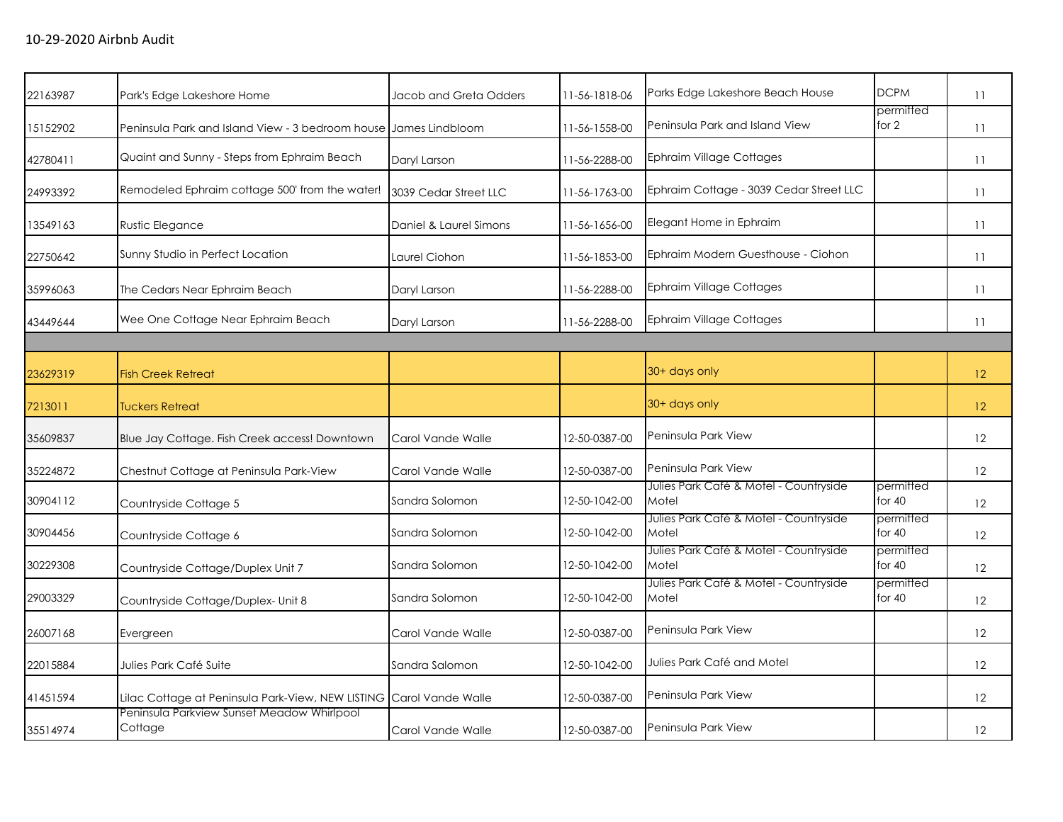10-29-2020 Airbnb Audit

| | | | | | | |
|---|---|---|---|---|---|---|
| 22163987 | Park's Edge Lakeshore Home | Jacob and Greta Odders | 11-56-1818-06 | Parks Edge Lakeshore Beach House | DCPM | 11 |
| 15152902 | Peninsula Park and Island View - 3 bedroom house | James Lindbloom | 11-56-1558-00 | Peninsula Park and Island View | permitted for 2 | 11 |
| 42780411 | Quaint and Sunny - Steps from Ephraim Beach | Daryl Larson | 11-56-2288-00 | Ephraim Village Cottages | | 11 |
| 24993392 | Remodeled Ephraim cottage 500' from the water! | 3039 Cedar Street LLC | 11-56-1763-00 | Ephraim Cottage - 3039 Cedar Street LLC | | 11 |
| 13549163 | Rustic Elegance | Daniel & Laurel Simons | 11-56-1656-00 | Elegant Home in Ephraim | | 11 |
| 22750642 | Sunny Studio in Perfect Location | Laurel Ciohon | 11-56-1853-00 | Ephraim Modern Guesthouse - Ciohon | | 11 |
| 35996063 | The Cedars Near Ephraim Beach | Daryl Larson | 11-56-2288-00 | Ephraim Village Cottages | | 11 |
| 43449644 | Wee One Cottage Near Ephraim Beach | Daryl Larson | 11-56-2288-00 | Ephraim Village Cottages | | 11 |
| | | | | | | |
| 23629319 | Fish Creek Retreat | | | 30+ days only | | 12 |
| 7213011 | Tuckers Retreat | | | 30+ days only | | 12 |
| 35609837 | Blue Jay Cottage. Fish Creek access! Downtown | Carol Vande Walle | 12-50-0387-00 | Peninsula Park View | | 12 |
| 35224872 | Chestnut Cottage at Peninsula Park-View | Carol Vande Walle | 12-50-0387-00 | Peninsula Park View | | 12 |
| 30904112 | Countryside Cottage 5 | Sandra Solomon | 12-50-1042-00 | Julies Park Café & Motel - Countryside Motel | permitted for 40 | 12 |
| 30904456 | Countryside Cottage 6 | Sandra Solomon | 12-50-1042-00 | Julies Park Café & Motel - Countryside Motel | permitted for 40 | 12 |
| 30229308 | Countryside Cottage/Duplex Unit 7 | Sandra Solomon | 12-50-1042-00 | Julies Park Café & Motel - Countryside Motel | permitted for 40 | 12 |
| 29003329 | Countryside Cottage/Duplex- Unit 8 | Sandra Solomon | 12-50-1042-00 | Julies Park Café & Motel - Countryside Motel | permitted for 40 | 12 |
| 26007168 | Evergreen | Carol Vande Walle | 12-50-0387-00 | Peninsula Park View | | 12 |
| 22015884 | Julies Park Café Suite | Sandra Salomon | 12-50-1042-00 | Julies Park Café and Motel | | 12 |
| 41451594 | Lilac Cottage at Peninsula Park-View, NEW LISTING | Carol Vande Walle | 12-50-0387-00 | Peninsula Park View | | 12 |
| 35514974 | Peninsula Parkview Sunset Meadow Whirlpool Cottage | Carol Vande Walle | 12-50-0387-00 | Peninsula Park View | | 12 |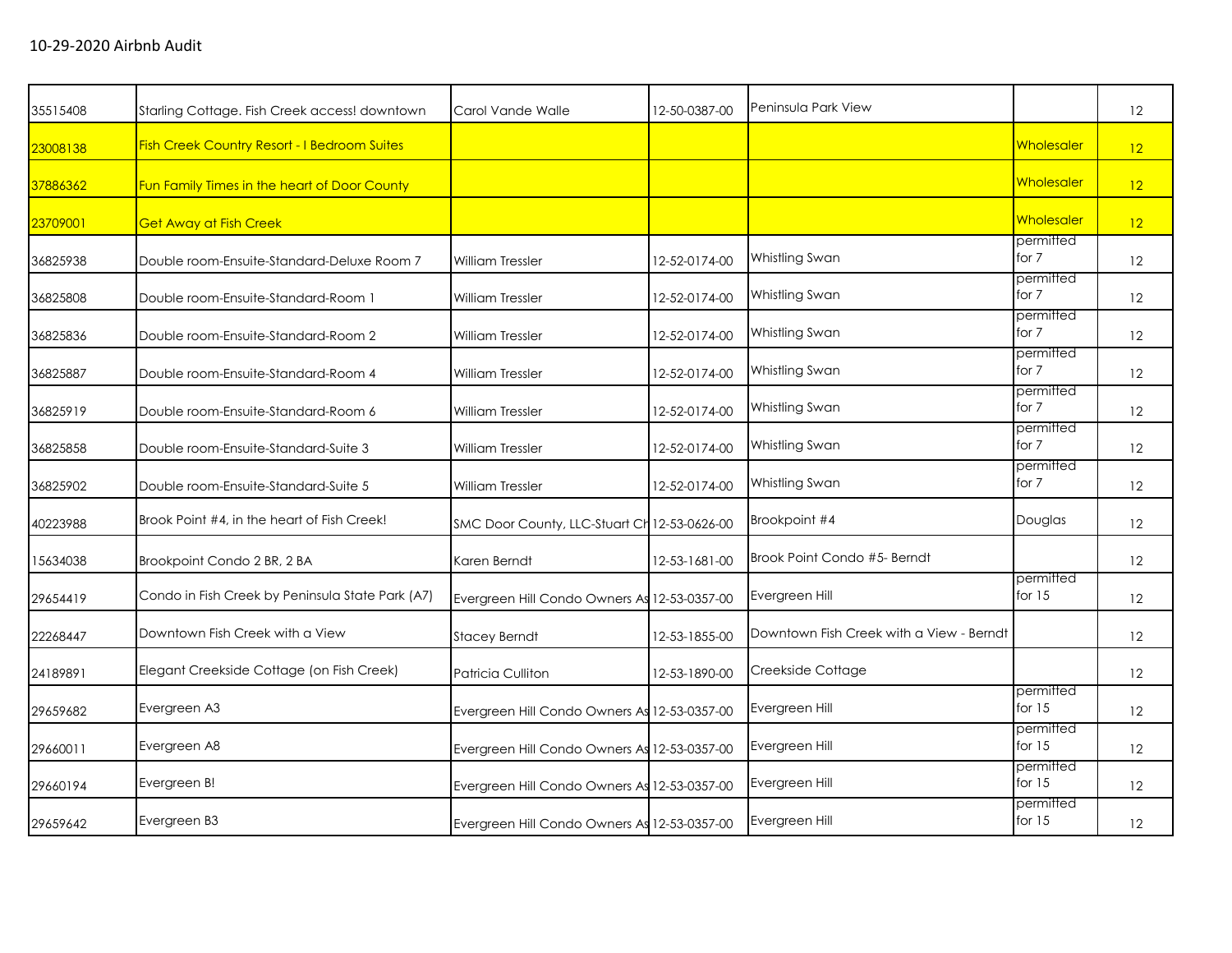10-29-2020 Airbnb Audit

| | | | | | | |
|---|---|---|---|---|---|---|
| 35515408 | Starling Cottage. Fish Creek access! downtown | Carol Vande Walle | 12-50-0387-00 | Peninsula Park View | | 12 |
| 23008138 | Fish Creek Country Resort - I Bedroom Suites | | | | Wholesaler | 12 |
| 37886362 | Fun Family Times in the heart of Door County | | | | Wholesaler | 12 |
| 23709001 | Get Away at Fish Creek | | | | Wholesaler | 12 |
| 36825938 | Double room-Ensuite-Standard-Deluxe Room 7 | William Tressler | 12-52-0174-00 | Whistling Swan | permitted for 7 | 12 |
| 36825808 | Double room-Ensuite-Standard-Room 1 | William Tressler | 12-52-0174-00 | Whistling Swan | permitted for 7 | 12 |
| 36825836 | Double room-Ensuite-Standard-Room 2 | William Tressler | 12-52-0174-00 | Whistling Swan | permitted for 7 | 12 |
| 36825887 | Double room-Ensuite-Standard-Room 4 | William Tressler | 12-52-0174-00 | Whistling Swan | permitted for 7 | 12 |
| 36825919 | Double room-Ensuite-Standard-Room 6 | William Tressler | 12-52-0174-00 | Whistling Swan | permitted for 7 | 12 |
| 36825858 | Double room-Ensuite-Standard-Suite 3 | William Tressler | 12-52-0174-00 | Whistling Swan | permitted for 7 | 12 |
| 36825902 | Double room-Ensuite-Standard-Suite 5 | William Tressler | 12-52-0174-00 | Whistling Swan | permitted for 7 | 12 |
| 40223988 | Brook Point #4, in the heart of Fish Creek! | SMC Door County, LLC-Stuart Ch | 12-53-0626-00 | Brookpoint #4 | Douglas | 12 |
| 15634038 | Brookpoint Condo 2 BR, 2 BA | Karen Berndt | 12-53-1681-00 | Brook Point Condo #5- Berndt | | 12 |
| 29654419 | Condo in Fish Creek by Peninsula State Park (A7) | Evergreen Hill Condo Owners As | 12-53-0357-00 | Evergreen Hill | permitted for 15 | 12 |
| 22268447 | Downtown Fish Creek with a View | Stacey Berndt | 12-53-1855-00 | Downtown Fish Creek with a View - Berndt | | 12 |
| 24189891 | Elegant Creekside Cottage (on Fish Creek) | Patricia Culliton | 12-53-1890-00 | Creekside Cottage | | 12 |
| 29659682 | Evergreen A3 | Evergreen Hill Condo Owners As | 12-53-0357-00 | Evergreen Hill | permitted for 15 | 12 |
| 29660011 | Evergreen A8 | Evergreen Hill Condo Owners As | 12-53-0357-00 | Evergreen Hill | permitted for 15 | 12 |
| 29660194 | Evergreen B! | Evergreen Hill Condo Owners As | 12-53-0357-00 | Evergreen Hill | permitted for 15 | 12 |
| 29659642 | Evergreen B3 | Evergreen Hill Condo Owners As | 12-53-0357-00 | Evergreen Hill | permitted for 15 | 12 |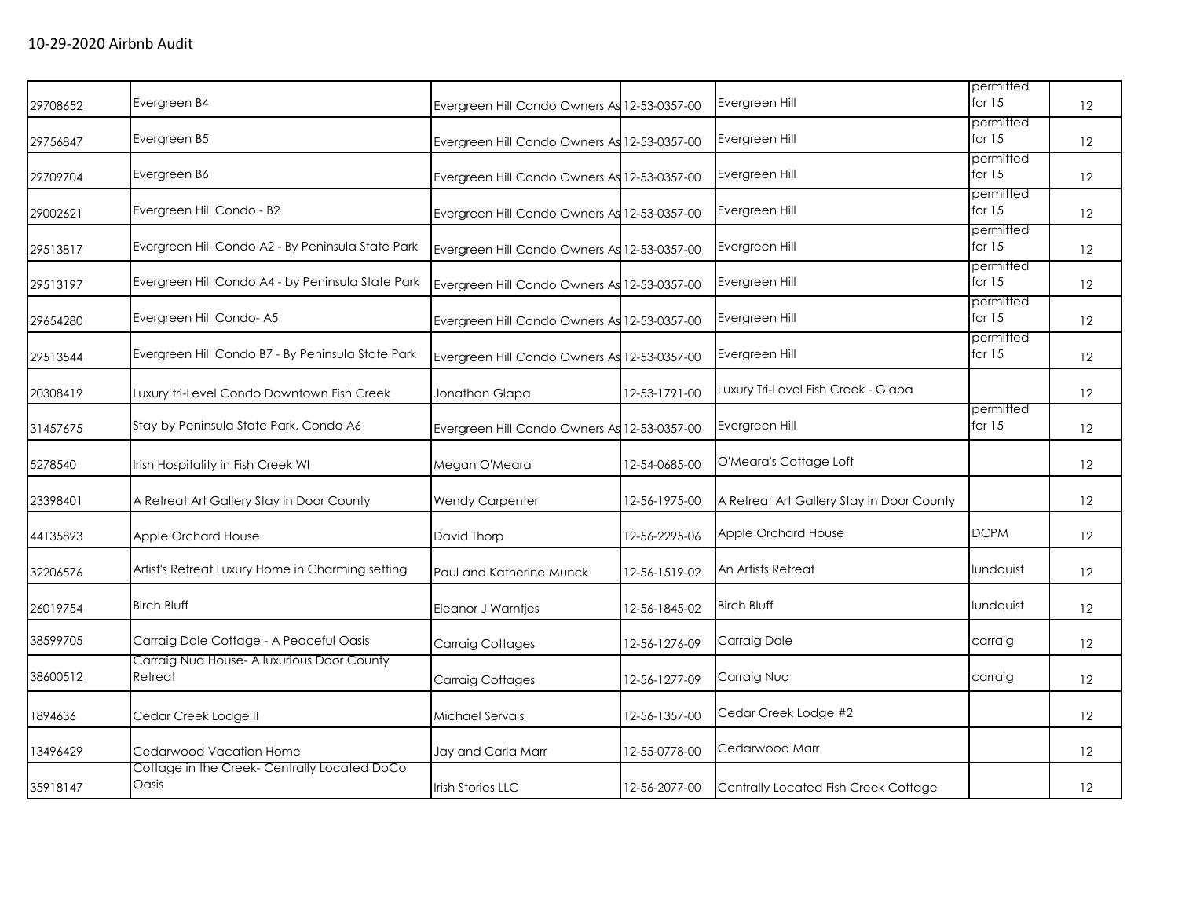10-29-2020 Airbnb Audit

| | | | | | | |
|---|---|---|---|---|---|---|
| 29708652 | Evergreen B4 | Evergreen Hill Condo Owners As | 12-53-0357-00 | Evergreen Hill | permitted for 15 | 12 |
| 29756847 | Evergreen B5 | Evergreen Hill Condo Owners As | 12-53-0357-00 | Evergreen Hill | permitted for 15 | 12 |
| 29709704 | Evergreen B6 | Evergreen Hill Condo Owners As | 12-53-0357-00 | Evergreen Hill | permitted for 15 | 12 |
| 29002621 | Evergreen Hill Condo - B2 | Evergreen Hill Condo Owners As | 12-53-0357-00 | Evergreen Hill | permitted for 15 | 12 |
| 29513817 | Evergreen Hill Condo A2 - By Peninsula State Park | Evergreen Hill Condo Owners As | 12-53-0357-00 | Evergreen Hill | permitted for 15 | 12 |
| 29513197 | Evergreen Hill Condo A4 - by Peninsula State Park | Evergreen Hill Condo Owners As | 12-53-0357-00 | Evergreen Hill | permitted for 15 | 12 |
| 29654280 | Evergreen Hill Condo- A5 | Evergreen Hill Condo Owners As | 12-53-0357-00 | Evergreen Hill | permitted for 15 | 12 |
| 29513544 | Evergreen Hill Condo B7 - By Peninsula State Park | Evergreen Hill Condo Owners As | 12-53-0357-00 | Evergreen Hill | permitted for 15 | 12 |
| 20308419 | Luxury tri-Level Condo Downtown Fish Creek | Jonathan Glapa | 12-53-1791-00 | Luxury Tri-Level Fish Creek - Glapa | | 12 |
| 31457675 | Stay by Peninsula State Park, Condo A6 | Evergreen Hill Condo Owners As | 12-53-0357-00 | Evergreen Hill | permitted for 15 | 12 |
| 5278540 | Irish Hospitality in Fish Creek WI | Megan O'Meara | 12-54-0685-00 | O'Meara's Cottage Loft | | 12 |
| 23398401 | A Retreat Art Gallery Stay in Door County | Wendy Carpenter | 12-56-1975-00 | A Retreat Art Gallery Stay in Door County | | 12 |
| 44135893 | Apple Orchard House | David Thorp | 12-56-2295-06 | Apple Orchard House | DCPM | 12 |
| 32206576 | Artist's Retreat Luxury Home in Charming setting | Paul and Katherine Munck | 12-56-1519-02 | An Artists Retreat | lundquist | 12 |
| 26019754 | Birch Bluff | Eleanor J Warntjes | 12-56-1845-02 | Birch Bluff | lundquist | 12 |
| 38599705 | Carraig Dale Cottage - A Peaceful Oasis | Carraig Cottages | 12-56-1276-09 | Carraig Dale | carraig | 12 |
| 38600512 | Carraig Nua House- A luxurious Door County Retreat | Carraig Cottages | 12-56-1277-09 | Carraig Nua | carraig | 12 |
| 1894636 | Cedar Creek Lodge II | Michael Servais | 12-56-1357-00 | Cedar Creek Lodge #2 | | 12 |
| 13496429 | Cedarwood Vacation Home | Jay and Carla Marr | 12-55-0778-00 | Cedarwood Marr | | 12 |
| 35918147 | Cottage in the Creek- Centrally Located DoCo Oasis | Irish Stories LLC | 12-56-2077-00 | Centrally Located Fish Creek Cottage | | 12 |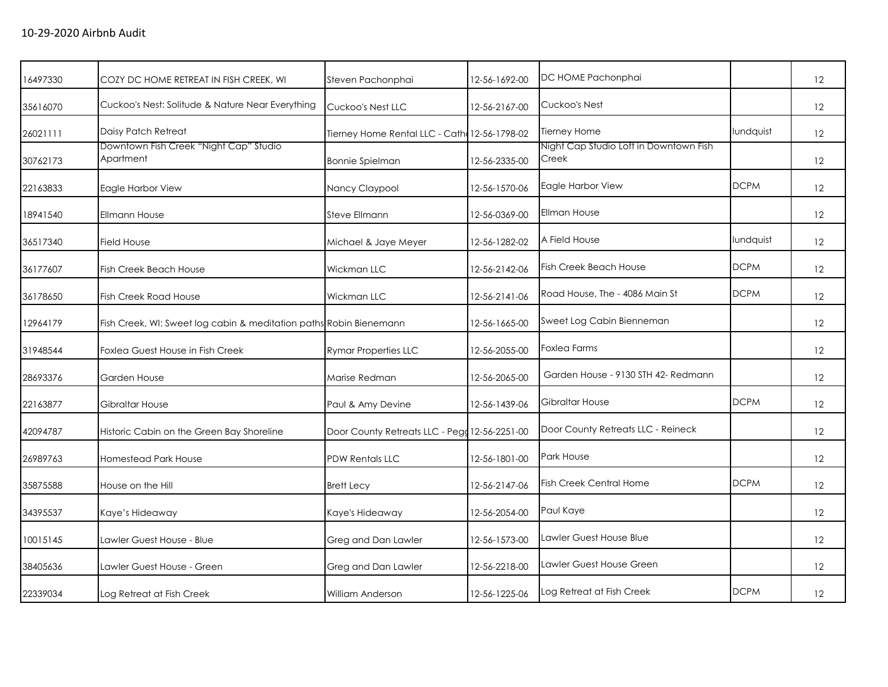10-29-2020 Airbnb Audit

| | | | | | | |
|---|---|---|---|---|---|---|
| 16497330 | COZY DC HOME RETREAT IN FISH CREEK, WI | Steven Pachonphai | 12-56-1692-00 | DC HOME Pachonphai | | 12 |
| 35616070 | Cuckoo's Nest: Solitude & Nature Near Everything | Cuckoo's Nest LLC | 12-56-2167-00 | Cuckoo's Nest | | 12 |
| 26021111 | Daisy Patch Retreat | Tierney Home Rental LLC - Cath | 12-56-1798-02 | Tierney Home | lundquist | 12 |
| 30762173 | Downtown Fish Creek "Night Cap" Studio Apartment | Bonnie Spielman | 12-56-2335-00 | Night Cap Studio Loft in Downtown Fish Creek | | 12 |
| 22163833 | Eagle Harbor View | Nancy Claypool | 12-56-1570-06 | Eagle Harbor View | DCPM | 12 |
| 18941540 | Ellmann House | Steve Ellmann | 12-56-0369-00 | Ellman House | | 12 |
| 36517340 | Field House | Michael & Jaye Meyer | 12-56-1282-02 | A Field House | lundquist | 12 |
| 36177607 | Fish Creek Beach House | Wickman LLC | 12-56-2142-06 | Fish Creek Beach House | DCPM | 12 |
| 36178650 | Fish Creek Road House | Wickman LLC | 12-56-2141-06 | Road House, The - 4086 Main St | DCPM | 12 |
| 12964179 | Fish Creek, WI: Sweet log cabin & meditation paths | Robin Bienemann | 12-56-1665-00 | Sweet Log Cabin Bienneman | | 12 |
| 31948544 | Foxlea Guest House in Fish Creek | Rymar Properties LLC | 12-56-2055-00 | Foxlea Farms | | 12 |
| 28693376 | Garden House | Marise Redman | 12-56-2065-00 | Garden House - 9130 STH 42- Redmann | | 12 |
| 22163877 | Gibraltar House | Paul & Amy Devine | 12-56-1439-06 | Gibraltar House | DCPM | 12 |
| 42094787 | Historic Cabin on the Green Bay Shoreline | Door County Retreats LLC - Pegg | 12-56-2251-00 | Door County Retreats LLC - Reineck | | 12 |
| 26989763 | Homestead Park House | PDW Rentals LLC | 12-56-1801-00 | Park House | | 12 |
| 35875588 | House on the Hill | Brett Lecy | 12-56-2147-06 | Fish Creek Central Home | DCPM | 12 |
| 34395537 | Kaye's Hideaway | Kaye's Hideaway | 12-56-2054-00 | Paul Kaye | | 12 |
| 10015145 | Lawler Guest House - Blue | Greg and Dan Lawler | 12-56-1573-00 | Lawler Guest House Blue | | 12 |
| 38405636 | Lawler Guest House - Green | Greg and Dan Lawler | 12-56-2218-00 | Lawler Guest House Green | | 12 |
| 22339034 | Log Retreat at Fish Creek | William Anderson | 12-56-1225-06 | Log Retreat at Fish Creek | DCPM | 12 |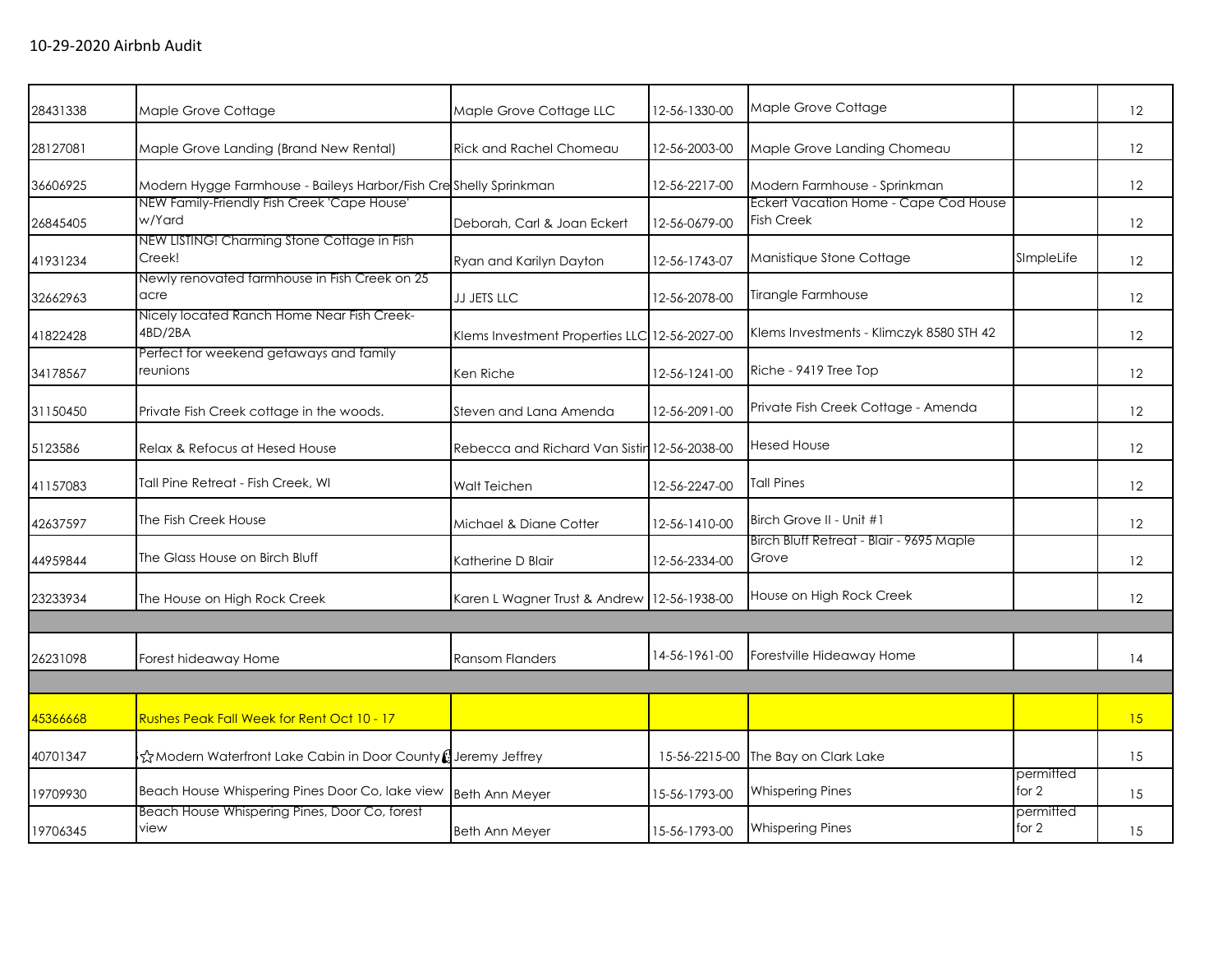10-29-2020 Airbnb Audit

| | | | | | | |
|---|---|---|---|---|---|---|
| 28431338 | Maple Grove Cottage | Maple Grove Cottage LLC | 12-56-1330-00 | Maple Grove Cottage | | 12 |
| 28127081 | Maple Grove Landing (Brand New Rental) | Rick and Rachel Chomeau | 12-56-2003-00 | Maple Grove Landing Chomeau | | 12 |
| 36606925 | Modern Hygge Farmhouse - Baileys Harbor/Fish Cre | Shelly Sprinkman | 12-56-2217-00 | Modern Farmhouse - Sprinkman | | 12 |
| 26845405 | NEW Family-Friendly Fish Creek 'Cape House' w/Yard | Deborah, Carl & Joan Eckert | 12-56-0679-00 | Eckert Vacation Home - Cape Cod House Fish Creek | | 12 |
| 41931234 | NEW LISTING! Charming Stone Cottage in Fish Creek! | Ryan and Karilyn Dayton | 12-56-1743-07 | Manistique Stone Cottage | SImpleLife | 12 |
| 32662963 | Newly renovated farmhouse in Fish Creek on 25 acre | JJ JETS LLC | 12-56-2078-00 | Tirangle Farmhouse | | 12 |
| 41822428 | Nicely located Ranch Home Near Fish Creek- 4BD/2BA | Klems Investment Properties LLC | 12-56-2027-00 | Klems Investments - Klimczyk 8580 STH 42 | | 12 |
| 34178567 | Perfect for weekend getaways and family reunions | Ken Riche | 12-56-1241-00 | Riche - 9419 Tree Top | | 12 |
| 31150450 | Private Fish Creek cottage in the woods. | Steven and Lana Amenda | 12-56-2091-00 | Private Fish Creek Cottage - Amenda | | 12 |
| 5123586 | Relax & Refocus at Hesed House | Rebecca and Richard Van Sistin | 12-56-2038-00 | Hesed House | | 12 |
| 41157083 | Tall Pine Retreat - Fish Creek, WI | Walt Teichen | 12-56-2247-00 | Tall Pines | | 12 |
| 42637597 | The Fish Creek House | Michael & Diane Cotter | 12-56-1410-00 | Birch Grove II - Unit #1 | | 12 |
| 44959844 | The Glass House on Birch Bluff | Katherine D Blair | 12-56-2334-00 | Birch Bluff Retreat - Blair - 9695 Maple Grove | | 12 |
| 23233934 | The House on High Rock Creek | Karen L Wagner Trust & Andrew | 12-56-1938-00 | House on High Rock Creek | | 12 |
| | | | | | | |
| 26231098 | Forest hideaway Home | Ransom Flanders | 14-56-1961-00 | Forestville Hideaway Home | | 14 |
| | | | | | | |
| 45366668 | Rushes Peak Fall Week for Rent Oct 10 - 17 | | | | | 15 |
| 40701347 | ☆Modern Waterfront Lake Cabin in Door County | Jeremy Jeffrey | 15-56-2215-00 | The Bay on Clark Lake | | 15 |
| 19709930 | Beach House Whispering Pines Door Co, lake view | Beth Ann Meyer | 15-56-1793-00 | Whispering Pines | permitted for 2 | 15 |
| 19706345 | Beach House Whispering Pines, Door Co, forest view | Beth Ann Meyer | 15-56-1793-00 | Whispering Pines | permitted for 2 | 15 |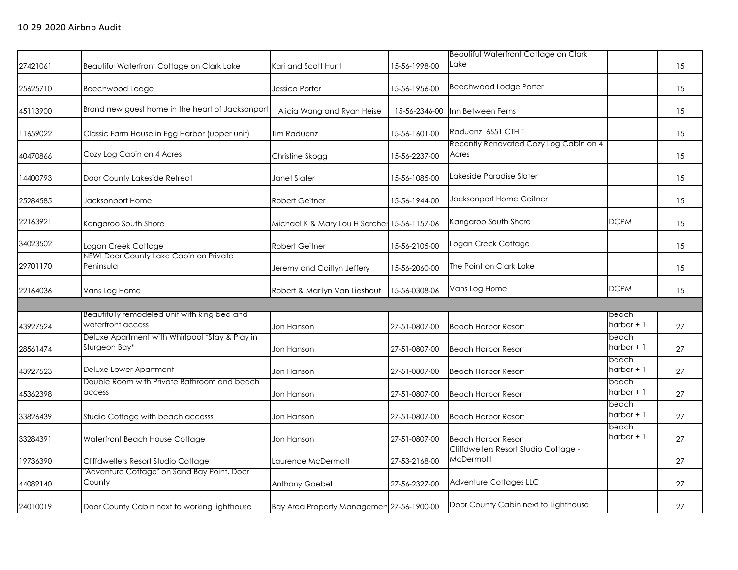10-29-2020 Airbnb Audit

| | | | | | | |
|---|---|---|---|---|---|---|
| 27421061 | Beautiful Waterfront Cottage on Clark Lake | Kari and Scott Hunt | 15-56-1998-00 | Beautiful Waterfront Cottage on Clark Lake | | 15 |
| 25625710 | Beechwood Lodge | Jessica Porter | 15-56-1956-00 | Beechwood Lodge Porter | | 15 |
| 45113900 | Brand new guest home in the heart of Jacksonport | Alicia Wang and Ryan Heise | 15-56-2346-00 | Inn Between Ferns | | 15 |
| 11659022 | Classic Farm House in Egg Harbor (upper unit) | Tim Raduenz | 15-56-1601-00 | Raduenz 6551 CTH T | | 15 |
| 40470866 | Cozy Log Cabin on 4 Acres | Christine Skogg | 15-56-2237-00 | Recently Renovated Cozy Log Cabin on 4 Acres | | 15 |
| 14400793 | Door County Lakeside Retreat | Janet Slater | 15-56-1085-00 | Lakeside Paradise Slater | | 15 |
| 25284585 | Jacksonport Home | Robert Geitner | 15-56-1944-00 | Jacksonport Home Geitner | | 15 |
| 22163921 | Kangaroo South Shore | Michael K & Mary Lou H Sercher | 15-56-1157-06 | Kangaroo South Shore | DCPM | 15 |
| 34023502 | Logan Creek Cottage | Robert Geitner | 15-56-2105-00 | Logan Creek Cottage | | 15 |
| 29701170 | NEW! Door County Lake Cabin on Private Peninsula | Jeremy and Caitlyn Jeffery | 15-56-2060-00 | The Point on Clark Lake | | 15 |
| 22164036 | Vans Log Home | Robert & Marilyn Van Lieshout | 15-56-0308-06 | Vans Log Home | DCPM | 15 |
| | | | | | | |
| 43927524 | Beautifully remodeled unit with king bed and waterfront access | Jon Hanson | 27-51-0807-00 | Beach Harbor Resort | beach harbor + 1 | 27 |
| 28561474 | Deluxe Apartment with Whirlpool *Stay & Play in Sturgeon Bay* | Jon Hanson | 27-51-0807-00 | Beach Harbor Resort | beach harbor + 1 | 27 |
| 43927523 | Deluxe Lower Apartment | Jon Hanson | 27-51-0807-00 | Beach Harbor Resort | beach harbor + 1 | 27 |
| 45362398 | Double Room with Private Bathroom and beach access | Jon Hanson | 27-51-0807-00 | Beach Harbor Resort | beach harbor + 1 | 27 |
| 33826439 | Studio Cottage with beach accesss | Jon Hanson | 27-51-0807-00 | Beach Harbor Resort | beach harbor + 1 | 27 |
| 33284391 | Waterfront Beach House Cottage | Jon Hanson | 27-51-0807-00 | Beach Harbor Resort | beach harbor + 1 | 27 |
| 19736390 | Cliffdwellers Resort Studio Cottage | Laurence McDermott | 27-53-2168-00 | Cliffdwellers Resort Studio Cottage - McDermott | | 27 |
| 44089140 | "Adventure Cottage" on Sand Bay Point, Door County | Anthony Goebel | 27-56-2327-00 | Adventure Cottages LLC | | 27 |
| 24010019 | Door County Cabin next to working lighthouse | Bay Area Property Managemen | 27-56-1900-00 | Door County Cabin next to Lighthouse | | 27 |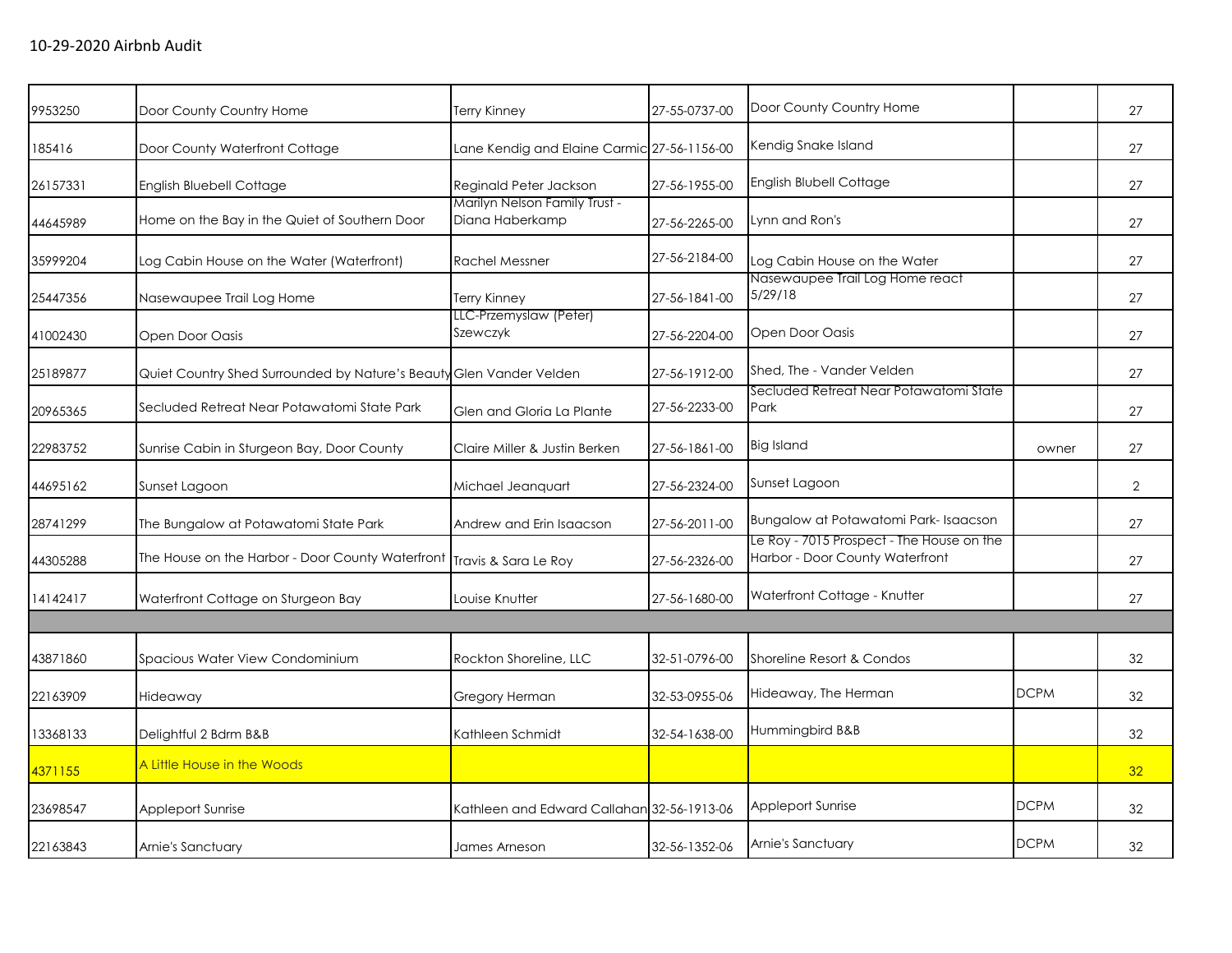10-29-2020 Airbnb Audit

| | | | | | | |
|---|---|---|---|---|---|---|
| 9953250 | Door County Country Home | Terry Kinney | 27-55-0737-00 | Door County Country Home | | 27 |
| 185416 | Door County Waterfront Cottage | Lane Kendig and Elaine Carmic | 27-56-1156-00 | Kendig Snake Island | | 27 |
| 26157331 | English Bluebell Cottage | Reginald Peter Jackson | 27-56-1955-00 | English Blubell Cottage | | 27 |
| 44645989 | Home on the Bay in the Quiet of Southern Door | Marilyn Nelson Family Trust - Diana Haberkamp | 27-56-2265-00 | Lynn and Ron's | | 27 |
| 35999204 | Log Cabin House on the Water (Waterfront) | Rachel Messner | 27-56-2184-00 | Log Cabin House on the Water | | 27 |
| 25447356 | Nasewaupee Trail Log Home | Terry Kinney | 27-56-1841-00 | Nasewaupee Trail Log Home react 5/29/18 | | 27 |
| 41002430 | Open Door Oasis | LLC-Przemyslaw (Peter) Szewczyk | 27-56-2204-00 | Open Door Oasis | | 27 |
| 25189877 | Quiet Country Shed Surrounded by Nature's Beauty | Glen Vander Velden | 27-56-1912-00 | Shed, The - Vander Velden | | 27 |
| 20965365 | Secluded Retreat Near Potawatomi State Park | Glen and Gloria La Plante | 27-56-2233-00 | Secluded Retreat Near Potawatomi State Park | | 27 |
| 22983752 | Sunrise Cabin in Sturgeon Bay, Door County | Claire Miller & Justin Berken | 27-56-1861-00 | Big Island | owner | 27 |
| 44695162 | Sunset Lagoon | Michael Jeanquart | 27-56-2324-00 | Sunset Lagoon | | 2 |
| 28741299 | The Bungalow at Potawatomi State Park | Andrew and Erin Isaacson | 27-56-2011-00 | Bungalow at Potawatomi Park- Isaacson | | 27 |
| 44305288 | The House on the Harbor - Door County Waterfront | Travis & Sara Le Roy | 27-56-2326-00 | Le Roy - 7015 Prospect - The House on the Harbor - Door County Waterfront | | 27 |
| 14142417 | Waterfront Cottage on Sturgeon Bay | Louise Knutter | 27-56-1680-00 | Waterfront Cottage - Knutter | | 27 |
| | | | | | | |
| 43871860 | Spacious Water View Condominium | Rockton Shoreline, LLC | 32-51-0796-00 | Shoreline Resort & Condos | | 32 |
| 22163909 | Hideaway | Gregory Herman | 32-53-0955-06 | Hideaway, The Herman | DCPM | 32 |
| 13368133 | Delightful 2 Bdrm B&B | Kathleen Schmidt | 32-54-1638-00 | Hummingbird B&B | | 32 |
| 4371155 | A Little House in the Woods | | | | | 32 |
| 23698547 | Appleport Sunrise | Kathleen and Edward Callahan | 32-56-1913-06 | Appleport Sunrise | DCPM | 32 |
| 22163843 | Arnie's Sanctuary | James Arneson | 32-56-1352-06 | Arnie's Sanctuary | DCPM | 32 |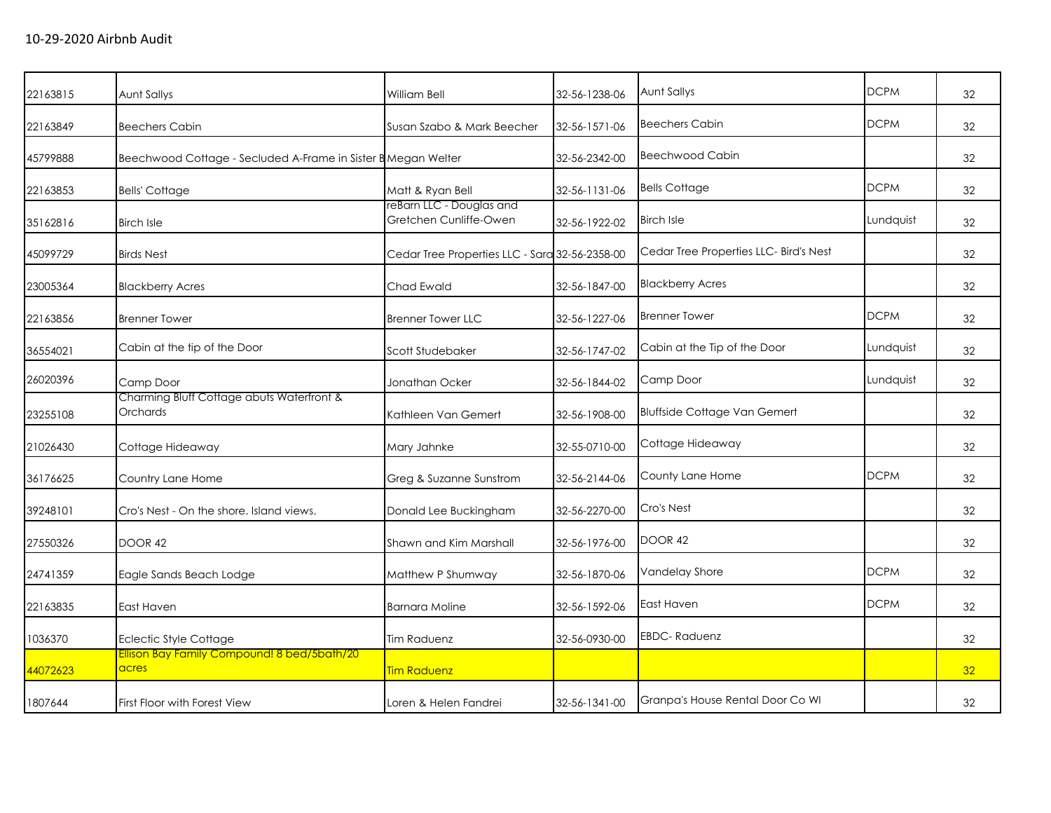10-29-2020 Airbnb Audit

| | | | | | | |
|---|---|---|---|---|---|---|
| 22163815 | Aunt Sallys | William Bell | 32-56-1238-06 | Aunt Sallys | DCPM | 32 |
| 22163849 | Beechers Cabin | Susan Szabo & Mark Beecher | 32-56-1571-06 | Beechers Cabin | DCPM | 32 |
| 45799888 | Beechwood Cottage - Secluded A-Frame in Sister B | Megan Welter | 32-56-2342-00 | Beechwood Cabin | | 32 |
| 22163853 | Bells' Cottage | Matt & Ryan Bell | 32-56-1131-06 | Bells Cottage | DCPM | 32 |
| 35162816 | Birch Isle | reBarn LLC - Douglas and Gretchen Cunliffe-Owen | 32-56-1922-02 | Birch Isle | Lundquist | 32 |
| 45099729 | Birds Nest | Cedar Tree Properties LLC - Sara | 32-56-2358-00 | Cedar Tree Properties LLC- Bird's Nest | | 32 |
| 23005364 | Blackberry Acres | Chad Ewald | 32-56-1847-00 | Blackberry Acres | | 32 |
| 22163856 | Brenner Tower | Brenner Tower LLC | 32-56-1227-06 | Brenner Tower | DCPM | 32 |
| 36554021 | Cabin at the tip of the Door | Scott Studebaker | 32-56-1747-02 | Cabin at the Tip of the Door | Lundquist | 32 |
| 26020396 | Camp Door | Jonathan Ocker | 32-56-1844-02 | Camp Door | Lundquist | 32 |
| 23255108 | Charming Bluff Cottage abuts Waterfront & Orchards | Kathleen Van Gemert | 32-56-1908-00 | Bluffside Cottage Van Gemert | | 32 |
| 21026430 | Cottage Hideaway | Mary Jahnke | 32-55-0710-00 | Cottage Hideaway | | 32 |
| 36176625 | Country Lane Home | Greg & Suzanne Sunstrom | 32-56-2144-06 | County Lane Home | DCPM | 32 |
| 39248101 | Cro's Nest - On the shore. Island views. | Donald Lee Buckingham | 32-56-2270-00 | Cro's Nest | | 32 |
| 27550326 | DOOR 42 | Shawn and Kim Marshall | 32-56-1976-00 | DOOR 42 | | 32 |
| 24741359 | Eagle Sands Beach Lodge | Matthew P Shumway | 32-56-1870-06 | Vandelay Shore | DCPM | 32 |
| 22163835 | East Haven | Barnara Moline | 32-56-1592-06 | East Haven | DCPM | 32 |
| 1036370 | Eclectic Style Cottage | Tim Raduenz | 32-56-0930-00 | EBDC- Raduenz | | 32 |
| 44072623 | Ellison Bay Family Compound! 8 bed/5bath/20 acres | Tim Raduenz | | | | 32 |
| 1807644 | First Floor with Forest View | Loren & Helen Fandrei | 32-56-1341-00 | Granpa's House Rental Door Co WI | | 32 |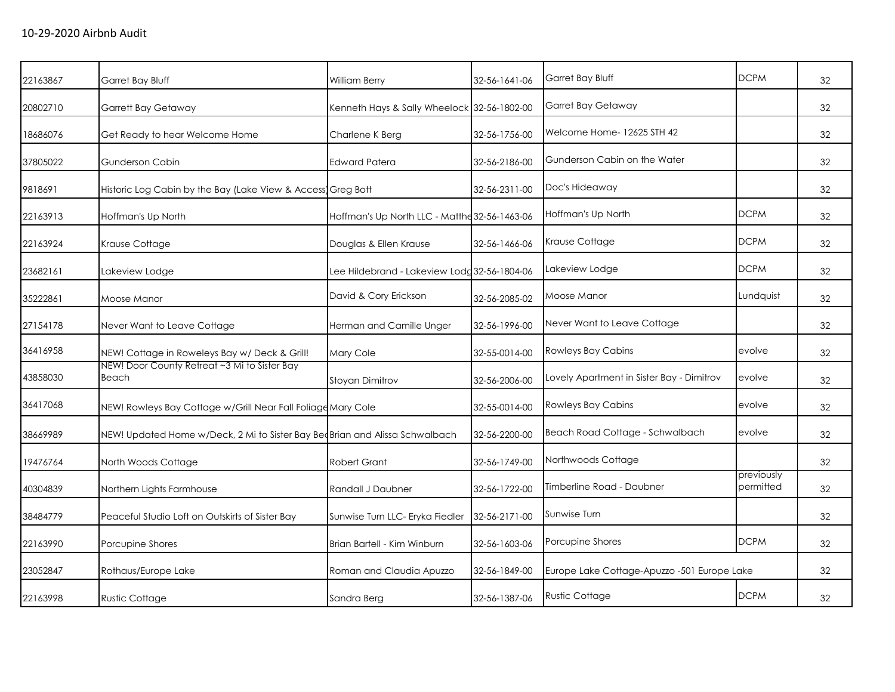10-29-2020 Airbnb Audit

| | | | | | | |
|---|---|---|---|---|---|---|
| 22163867 | Garret Bay Bluff | William Berry | 32-56-1641-06 | Garret Bay Bluff | DCPM | 32 |
| 20802710 | Garrett Bay Getaway | Kenneth Hays & Sally Wheelock | 32-56-1802-00 | Garret Bay Getaway | | 32 |
| 18686076 | Get Ready to hear Welcome Home | Charlene K Berg | 32-56-1756-00 | Welcome Home- 12625 STH 42 | | 32 |
| 37805022 | Gunderson Cabin | Edward Patera | 32-56-2186-00 | Gunderson Cabin on the Water | | 32 |
| 9818691 | Historic Log Cabin by the Bay (Lake View & Access) | Greg Bott | 32-56-2311-00 | Doc's Hideaway | | 32 |
| 22163913 | Hoffman's Up North | Hoffman's Up North LLC - Matthe | 32-56-1463-06 | Hoffman's Up North | DCPM | 32 |
| 22163924 | Krause Cottage | Douglas & Ellen Krause | 32-56-1466-06 | Krause Cottage | DCPM | 32 |
| 23682161 | Lakeview Lodge | Lee Hildebrand - Lakeview Lodg | 32-56-1804-06 | Lakeview Lodge | DCPM | 32 |
| 35222861 | Moose Manor | David & Cory Erickson | 32-56-2085-02 | Moose Manor | Lundquist | 32 |
| 27154178 | Never Want to Leave Cottage | Herman and Camille Unger | 32-56-1996-00 | Never Want to Leave Cottage | | 32 |
| 36416958 | NEW! Cottage in Roweleys Bay w/ Deck & Grill! | Mary Cole | 32-55-0014-00 | Rowleys Bay Cabins | evolve | 32 |
| 43858030 | NEW! Door County Retreat ~3 Mi to Sister Bay Beach | Stoyan Dimitrov | 32-56-2006-00 | Lovely Apartment in Sister Bay - Dimitrov | evolve | 32 |
| 36417068 | NEW! Rowleys Bay Cottage w/Grill Near Fall Foliage | Mary Cole | 32-55-0014-00 | Rowleys Bay Cabins | evolve | 32 |
| 38669989 | NEW! Updated Home w/Deck, 2 Mi to Sister Bay Bea | Brian and Alissa Schwalbach | 32-56-2200-00 | Beach Road Cottage - Schwalbach | evolve | 32 |
| 19476764 | North Woods Cottage | Robert Grant | 32-56-1749-00 | Northwoods Cottage | | 32 |
| 40304839 | Northern Lights Farmhouse | Randall J Daubner | 32-56-1722-00 | Timberline Road - Daubner | previously permitted | 32 |
| 38484779 | Peaceful Studio Loft on Outskirts of Sister Bay | Sunwise Turn LLC- Eryka Fiedler | 32-56-2171-00 | Sunwise Turn | | 32 |
| 22163990 | Porcupine Shores | Brian Bartell - Kim Winburn | 32-56-1603-06 | Porcupine Shores | DCPM | 32 |
| 23052847 | Rothaus/Europe Lake | Roman and Claudia Apuzzo | 32-56-1849-00 | Europe Lake Cottage-Apuzzo -501 Europe Lake | | 32 |
| 22163998 | Rustic Cottage | Sandra Berg | 32-56-1387-06 | Rustic Cottage | DCPM | 32 |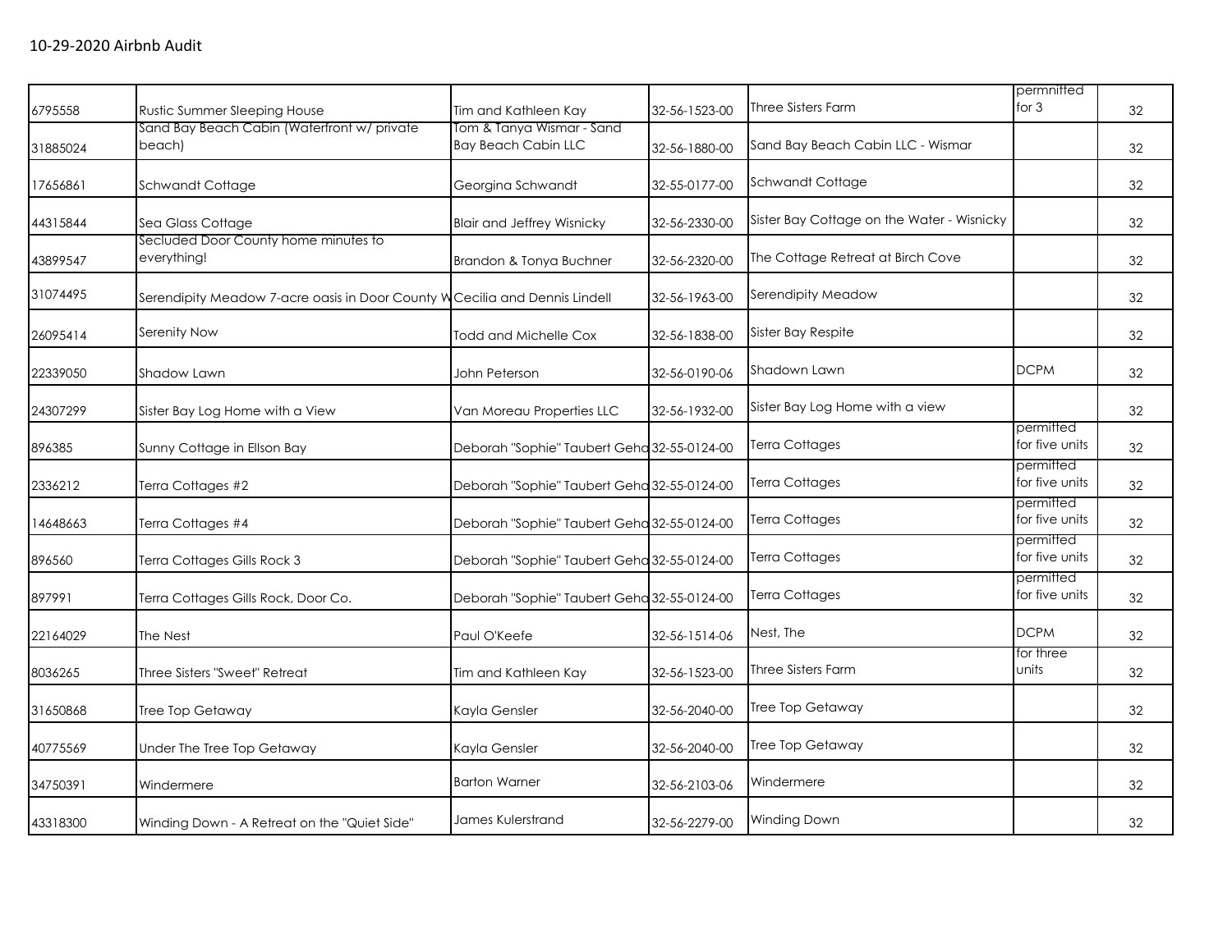10-29-2020 Airbnb Audit

| | | | | | | |
|---|---|---|---|---|---|---|
| 6795558 | Rustic Summer Sleeping House | Tim and Kathleen Kay | 32-56-1523-00 | Three Sisters Farm | permnitted for 3 | 32 |
| 31885024 | Sand Bay Beach Cabin (Waterfront w/ private beach) | Tom & Tanya Wismar - Sand Bay Beach Cabin LLC | 32-56-1880-00 | Sand Bay Beach Cabin LLC - Wismar | | 32 |
| 17656861 | Schwandt Cottage | Georgina Schwandt | 32-55-0177-00 | Schwandt Cottage | | 32 |
| 44315844 | Sea Glass Cottage | Blair and Jeffrey Wisnicky | 32-56-2330-00 | Sister Bay Cottage on the Water - Wisnicky | | 32 |
| 43899547 | Secluded Door County home minutes to everything! | Brandon & Tonya Buchner | 32-56-2320-00 | The Cottage Retreat at Birch Cove | | 32 |
| 31074495 | Serendipity Meadow 7-acre oasis in Door County W | Cecilia and Dennis Lindell | 32-56-1963-00 | Serendipity Meadow | | 32 |
| 26095414 | Serenity Now | Todd and Michelle Cox | 32-56-1838-00 | Sister Bay Respite | | 32 |
| 22339050 | Shadow Lawn | John Peterson | 32-56-0190-06 | Shadown Lawn | DCPM | 32 |
| 24307299 | Sister Bay Log Home with a View | Van Moreau Properties LLC | 32-56-1932-00 | Sister Bay Log Home with a view | | 32 |
| 896385 | Sunny Cottage in Ellson Bay | Deborah "Sophie" Taubert Geha | 32-55-0124-00 | Terra Cottages | permitted for five units | 32 |
| 2336212 | Terra Cottages #2 | Deborah "Sophie" Taubert Geha | 32-55-0124-00 | Terra Cottages | permitted for five units | 32 |
| 14648663 | Terra Cottages #4 | Deborah "Sophie" Taubert Geha | 32-55-0124-00 | Terra Cottages | permitted for five units | 32 |
| 896560 | Terra Cottages Gills Rock 3 | Deborah "Sophie" Taubert Geha | 32-55-0124-00 | Terra Cottages | permitted for five units | 32 |
| 897991 | Terra Cottages Gills Rock, Door Co. | Deborah "Sophie" Taubert Geha | 32-55-0124-00 | Terra Cottages | permitted for five units | 32 |
| 22164029 | The Nest | Paul O'Keefe | 32-56-1514-06 | Nest, The | DCPM | 32 |
| 8036265 | Three Sisters "Sweet" Retreat | Tim and Kathleen Kay | 32-56-1523-00 | Three Sisters Farm | for three units | 32 |
| 31650868 | Tree Top Getaway | Kayla Gensler | 32-56-2040-00 | Tree Top Getaway | | 32 |
| 40775569 | Under The Tree Top Getaway | Kayla Gensler | 32-56-2040-00 | Tree Top Getaway | | 32 |
| 34750391 | Windermere | Barton Warner | 32-56-2103-06 | Windermere | | 32 |
| 43318300 | Winding Down - A Retreat on the "Quiet Side" | James Kulerstrand | 32-56-2279-00 | Winding Down | | 32 |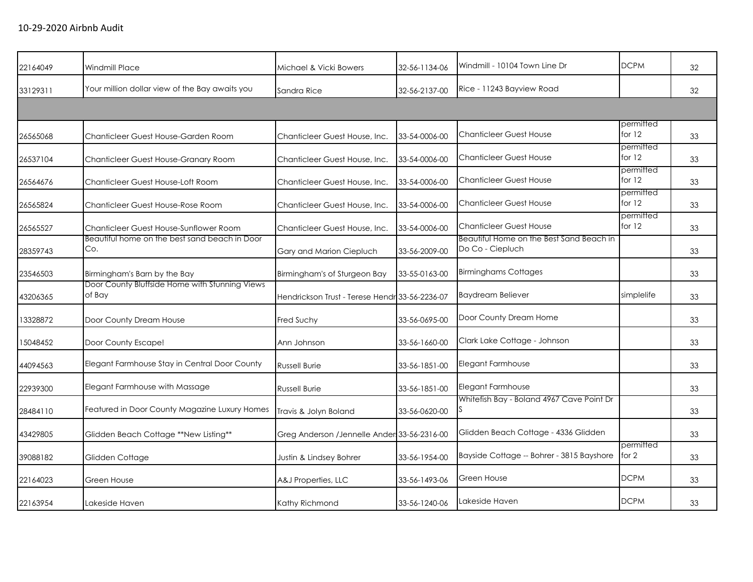10-29-2020 Airbnb Audit

| | | | | | | |
|---|---|---|---|---|---|---|
| 22164049 | Windmill Place | Michael & Vicki Bowers | 32-56-1134-06 | Windmill - 10104 Town Line Dr | DCPM | 32 |
| 33129311 | Your million dollar view of the Bay awaits you | Sandra Rice | 32-56-2137-00 | Rice - 11243 Bayview Road | | 32 |
| | | | | | | |
| 26565068 | Chanticleer Guest House-Garden Room | Chanticleer Guest House, Inc. | 33-54-0006-00 | Chanticleer Guest House | permitted for 12 | 33 |
| 26537104 | Chanticleer Guest House-Granary Room | Chanticleer Guest House, Inc. | 33-54-0006-00 | Chanticleer Guest House | permitted for 12 | 33 |
| 26564676 | Chanticleer Guest House-Loft Room | Chanticleer Guest House, Inc. | 33-54-0006-00 | Chanticleer Guest House | permitted for 12 | 33 |
| 26565824 | Chanticleer Guest House-Rose Room | Chanticleer Guest House, Inc. | 33-54-0006-00 | Chanticleer Guest House | permitted for 12 | 33 |
| 26565527 | Chanticleer Guest House-Sunflower Room | Chanticleer Guest House, Inc. | 33-54-0006-00 | Chanticleer Guest House | permitted for 12 | 33 |
| 28359743 | Beautiful home on the best sand beach in Door Co. | Gary and Marion Ciepluch | 33-56-2009-00 | Beautiful Home on the Best Sand Beach in Do Co - Ciepluch | | 33 |
| 23546503 | Birmingham's Barn by the Bay | Birmingham's of Sturgeon Bay | 33-55-0163-00 | Birminghams Cottages | | 33 |
| 43206365 | Door County Bluffside Home with Stunning Views of Bay | Hendrickson Trust - Terese Hendr | 33-56-2236-07 | Baydream Believer | simplelife | 33 |
| 13328872 | Door County Dream House | Fred Suchy | 33-56-0695-00 | Door County Dream Home | | 33 |
| 15048452 | Door County Escape! | Ann Johnson | 33-56-1660-00 | Clark Lake Cottage - Johnson | | 33 |
| 44094563 | Elegant Farmhouse Stay in Central Door County | Russell Burie | 33-56-1851-00 | Elegant Farmhouse | | 33 |
| 22939300 | Elegant Farmhouse with Massage | Russell Burie | 33-56-1851-00 | Elegant Farmhouse | | 33 |
| 28484110 | Featured in Door County Magazine Luxury Homes | Travis & Jolyn Boland | 33-56-0620-00 | Whitefish Bay - Boland 4967 Cave Point Dr S | | 33 |
| 43429805 | Glidden Beach Cottage **New Listing** | Greg Anderson /Jennelle Ander | 33-56-2316-00 | Glidden Beach Cottage - 4336 Glidden | | 33 |
| 39088182 | Glidden Cottage | Justin & Lindsey Bohrer | 33-56-1954-00 | Bayside Cottage -- Bohrer - 3815 Bayshore | permitted for 2 | 33 |
| 22164023 | Green House | A&J Properties, LLC | 33-56-1493-06 | Green House | DCPM | 33 |
| 22163954 | Lakeside Haven | Kathy Richmond | 33-56-1240-06 | Lakeside Haven | DCPM | 33 |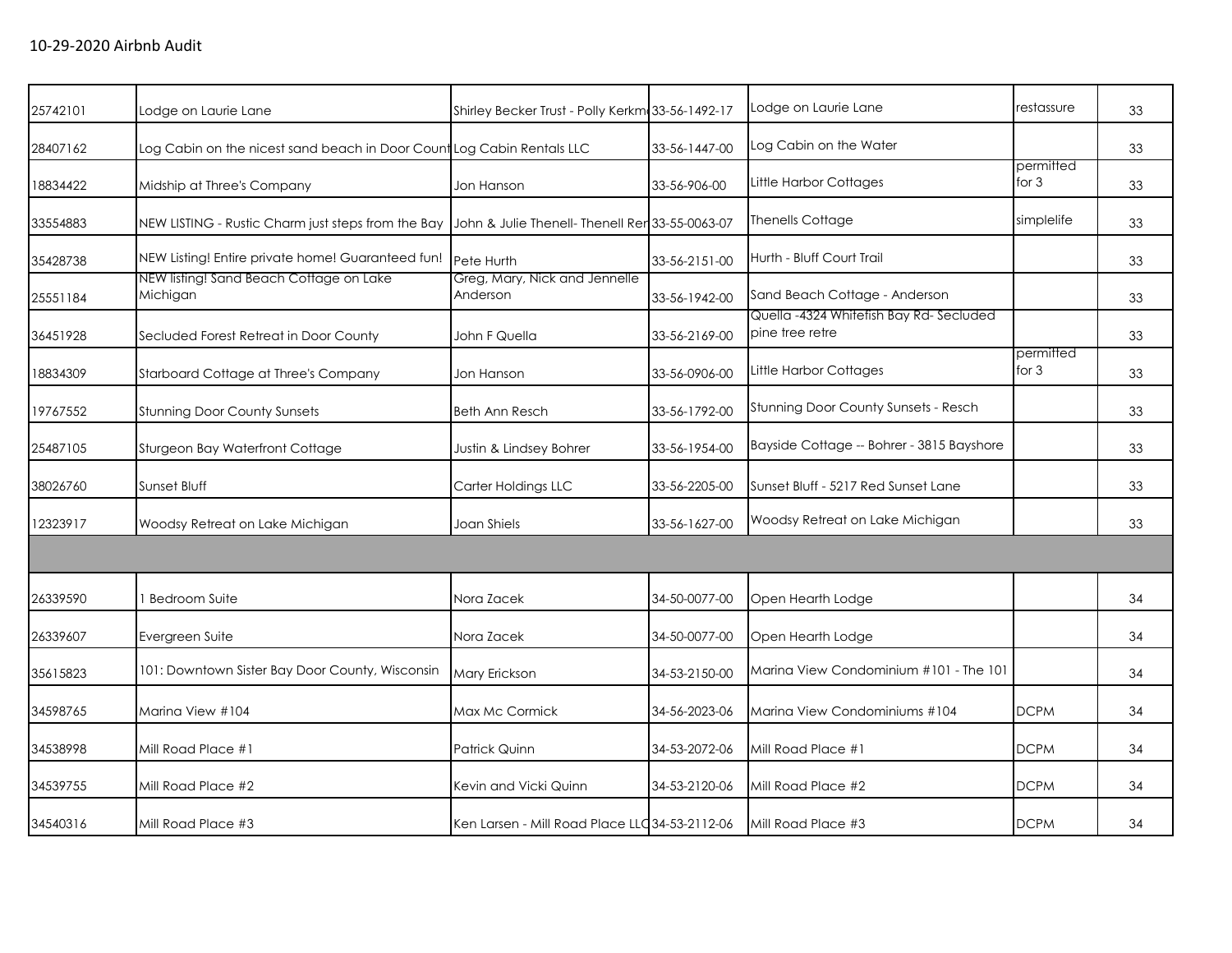## 10-29-2020 Airbnb Audit

| | | | | | | |
|---|---|---|---|---|---|---|
| 25742101 | Lodge on Laurie Lane | Shirley Becker Trust - Polly Kerkm | 33-56-1492-17 | Lodge on Laurie Lane | restassure | 33 |
| 28407162 | Log Cabin on the nicest sand beach in Door Count | Log Cabin Rentals LLC | 33-56-1447-00 | Log Cabin on the Water | | 33 |
| 18834422 | Midship at Three's Company | Jon Hanson | 33-56-906-00 | Little Harbor Cottages | permitted for 3 | 33 |
| 33554883 | NEW LISTING - Rustic Charm just steps from the Bay | John & Julie Thenell- Thenell Ren | 33-55-0063-07 | Thenells Cottage | simplelife | 33 |
| 35428738 | NEW Listing! Entire private home! Guaranteed fun! | Pete Hurth | 33-56-2151-00 | Hurth - Bluff Court Trail | | 33 |
| 25551184 | NEW listing! Sand Beach Cottage on Lake Michigan | Greg, Mary, Nick and Jennelle Anderson | 33-56-1942-00 | Sand Beach Cottage - Anderson | | 33 |
| 36451928 | Secluded Forest Retreat in Door County | John F Quella | 33-56-2169-00 | Quella -4324 Whitefish Bay Rd- Secluded pine tree retre | | 33 |
| 18834309 | Starboard Cottage at Three's Company | Jon Hanson | 33-56-0906-00 | Little Harbor Cottages | permitted for 3 | 33 |
| 19767552 | Stunning Door County Sunsets | Beth Ann Resch | 33-56-1792-00 | Stunning Door County Sunsets - Resch | | 33 |
| 25487105 | Sturgeon Bay Waterfront Cottage | Justin & Lindsey Bohrer | 33-56-1954-00 | Bayside Cottage -- Bohrer - 3815 Bayshore | | 33 |
| 38026760 | Sunset Bluff | Carter Holdings LLC | 33-56-2205-00 | Sunset Bluff - 5217 Red Sunset Lane | | 33 |
| 12323917 | Woodsy Retreat on Lake Michigan | Joan Shiels | 33-56-1627-00 | Woodsy Retreat on Lake Michigan | | 33 |
| | | | | | | |
| 26339590 | 1 Bedroom Suite | Nora Zacek | 34-50-0077-00 | Open Hearth Lodge | | 34 |
| 26339607 | Evergreen Suite | Nora Zacek | 34-50-0077-00 | Open Hearth Lodge | | 34 |
| 35615823 | 101: Downtown Sister Bay Door County, Wisconsin | Mary Erickson | 34-53-2150-00 | Marina View Condominium #101 - The 101 | | 34 |
| 34598765 | Marina View #104 | Max Mc Cormick | 34-56-2023-06 | Marina View Condominiums #104 | DCPM | 34 |
| 34538998 | Mill Road Place #1 | Patrick Quinn | 34-53-2072-06 | Mill Road Place #1 | DCPM | 34 |
| 34539755 | Mill Road Place #2 | Kevin and Vicki Quinn | 34-53-2120-06 | Mill Road Place #2 | DCPM | 34 |
| 34540316 | Mill Road Place #3 | Ken Larsen - Mill Road Place LLC | 34-53-2112-06 | Mill Road Place #3 | DCPM | 34 |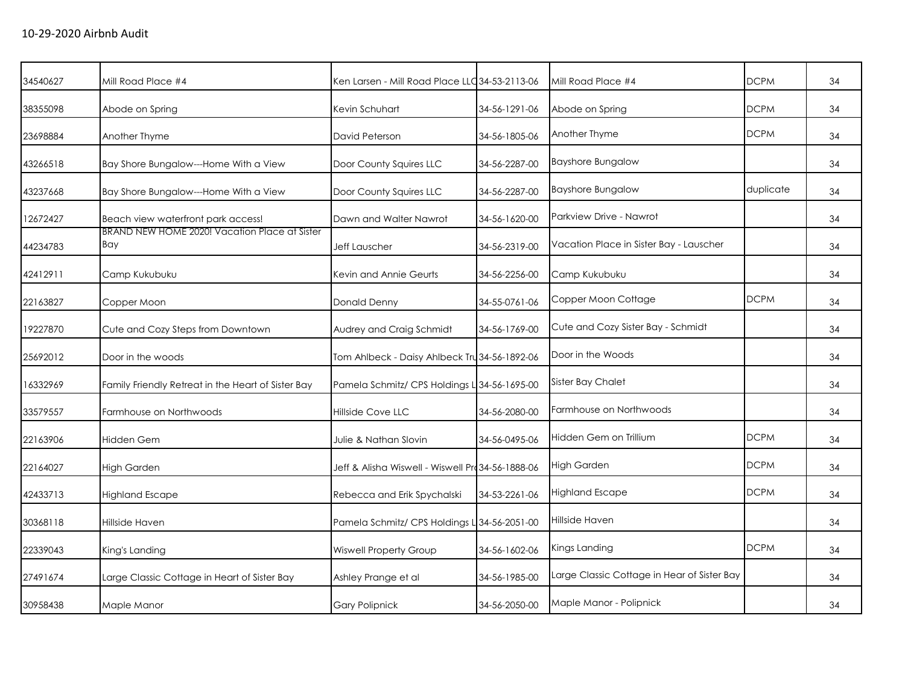10-29-2020 Airbnb Audit

| | | | | | | |
|---|---|---|---|---|---|---|
| 34540627 | Mill Road Place #4 | Ken Larsen - Mill Road Place LLC | 34-53-2113-06 | Mill Road Place #4 | DCPM | 34 |
| 38355098 | Abode on Spring | Kevin Schuhart | 34-56-1291-06 | Abode on Spring | DCPM | 34 |
| 23698884 | Another Thyme | David Peterson | 34-56-1805-06 | Another Thyme | DCPM | 34 |
| 43266518 | Bay Shore Bungalow---Home With a View | Door County Squires LLC | 34-56-2287-00 | Bayshore Bungalow | | 34 |
| 43237668 | Bay Shore Bungalow---Home With a View | Door County Squires LLC | 34-56-2287-00 | Bayshore Bungalow | duplicate | 34 |
| 12672427 | Beach view waterfront park access! | Dawn and Walter Nawrot | 34-56-1620-00 | Parkview Drive - Nawrot | | 34 |
| 44234783 | BRAND NEW HOME 2020! Vacation Place at Sister Bay | Jeff Lauscher | 34-56-2319-00 | Vacation Place in Sister Bay - Lauscher | | 34 |
| 42412911 | Camp Kukubuku | Kevin and Annie Geurts | 34-56-2256-00 | Camp Kukubuku | | 34 |
| 22163827 | Copper Moon | Donald Denny | 34-55-0761-06 | Copper Moon Cottage | DCPM | 34 |
| 19227870 | Cute and Cozy Steps from Downtown | Audrey and Craig Schmidt | 34-56-1769-00 | Cute and Cozy Sister Bay - Schmidt | | 34 |
| 25692012 | Door in the woods | Tom Ahlbeck - Daisy Ahlbeck Tru | 34-56-1892-06 | Door in the Woods | | 34 |
| 16332969 | Family Friendly Retreat in the Heart of Sister Bay | Pamela Schmitz/ CPS Holdings L | 34-56-1695-00 | Sister Bay Chalet | | 34 |
| 33579557 | Farmhouse on Northwoods | Hillside Cove LLC | 34-56-2080-00 | Farmhouse on Northwoods | | 34 |
| 22163906 | Hidden Gem | Julie & Nathan Slovin | 34-56-0495-06 | Hidden Gem on Trillium | DCPM | 34 |
| 22164027 | High Garden | Jeff & Alisha Wiswell - Wiswell Pro | 34-56-1888-06 | High Garden | DCPM | 34 |
| 42433713 | Highland Escape | Rebecca and Erik Spychalski | 34-53-2261-06 | Highland Escape | DCPM | 34 |
| 30368118 | Hillside Haven | Pamela Schmitz/ CPS Holdings L | 34-56-2051-00 | Hillside Haven | | 34 |
| 22339043 | King's Landing | Wiswell Property Group | 34-56-1602-06 | Kings Landing | DCPM | 34 |
| 27491674 | Large Classic Cottage in Heart of Sister Bay | Ashley Prange et al | 34-56-1985-00 | Large Classic Cottage in Hear of Sister Bay | | 34 |
| 30958438 | Maple Manor | Gary Polipnick | 34-56-2050-00 | Maple Manor - Polipnick | | 34 |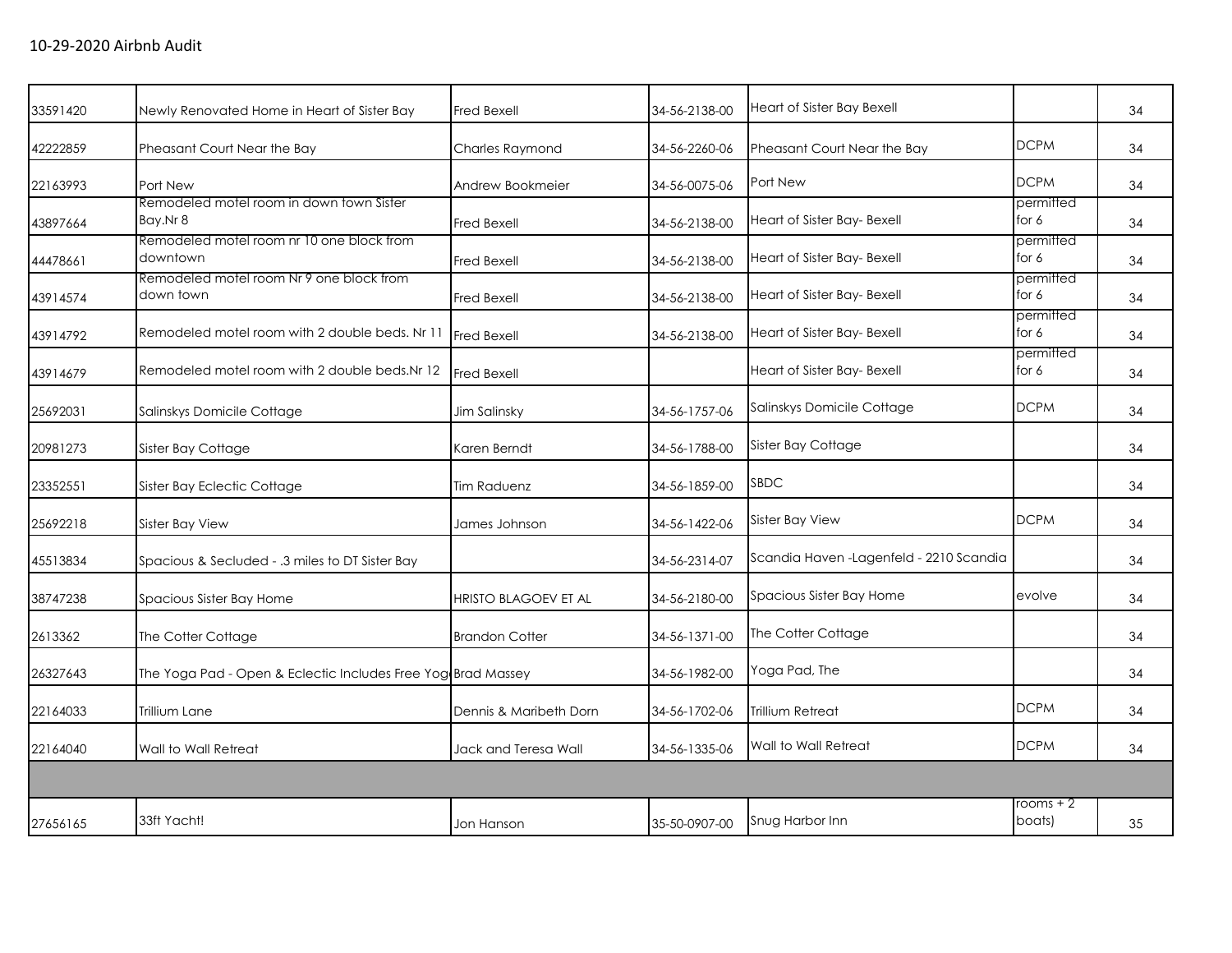## 10-29-2020 Airbnb Audit

| | | | | | | |
|---|---|---|---|---|---|---|
| 33591420 | Newly Renovated Home in Heart of Sister Bay | Fred Bexell | 34-56-2138-00 | Heart of Sister Bay Bexell | | 34 |
| 42222859 | Pheasant Court Near the Bay | Charles Raymond | 34-56-2260-06 | Pheasant Court Near the Bay | DCPM | 34 |
| 22163993 | Port New | Andrew Bookmeier | 34-56-0075-06 | Port New | DCPM | 34 |
| 43897664 | Remodeled motel room in down town Sister Bay.Nr 8 | Fred Bexell | 34-56-2138-00 | Heart of Sister Bay- Bexell | permitted for 6 | 34 |
| 44478661 | Remodeled motel room nr 10 one block from downtown | Fred Bexell | 34-56-2138-00 | Heart of Sister Bay- Bexell | permitted for 6 | 34 |
| 43914574 | Remodeled motel room Nr 9 one block from down town | Fred Bexell | 34-56-2138-00 | Heart of Sister Bay- Bexell | permitted for 6 | 34 |
| 43914792 | Remodeled motel room with 2 double beds. Nr 11 | Fred Bexell | 34-56-2138-00 | Heart of Sister Bay- Bexell | permitted for 6 | 34 |
| 43914679 | Remodeled motel room with 2 double beds.Nr 12 | Fred Bexell | | Heart of Sister Bay- Bexell | permitted for 6 | 34 |
| 25692031 | Salinskys Domicile Cottage | Jim Salinsky | 34-56-1757-06 | Salinskys Domicile Cottage | DCPM | 34 |
| 20981273 | Sister Bay Cottage | Karen Berndt | 34-56-1788-00 | Sister Bay Cottage | | 34 |
| 23352551 | Sister Bay Eclectic Cottage | Tim Raduenz | 34-56-1859-00 | SBDC | | 34 |
| 25692218 | Sister Bay View | James Johnson | 34-56-1422-06 | Sister Bay View | DCPM | 34 |
| 45513834 | Spacious & Secluded - .3 miles to DT Sister Bay | | 34-56-2314-07 | Scandia Haven -Lagenfeld - 2210 Scandia | | 34 |
| 38747238 | Spacious Sister Bay Home | HRISTO BLAGOEV ET AL | 34-56-2180-00 | Spacious Sister Bay Home | evolve | 34 |
| 2613362 | The Cotter Cottage | Brandon Cotter | 34-56-1371-00 | The Cotter Cottage | | 34 |
| 26327643 | The Yoga Pad - Open & Eclectic Includes Free Yog | Brad Massey | 34-56-1982-00 | Yoga Pad, The | | 34 |
| 22164033 | Trillium Lane | Dennis & Maribeth Dorn | 34-56-1702-06 | Trillium Retreat | DCPM | 34 |
| 22164040 | Wall to Wall Retreat | Jack and Teresa Wall | 34-56-1335-06 | Wall to Wall Retreat | DCPM | 34 |
| | | | | | | |
| 27656165 | 33ft Yacht! | Jon Hanson | 35-50-0907-00 | Snug Harbor Inn | rooms + 2 boats) | 35 |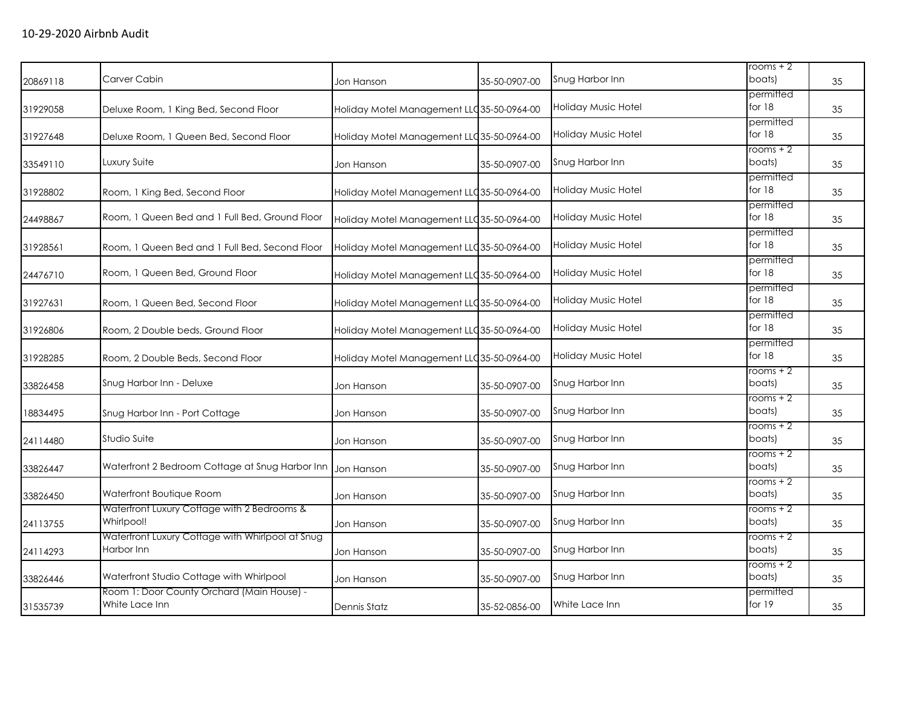10-29-2020 Airbnb Audit

| | | | | | | |
|---|---|---|---|---|---|---|
| 20869118 | Carver Cabin | Jon Hanson | 35-50-0907-00 | Snug Harbor Inn | rooms + 2 boats) | 35 |
| 31929058 | Deluxe Room, 1 King Bed, Second Floor | Holiday Motel Management LLC | 35-50-0964-00 | Holiday Music Hotel | permitted for 18 | 35 |
| 31927648 | Deluxe Room, 1 Queen Bed, Second Floor | Holiday Motel Management LLC | 35-50-0964-00 | Holiday Music Hotel | permitted for 18 | 35 |
| 33549110 | Luxury Suite | Jon Hanson | 35-50-0907-00 | Snug Harbor Inn | rooms + 2 boats) | 35 |
| 31928802 | Room, 1 King Bed, Second Floor | Holiday Motel Management LLC | 35-50-0964-00 | Holiday Music Hotel | permitted for 18 | 35 |
| 24498867 | Room, 1 Queen Bed and 1 Full Bed, Ground Floor | Holiday Motel Management LLC | 35-50-0964-00 | Holiday Music Hotel | permitted for 18 | 35 |
| 31928561 | Room, 1 Queen Bed and 1 Full Bed, Second Floor | Holiday Motel Management LLC | 35-50-0964-00 | Holiday Music Hotel | permitted for 18 | 35 |
| 24476710 | Room, 1 Queen Bed, Ground Floor | Holiday Motel Management LLC | 35-50-0964-00 | Holiday Music Hotel | permitted for 18 | 35 |
| 31927631 | Room, 1 Queen Bed, Second Floor | Holiday Motel Management LLC | 35-50-0964-00 | Holiday Music Hotel | permitted for 18 | 35 |
| 31926806 | Room, 2 Double beds, Ground Floor | Holiday Motel Management LLC | 35-50-0964-00 | Holiday Music Hotel | permitted for 18 | 35 |
| 31928285 | Room, 2 Double Beds, Second Floor | Holiday Motel Management LLC | 35-50-0964-00 | Holiday Music Hotel | permitted for 18 | 35 |
| 33826458 | Snug Harbor Inn - Deluxe | Jon Hanson | 35-50-0907-00 | Snug Harbor Inn | rooms + 2 boats) | 35 |
| 18834495 | Snug Harbor Inn - Port Cottage | Jon Hanson | 35-50-0907-00 | Snug Harbor Inn | rooms + 2 boats) | 35 |
| 24114480 | Studio Suite | Jon Hanson | 35-50-0907-00 | Snug Harbor Inn | rooms + 2 boats) | 35 |
| 33826447 | Waterfront 2 Bedroom Cottage at Snug Harbor Inn | Jon Hanson | 35-50-0907-00 | Snug Harbor Inn | rooms + 2 boats) | 35 |
| 33826450 | Waterfront Boutique Room | Jon Hanson | 35-50-0907-00 | Snug Harbor Inn | rooms + 2 boats) | 35 |
| 24113755 | Waterfront Luxury Cottage with 2 Bedrooms & Whirlpool! | Jon Hanson | 35-50-0907-00 | Snug Harbor Inn | rooms + 2 boats) | 35 |
| 24114293 | Waterfront Luxury Cottage with Whirlpool at Snug Harbor Inn | Jon Hanson | 35-50-0907-00 | Snug Harbor Inn | rooms + 2 boats) | 35 |
| 33826446 | Waterfront Studio Cottage with Whirlpool | Jon Hanson | 35-50-0907-00 | Snug Harbor Inn | rooms + 2 boats) | 35 |
| 31535739 | Room 1: Door County Orchard (Main House) - White Lace Inn | Dennis Statz | 35-52-0856-00 | White Lace Inn | permitted for 19 | 35 |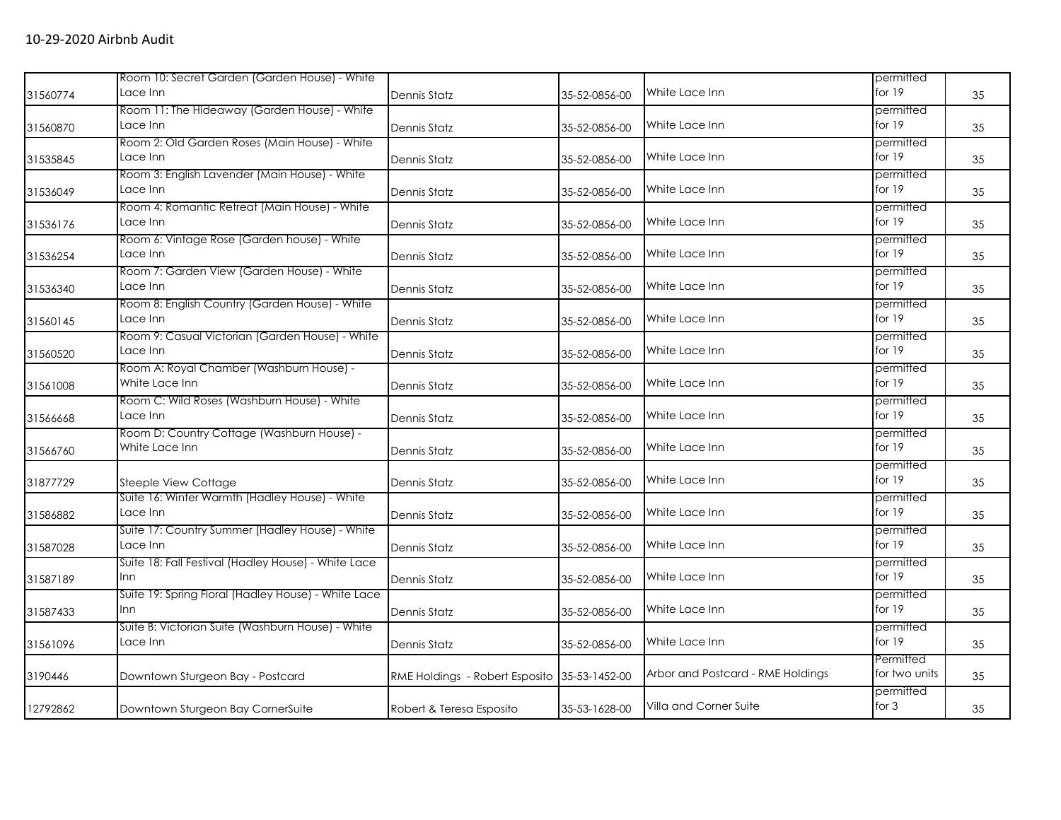# 10-29-2020 Airbnb Audit

| | | | | | | |
|---|---|---|---|---|---|---|
| 31560774 | Room 10: Secret Garden (Garden House) - White Lace Inn | Dennis Statz | 35-52-0856-00 | White Lace Inn | permitted for 19 | 35 |
| 31560870 | Room 11: The Hideaway (Garden House) - White Lace Inn | Dennis Statz | 35-52-0856-00 | White Lace Inn | permitted for 19 | 35 |
| 31535845 | Room 2: Old Garden Roses (Main House) - White Lace Inn | Dennis Statz | 35-52-0856-00 | White Lace Inn | permitted for 19 | 35 |
| 31536049 | Room 3: English Lavender (Main House) - White Lace Inn | Dennis Statz | 35-52-0856-00 | White Lace Inn | permitted for 19 | 35 |
| 31536176 | Room 4: Romantic Retreat (Main House) - White Lace Inn | Dennis Statz | 35-52-0856-00 | White Lace Inn | permitted for 19 | 35 |
| 31536254 | Room 6: Vintage Rose (Garden house) - White Lace Inn | Dennis Statz | 35-52-0856-00 | White Lace Inn | permitted for 19 | 35 |
| 31536340 | Room 7: Garden View (Garden House) - White Lace Inn | Dennis Statz | 35-52-0856-00 | White Lace Inn | permitted for 19 | 35 |
| 31560145 | Room 8: English Country (Garden House) - White Lace Inn | Dennis Statz | 35-52-0856-00 | White Lace Inn | permitted for 19 | 35 |
| 31560520 | Room 9: Casual Victorian (Garden House) - White Lace Inn | Dennis Statz | 35-52-0856-00 | White Lace Inn | permitted for 19 | 35 |
| 31561008 | Room A: Royal Chamber (Washburn House) - White Lace Inn | Dennis Statz | 35-52-0856-00 | White Lace Inn | permitted for 19 | 35 |
| 31566668 | Room C: Wild Roses (Washburn House) - White Lace Inn | Dennis Statz | 35-52-0856-00 | White Lace Inn | permitted for 19 | 35 |
| 31566760 | Room D: Country Cottage (Washburn House) - White Lace Inn | Dennis Statz | 35-52-0856-00 | White Lace Inn | permitted for 19 | 35 |
| 31877729 | Steeple View Cottage | Dennis Statz | 35-52-0856-00 | White Lace Inn | permitted for 19 | 35 |
| 31586882 | Suite 16: Winter Warmth (Hadley House) - White Lace Inn | Dennis Statz | 35-52-0856-00 | White Lace Inn | permitted for 19 | 35 |
| 31587028 | Suite 17: Country Summer (Hadley House) - White Lace Inn | Dennis Statz | 35-52-0856-00 | White Lace Inn | permitted for 19 | 35 |
| 31587189 | Suite 18: Fall Festival (Hadley House) - White Lace Inn | Dennis Statz | 35-52-0856-00 | White Lace Inn | permitted for 19 | 35 |
| 31587433 | Suite 19: Spring Floral (Hadley House) - White Lace Inn | Dennis Statz | 35-52-0856-00 | White Lace Inn | permitted for 19 | 35 |
| 31561096 | Suite B: Victorian Suite (Washburn House) - White Lace Inn | Dennis Statz | 35-52-0856-00 | White Lace Inn | permitted for 19 | 35 |
| 3190446 | Downtown Sturgeon Bay - Postcard | RME Holdings - Robert Esposito | 35-53-1452-00 | Arbor and Postcard - RME Holdings | Permitted for two units | 35 |
| 12792862 | Downtown Sturgeon Bay CornerSuite | Robert & Teresa Esposito | 35-53-1628-00 | Villa and Corner Suite | permitted for 3 | 35 |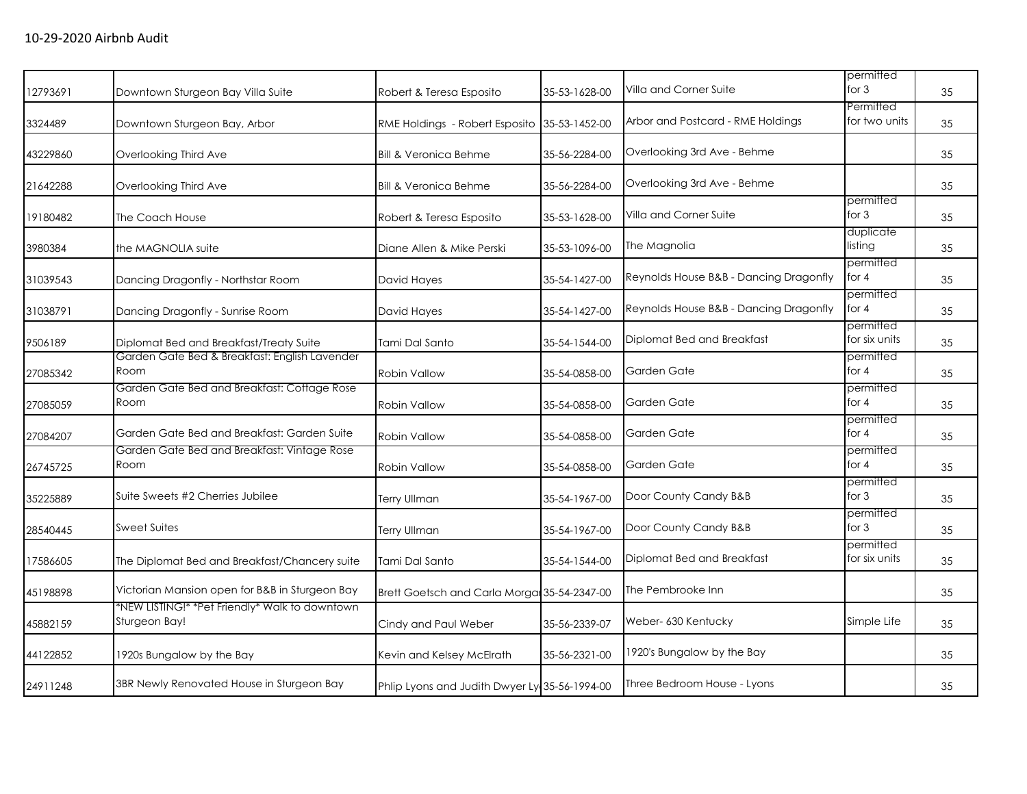10-29-2020 Airbnb Audit

| | | | | | | |
|---|---|---|---|---|---|---|
| 12793691 | Downtown Sturgeon Bay Villa Suite | Robert & Teresa Esposito | 35-53-1628-00 | Villa and Corner Suite | permitted for 3 | 35 |
| 3324489 | Downtown Sturgeon Bay, Arbor | RME Holdings - Robert Esposito | 35-53-1452-00 | Arbor and Postcard - RME Holdings | Permitted for two units | 35 |
| 43229860 | Overlooking Third Ave | Bill & Veronica Behme | 35-56-2284-00 | Overlooking 3rd Ave - Behme | | 35 |
| 21642288 | Overlooking Third Ave | Bill & Veronica Behme | 35-56-2284-00 | Overlooking 3rd Ave - Behme | | 35 |
| 19180482 | The Coach House | Robert & Teresa Esposito | 35-53-1628-00 | Villa and Corner Suite | permitted for 3 | 35 |
| 3980384 | the MAGNOLIA suite | Diane Allen & Mike Perski | 35-53-1096-00 | The Magnolia | duplicate listing | 35 |
| 31039543 | Dancing Dragonfly - Northstar Room | David Hayes | 35-54-1427-00 | Reynolds House B&B - Dancing Dragonfly | permitted for 4 | 35 |
| 31038791 | Dancing Dragonfly - Sunrise Room | David Hayes | 35-54-1427-00 | Reynolds House B&B - Dancing Dragonfly | permitted for 4 | 35 |
| 9506189 | Diplomat Bed and Breakfast/Treaty Suite | Tami Dal Santo | 35-54-1544-00 | Diplomat Bed and Breakfast | permitted for six units | 35 |
| 27085342 | Garden Gate Bed & Breakfast: English Lavender Room | Robin Vallow | 35-54-0858-00 | Garden Gate | permitted for 4 | 35 |
| 27085059 | Garden Gate Bed and Breakfast: Cottage Rose Room | Robin Vallow | 35-54-0858-00 | Garden Gate | permitted for 4 | 35 |
| 27084207 | Garden Gate Bed and Breakfast: Garden Suite | Robin Vallow | 35-54-0858-00 | Garden Gate | permitted for 4 | 35 |
| 26745725 | Garden Gate Bed and Breakfast: Vintage Rose Room | Robin Vallow | 35-54-0858-00 | Garden Gate | permitted for 4 | 35 |
| 35225889 | Suite Sweets #2 Cherries Jubilee | Terry Ullman | 35-54-1967-00 | Door County Candy B&B | permitted for 3 | 35 |
| 28540445 | Sweet Suites | Terry Ullman | 35-54-1967-00 | Door County Candy B&B | permitted for 3 | 35 |
| 17586605 | The Diplomat Bed and Breakfast/Chancery suite | Tami Dal Santo | 35-54-1544-00 | Diplomat Bed and Breakfast | permitted for six units | 35 |
| 45198898 | Victorian Mansion open for B&B in Sturgeon Bay | Brett Goetsch and Carla Morgan | 35-54-2347-00 | The Pembrooke Inn | | 35 |
| 45882159 | *NEW LISTING!* *Pet Friendly* Walk to downtown Sturgeon Bay! | Cindy and Paul Weber | 35-56-2339-07 | Weber- 630 Kentucky | Simple Life | 35 |
| 44122852 | 1920s Bungalow by the Bay | Kevin and Kelsey McElrath | 35-56-2321-00 | 1920's Bungalow by the Bay | | 35 |
| 24911248 | 3BR Newly Renovated House in Sturgeon Bay | Phlip Lyons and Judith Dwyer Ly | 35-56-1994-00 | Three Bedroom House - Lyons | | 35 |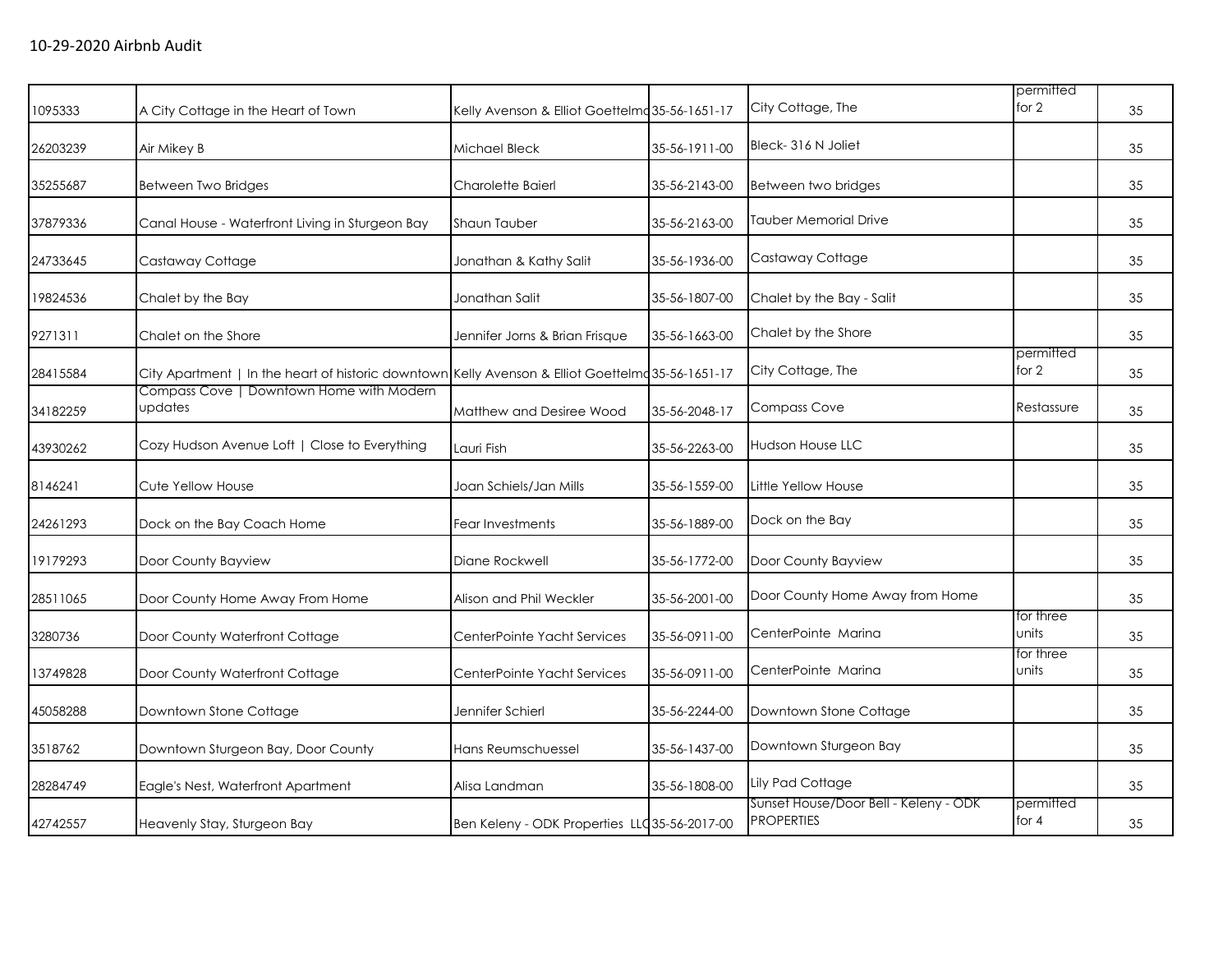## 10-29-2020 Airbnb Audit

| | | | | | | |
|---|---|---|---|---|---|---|
| 1095333 | A City Cottage in the Heart of Town | Kelly Avenson & Elliot Goettelmc | 35-56-1651-17 | City Cottage, The | permitted for 2 | 35 |
| 26203239 | Air Mikey B | Michael Bleck | 35-56-1911-00 | Bleck- 316 N Joliet | | 35 |
| 35255687 | Between Two Bridges | Charolette Baierl | 35-56-2143-00 | Between two bridges | | 35 |
| 37879336 | Canal House - Waterfront Living in Sturgeon Bay | Shaun Tauber | 35-56-2163-00 | Tauber Memorial Drive | | 35 |
| 24733645 | Castaway Cottage | Jonathan & Kathy Salit | 35-56-1936-00 | Castaway Cottage | | 35 |
| 19824536 | Chalet by the Bay | Jonathan Salit | 35-56-1807-00 | Chalet by the Bay - Salit | | 35 |
| 9271311 | Chalet on the Shore | Jennifer Jorns & Brian Frisque | 35-56-1663-00 | Chalet by the Shore | | 35 |
| 28415584 | City Apartment \| In the heart of historic downtown | Kelly Avenson & Elliot Goettelmc | 35-56-1651-17 | City Cottage, The | permitted for 2 | 35 |
| 34182259 | Compass Cove \| Downtown Home with Modern updates | Matthew and Desiree Wood | 35-56-2048-17 | Compass Cove | Restassure | 35 |
| 43930262 | Cozy Hudson Avenue Loft \| Close to Everything | Lauri Fish | 35-56-2263-00 | Hudson House LLC | | 35 |
| 8146241 | Cute Yellow House | Joan Schiels/Jan Mills | 35-56-1559-00 | Little Yellow House | | 35 |
| 24261293 | Dock on the Bay Coach Home | Fear Investments | 35-56-1889-00 | Dock on the Bay | | 35 |
| 19179293 | Door County Bayview | Diane Rockwell | 35-56-1772-00 | Door County Bayview | | 35 |
| 28511065 | Door County Home Away From Home | Alison and Phil Weckler | 35-56-2001-00 | Door County Home Away from Home | | 35 |
| 3280736 | Door County Waterfront Cottage | CenterPointe Yacht Services | 35-56-0911-00 | CenterPointe Marina | for three units | 35 |
| 13749828 | Door County Waterfront Cottage | CenterPointe Yacht Services | 35-56-0911-00 | CenterPointe Marina | for three units | 35 |
| 45058288 | Downtown Stone Cottage | Jennifer Schierl | 35-56-2244-00 | Downtown Stone Cottage | | 35 |
| 3518762 | Downtown Sturgeon Bay, Door County | Hans Reumschuessel | 35-56-1437-00 | Downtown Sturgeon Bay | | 35 |
| 28284749 | Eagle's Nest, Waterfront Apartment | Alisa Landman | 35-56-1808-00 | Lily Pad Cottage | | 35 |
| 42742557 | Heavenly Stay, Sturgeon Bay | Ben Keleny - ODK Properties LLC | 35-56-2017-00 | Sunset House/Door Bell - Keleny - ODK PROPERTIES | permitted for 4 | 35 |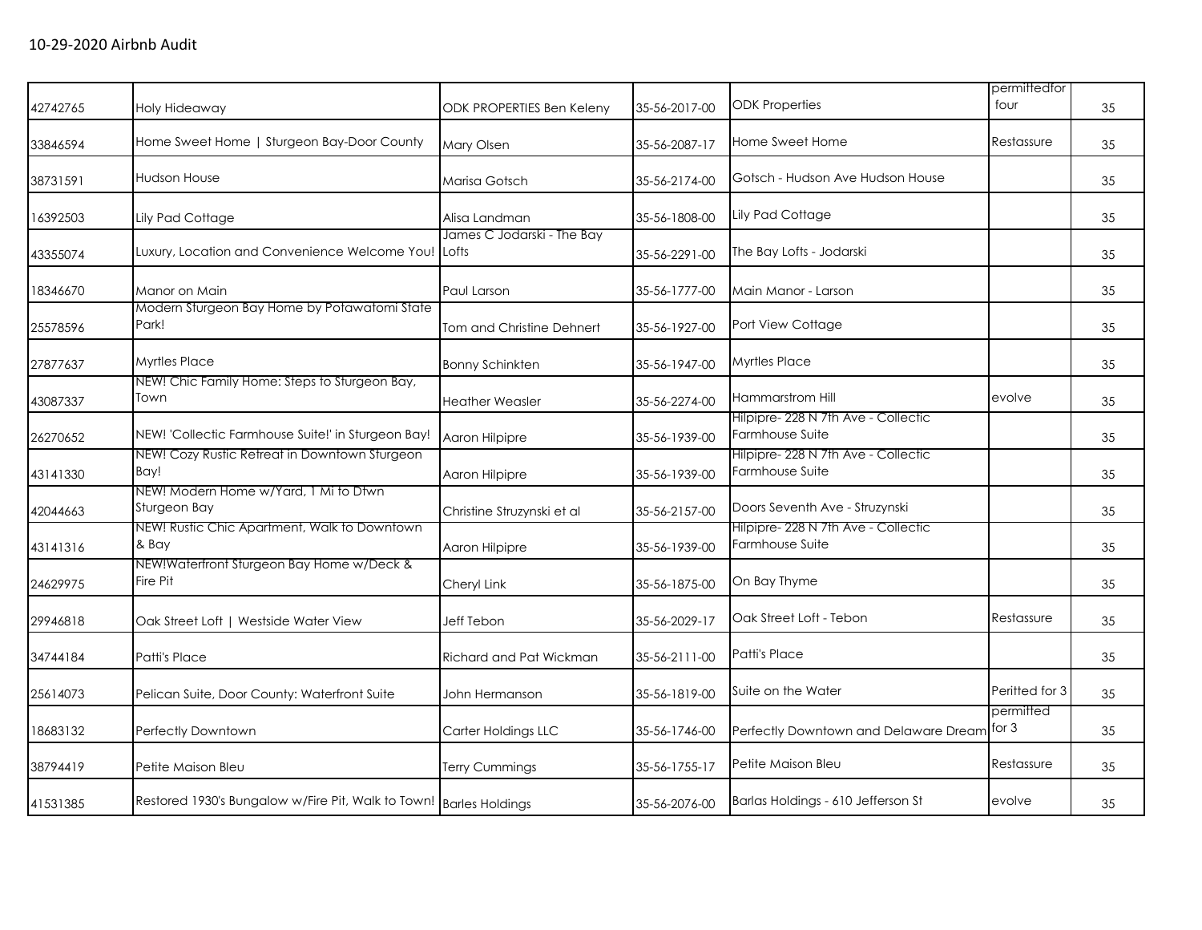## 10-29-2020 Airbnb Audit

| | | | | | | |
|---|---|---|---|---|---|---|
| 42742765 | Holy Hideaway | ODK PROPERTIES Ben Keleny | 35-56-2017-00 | ODK Properties | permittedfor four | 35 |
| 33846594 | Home Sweet Home \| Sturgeon Bay-Door County | Mary Olsen | 35-56-2087-17 | Home Sweet Home | Restassure | 35 |
| 38731591 | Hudson House | Marisa Gotsch | 35-56-2174-00 | Gotsch - Hudson Ave Hudson House | | 35 |
| 16392503 | Lily Pad Cottage | Alisa Landman | 35-56-1808-00 | Lily Pad Cottage | | 35 |
| 43355074 | Luxury, Location and Convenience Welcome You! | James C Jodarski - The Bay Lofts | 35-56-2291-00 | The Bay Lofts - Jodarski | | 35 |
| 18346670 | Manor on Main | Paul Larson | 35-56-1777-00 | Main Manor - Larson | | 35 |
| 25578596 | Modern Sturgeon Bay Home by Potawatomi State Park! | Tom and Christine Dehnert | 35-56-1927-00 | Port View Cottage | | 35 |
| 27877637 | Myrtles Place | Bonny Schinkten | 35-56-1947-00 | Myrtles Place | | 35 |
| 43087337 | NEW! Chic Family Home: Steps to Sturgeon Bay, Town | Heather Weasler | 35-56-2274-00 | Hammarstrom Hill | evolve | 35 |
| 26270652 | NEW! 'Collectic Farmhouse Suite!' in Sturgeon Bay! | Aaron Hilpipre | 35-56-1939-00 | Hilpipre- 228 N 7th Ave - Collectic Farmhouse Suite | | 35 |
| 43141330 | NEW! Cozy Rustic Retreat in Downtown Sturgeon Bay! | Aaron Hilpipre | 35-56-1939-00 | Hilpipre- 228 N 7th Ave - Collectic Farmhouse Suite | | 35 |
| 42044663 | NEW! Modern Home w/Yard, 1 Mi to Dtwn Sturgeon Bay | Christine Struzynski et al | 35-56-2157-00 | Doors Seventh Ave - Struzynski | | 35 |
| 43141316 | NEW! Rustic Chic Apartment, Walk to Downtown & Bay | Aaron Hilpipre | 35-56-1939-00 | Hilpipre- 228 N 7th Ave - Collectic Farmhouse Suite | | 35 |
| 24629975 | NEW!Waterfront Sturgeon Bay Home w/Deck & Fire Pit | Cheryl Link | 35-56-1875-00 | On Bay Thyme | | 35 |
| 29946818 | Oak Street Loft \| Westside Water View | Jeff Tebon | 35-56-2029-17 | Oak Street Loft - Tebon | Restassure | 35 |
| 34744184 | Patti's Place | Richard and Pat Wickman | 35-56-2111-00 | Patti's Place | | 35 |
| 25614073 | Pelican Suite, Door County: Waterfront Suite | John Hermanson | 35-56-1819-00 | Suite on the Water | Peritted for 3 | 35 |
| 18683132 | Perfectly Downtown | Carter Holdings LLC | 35-56-1746-00 | Perfectly Downtown and Delaware Dream | permitted for 3 | 35 |
| 38794419 | Petite Maison Bleu | Terry Cummings | 35-56-1755-17 | Petite Maison Bleu | Restassure | 35 |
| 41531385 | Restored 1930's Bungalow w/Fire Pit, Walk to Town! | Barles Holdings | 35-56-2076-00 | Barlas Holdings - 610 Jefferson St | evolve | 35 |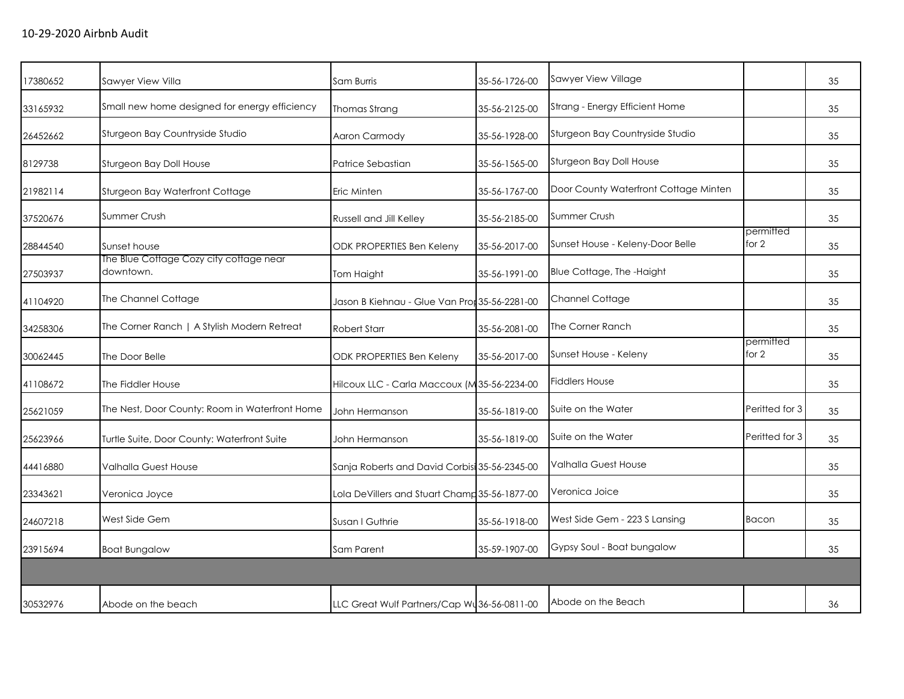10-29-2020 Airbnb Audit

| | | | | | | |
|---|---|---|---|---|---|---|
| 17380652 | Sawyer View Villa | Sam Burris | 35-56-1726-00 | Sawyer View Village | | 35 |
| 33165932 | Small new home designed for energy efficiency | Thomas Strang | 35-56-2125-00 | Strang - Energy Efficient Home | | 35 |
| 26452662 | Sturgeon Bay Countryside Studio | Aaron Carmody | 35-56-1928-00 | Sturgeon Bay Countryside Studio | | 35 |
| 8129738 | Sturgeon Bay Doll House | Patrice Sebastian | 35-56-1565-00 | Sturgeon Bay Doll House | | 35 |
| 21982114 | Sturgeon Bay Waterfront Cottage | Eric Minten | 35-56-1767-00 | Door County Waterfront Cottage Minten | | 35 |
| 37520676 | Summer Crush | Russell and Jill Kelley | 35-56-2185-00 | Summer Crush | | 35 |
| 28844540 | Sunset house | ODK PROPERTIES Ben Keleny | 35-56-2017-00 | Sunset House - Keleny-Door Belle | permitted for 2 | 35 |
| 27503937 | The Blue Cottage Cozy city cottage near downtown. | Tom Haight | 35-56-1991-00 | Blue Cottage, The -Haight | | 35 |
| 41104920 | The Channel Cottage | Jason B Kiehnau - Glue Van Prop | 35-56-2281-00 | Channel Cottage | | 35 |
| 34258306 | The Corner Ranch \| A Stylish Modern Retreat | Robert Starr | 35-56-2081-00 | The Corner Ranch | | 35 |
| 30062445 | The Door Belle | ODK PROPERTIES Ben Keleny | 35-56-2017-00 | Sunset House - Keleny | permitted for 2 | 35 |
| 41108672 | The Fiddler House | Hilcoux LLC - Carla Maccoux (M | 35-56-2234-00 | Fiddlers House | | 35 |
| 25621059 | The Nest, Door County: Room in Waterfront Home | John Hermanson | 35-56-1819-00 | Suite on the Water | Peritted for 3 | 35 |
| 25623966 | Turtle Suite, Door County: Waterfront Suite | John Hermanson | 35-56-1819-00 | Suite on the Water | Peritted for 3 | 35 |
| 44416880 | Valhalla Guest House | Sanja Roberts and David Corbisi | 35-56-2345-00 | Valhalla Guest House | | 35 |
| 23343621 | Veronica Joyce | Lola DeVillers and Stuart Champ | 35-56-1877-00 | Veronica Joice | | 35 |
| 24607218 | West Side Gem | Susan I Guthrie | 35-56-1918-00 | West Side Gem - 223 S Lansing | Bacon | 35 |
| 23915694 | Boat Bungalow | Sam Parent | 35-59-1907-00 | Gypsy Soul - Boat bungalow | | 35 |
| | | | | | | |
| 30532976 | Abode on the beach | LLC Great Wulf Partners/Cap Wu | 36-56-0811-00 | Abode on the Beach | | 36 |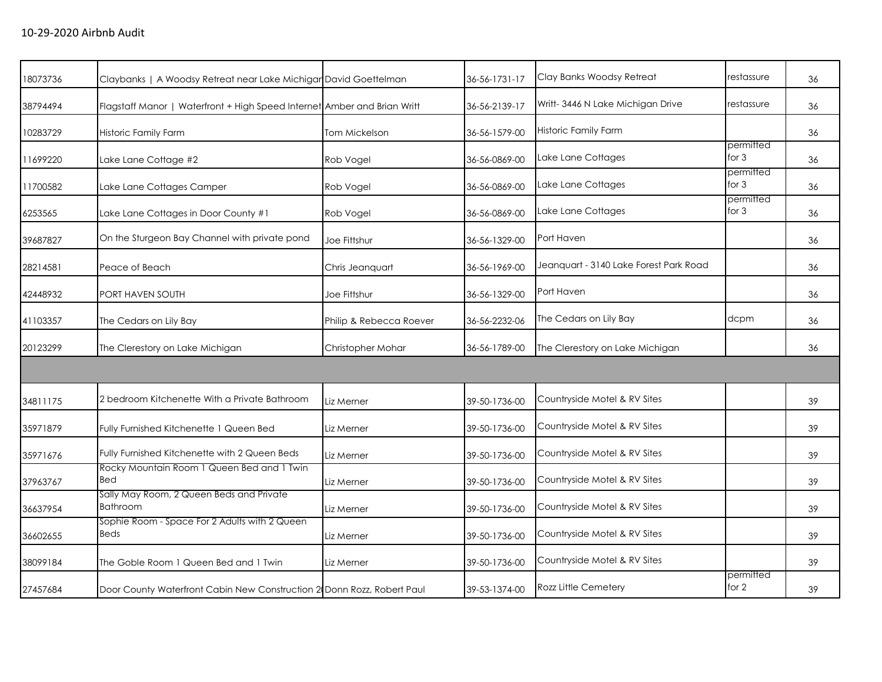# 10-29-2020 Airbnb Audit

| | | | | | | |
|---|---|---|---|---|---|---|
| 18073736 | Claybanks \| A Woodsy Retreat near Lake Michigan | David Goettelman | 36-56-1731-17 | Clay Banks Woodsy Retreat | restassure | 36 |
| 38794494 | Flagstaff Manor \| Waterfront + High Speed Internet | Amber and Brian Writt | 36-56-2139-17 | Writt- 3446 N Lake Michigan Drive | restassure | 36 |
| 10283729 | Historic Family Farm | Tom Mickelson | 36-56-1579-00 | Historic Family Farm | | 36 |
| 11699220 | Lake Lane Cottage #2 | Rob Vogel | 36-56-0869-00 | Lake Lane Cottages | permitted for 3 | 36 |
| 11700582 | Lake Lane Cottages Camper | Rob Vogel | 36-56-0869-00 | Lake Lane Cottages | permitted for 3 | 36 |
| 6253565 | Lake Lane Cottages in Door County #1 | Rob Vogel | 36-56-0869-00 | Lake Lane Cottages | permitted for 3 | 36 |
| 39687827 | On the Sturgeon Bay Channel with private pond | Joe Fittshur | 36-56-1329-00 | Port Haven | | 36 |
| 28214581 | Peace of Beach | Chris Jeanquart | 36-56-1969-00 | Jeanquart - 3140 Lake Forest Park Road | | 36 |
| 42448932 | PORT HAVEN SOUTH | Joe Fittshur | 36-56-1329-00 | Port Haven | | 36 |
| 41103357 | The Cedars on Lily Bay | Philip & Rebecca Roever | 36-56-2232-06 | The Cedars on Lily Bay | dcpm | 36 |
| 20123299 | The Clerestory on Lake Michigan | Christopher Mohar | 36-56-1789-00 | The Clerestory on Lake Michigan | | 36 |
| | | | | | | |
| 34811175 | 2 bedroom Kitchenette With a Private Bathroom | Liz Merner | 39-50-1736-00 | Countryside Motel & RV Sites | | 39 |
| 35971879 | Fully Furnished Kitchenette 1 Queen Bed | Liz Merner | 39-50-1736-00 | Countryside Motel & RV Sites | | 39 |
| 35971676 | Fully Furnished Kitchenette with 2 Queen Beds | Liz Merner | 39-50-1736-00 | Countryside Motel & RV Sites | | 39 |
| 37963767 | Rocky Mountain Room 1 Queen Bed and 1 Twin Bed | Liz Merner | 39-50-1736-00 | Countryside Motel & RV Sites | | 39 |
| 36637954 | Sally May Room, 2 Queen Beds and Private Bathroom | Liz Merner | 39-50-1736-00 | Countryside Motel & RV Sites | | 39 |
| 36602655 | Sophie Room - Space For 2 Adults with 2 Queen Beds | Liz Merner | 39-50-1736-00 | Countryside Motel & RV Sites | | 39 |
| 38099184 | The Goble Room 1 Queen Bed and 1 Twin | Liz Merner | 39-50-1736-00 | Countryside Motel & RV Sites | | 39 |
| 27457684 | Door County Waterfront Cabin New Construction 2 | Donn Rozz, Robert Paul | 39-53-1374-00 | Rozz Little Cemetery | permitted for 2 | 39 |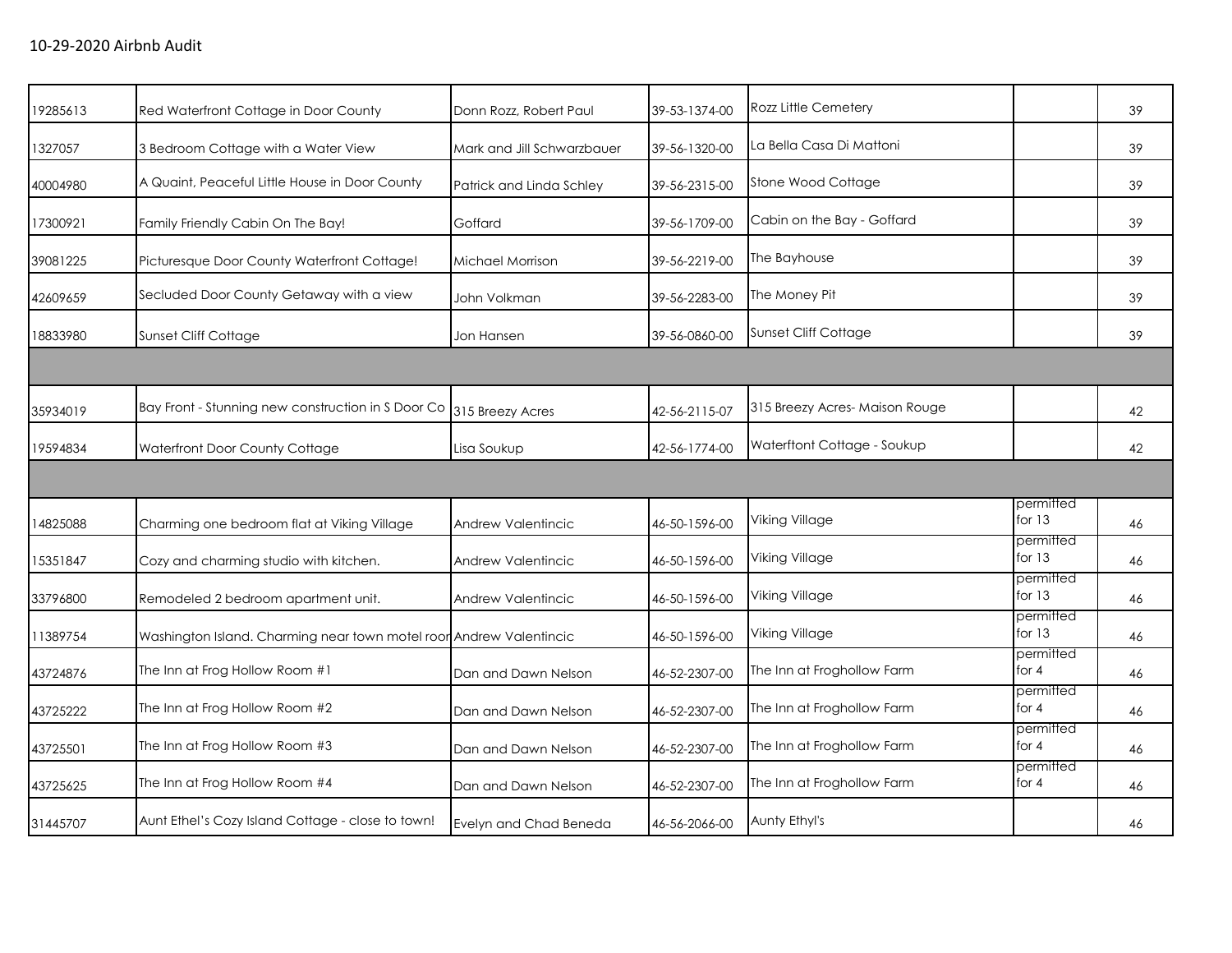10-29-2020 Airbnb Audit

| | | | | | | |
|---|---|---|---|---|---|---|
| 19285613 | Red Waterfront Cottage in Door County | Donn Rozz, Robert Paul | 39-53-1374-00 | Rozz Little Cemetery | | 39 |
| 1327057 | 3 Bedroom Cottage with a Water View | Mark and Jill Schwarzbauer | 39-56-1320-00 | La Bella Casa Di Mattoni | | 39 |
| 40004980 | A Quaint, Peaceful Little House in Door County | Patrick and Linda Schley | 39-56-2315-00 | Stone Wood Cottage | | 39 |
| 17300921 | Family Friendly Cabin On The Bay! | Goffard | 39-56-1709-00 | Cabin on the Bay - Goffard | | 39 |
| 39081225 | Picturesque Door County Waterfront Cottage! | Michael Morrison | 39-56-2219-00 | The Bayhouse | | 39 |
| 42609659 | Secluded Door County Getaway with a view | John Volkman | 39-56-2283-00 | The Money Pit | | 39 |
| 18833980 | Sunset Cliff Cottage | Jon Hansen | 39-56-0860-00 | Sunset Cliff Cottage | | 39 |
| | | | | | | |
| 35934019 | Bay Front - Stunning new construction in S Door Co | 315 Breezy Acres | 42-56-2115-07 | 315 Breezy Acres- Maison Rouge | | 42 |
| 19594834 | Waterfront Door County Cottage | Lisa Soukup | 42-56-1774-00 | Waterftont Cottage - Soukup | | 42 |
| | | | | | | |
| 14825088 | Charming one bedroom flat at Viking Village | Andrew Valentincic | 46-50-1596-00 | Viking Village | permitted for 13 | 46 |
| 15351847 | Cozy and charming studio with kitchen. | Andrew Valentincic | 46-50-1596-00 | Viking Village | permitted for 13 | 46 |
| 33796800 | Remodeled 2 bedroom apartment unit. | Andrew Valentincic | 46-50-1596-00 | Viking Village | permitted for 13 | 46 |
| 11389754 | Washington Island. Charming near town motel roor | Andrew Valentincic | 46-50-1596-00 | Viking Village | permitted for 13 | 46 |
| 43724876 | The Inn at Frog Hollow Room #1 | Dan and Dawn Nelson | 46-52-2307-00 | The Inn at Froghollow Farm | permitted for 4 | 46 |
| 43725222 | The Inn at Frog Hollow Room #2 | Dan and Dawn Nelson | 46-52-2307-00 | The Inn at Froghollow Farm | permitted for 4 | 46 |
| 43725501 | The Inn at Frog Hollow Room #3 | Dan and Dawn Nelson | 46-52-2307-00 | The Inn at Froghollow Farm | permitted for 4 | 46 |
| 43725625 | The Inn at Frog Hollow Room #4 | Dan and Dawn Nelson | 46-52-2307-00 | The Inn at Froghollow Farm | permitted for 4 | 46 |
| 31445707 | Aunt Ethel's Cozy Island Cottage - close to town! | Evelyn and Chad Beneda | 46-56-2066-00 | Aunty Ethyl's | | 46 |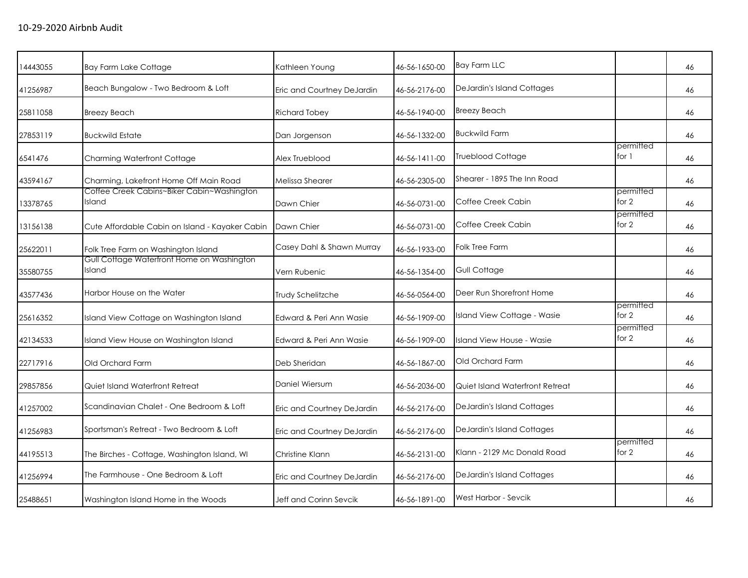10-29-2020 Airbnb Audit

| | | | | | | |
|---|---|---|---|---|---|---|
| 14443055 | Bay Farm Lake Cottage | Kathleen Young | 46-56-1650-00 | Bay Farm LLC | | 46 |
| 41256987 | Beach Bungalow - Two Bedroom & Loft | Eric and Courtney DeJardin | 46-56-2176-00 | DeJardin's Island Cottages | | 46 |
| 25811058 | Breezy Beach | Richard Tobey | 46-56-1940-00 | Breezy Beach | | 46 |
| 27853119 | Buckwild Estate | Dan Jorgenson | 46-56-1332-00 | Buckwild Farm | | 46 |
| 6541476 | Charming Waterfront Cottage | Alex Trueblood | 46-56-1411-00 | Trueblood Cottage | permitted for 1 | 46 |
| 43594167 | Charming, Lakefront Home Off Main Road | Melissa Shearer | 46-56-2305-00 | Shearer - 1895 The Inn Road | | 46 |
| 13378765 | Coffee Creek Cabins~Biker Cabin~Washington Island | Dawn Chier | 46-56-0731-00 | Coffee Creek Cabin | permitted for 2 | 46 |
| 13156138 | Cute Affordable Cabin on Island - Kayaker Cabin | Dawn Chier | 46-56-0731-00 | Coffee Creek Cabin | permitted for 2 | 46 |
| 25622011 | Folk Tree Farm on Washington Island | Casey Dahl & Shawn Murray | 46-56-1933-00 | Folk Tree Farm | | 46 |
| 35580755 | Gull Cottage Waterfront Home on Washington Island | Vern Rubenic | 46-56-1354-00 | Gull Cottage | | 46 |
| 43577436 | Harbor House on the Water | Trudy Schelitzche | 46-56-0564-00 | Deer Run Shorefront Home | | 46 |
| 25616352 | Island View Cottage on Washington Island | Edward & Peri Ann Wasie | 46-56-1909-00 | Island View Cottage - Wasie | permitted for 2 | 46 |
| 42134533 | Island View House on Washington Island | Edward & Peri Ann Wasie | 46-56-1909-00 | Island View House - Wasie | permitted for 2 | 46 |
| 22717916 | Old Orchard Farm | Deb Sheridan | 46-56-1867-00 | Old Orchard Farm | | 46 |
| 29857856 | Quiet Island Waterfront Retreat | Daniel Wiersum | 46-56-2036-00 | Quiet Island Waterfront Retreat | | 46 |
| 41257002 | Scandinavian Chalet - One Bedroom & Loft | Eric and Courtney DeJardin | 46-56-2176-00 | DeJardin's Island Cottages | | 46 |
| 41256983 | Sportsman's Retreat - Two Bedroom & Loft | Eric and Courtney DeJardin | 46-56-2176-00 | DeJardin's Island Cottages | | 46 |
| 44195513 | The Birches - Cottage, Washington Island, WI | Christine Klann | 46-56-2131-00 | Klann - 2129 Mc Donald Road | permitted for 2 | 46 |
| 41256994 | The Farmhouse - One Bedroom & Loft | Eric and Courtney DeJardin | 46-56-2176-00 | DeJardin's Island Cottages | | 46 |
| 25488651 | Washington Island Home in the Woods | Jeff and Corinn Sevcik | 46-56-1891-00 | West Harbor - Sevcik | | 46 |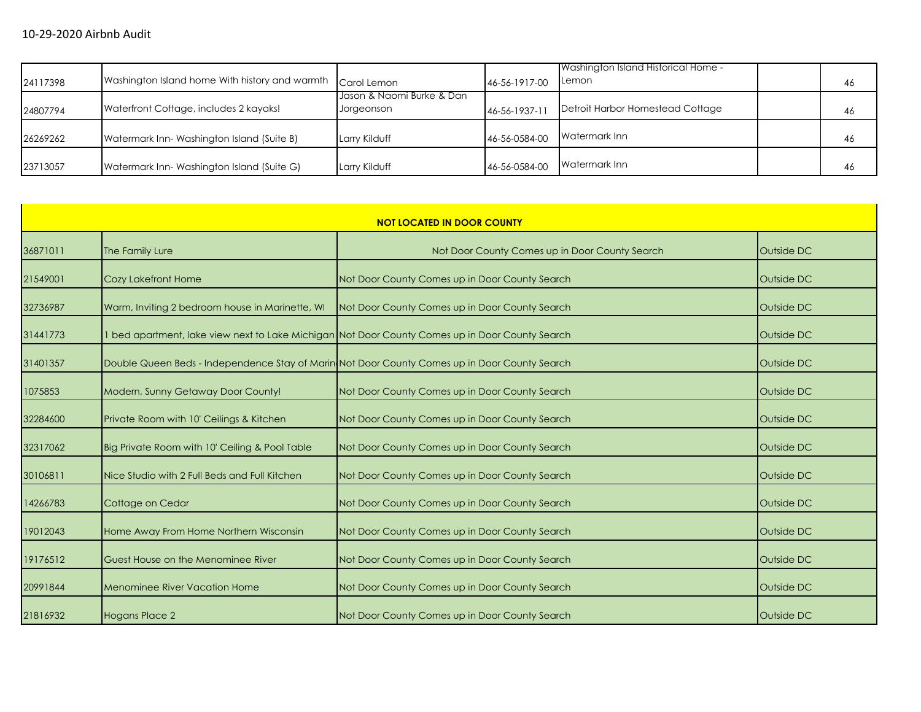10-29-2020 Airbnb Audit

| | | | | | | |
|---|---|---|---|---|---|---|
| 24117398 | Washington Island home With history and warmth | Carol Lemon | 46-56-1917-00 | Washington Island Historical Home - Lemon | | 46 |
| 24807794 | Waterfront Cottage, includes 2 kayaks! | Jason & Naomi Burke & Dan Jorgeonson | 46-56-1937-11 | Detroit Harbor Homestead Cottage | | 46 |
| 26269262 | Watermark Inn- Washington Island (Suite B) | Larry Kilduff | 46-56-0584-00 | Watermark Inn | | 46 |
| 23713057 | Watermark Inn- Washington Island (Suite G) | Larry Kilduff | 46-56-0584-00 | Watermark Inn | | 46 |

| NOT LOCATED IN DOOR COUNTY | | | |
|---|---|---|---|
| 36871011 | The Family Lure | Not Door County Comes up in Door County Search | Outside DC |
| 21549001 | Cozy Lakefront Home | Not Door County Comes up in Door County Search | Outside DC |
| 32736987 | Warm, Inviting 2 bedroom house in Marinette, WI | Not Door County Comes up in Door County Search | Outside DC |
| 31441773 | 1 bed apartment, lake view next to Lake Michigan | Not Door County Comes up in Door County Search | Outside DC |
| 31401357 | Double Queen Beds - Independence Stay of Marin | Not Door County Comes up in Door County Search | Outside DC |
| 1075853 | Modern, Sunny Getaway Door County! | Not Door County Comes up in Door County Search | Outside DC |
| 32284600 | Private Room with 10' Ceilings & Kitchen | Not Door County Comes up in Door County Search | Outside DC |
| 32317062 | Big Private Room with 10' Ceiling & Pool Table | Not Door County Comes up in Door County Search | Outside DC |
| 30106811 | Nice Studio with 2 Full Beds and Full Kitchen | Not Door County Comes up in Door County Search | Outside DC |
| 14266783 | Cottage on Cedar | Not Door County Comes up in Door County Search | Outside DC |
| 19012043 | Home Away From Home Northern Wisconsin | Not Door County Comes up in Door County Search | Outside DC |
| 19176512 | Guest House on the Menominee River | Not Door County Comes up in Door County Search | Outside DC |
| 20991844 | Menominee River Vacation Home | Not Door County Comes up in Door County Search | Outside DC |
| 21816932 | Hogans Place 2 | Not Door County Comes up in Door County Search | Outside DC |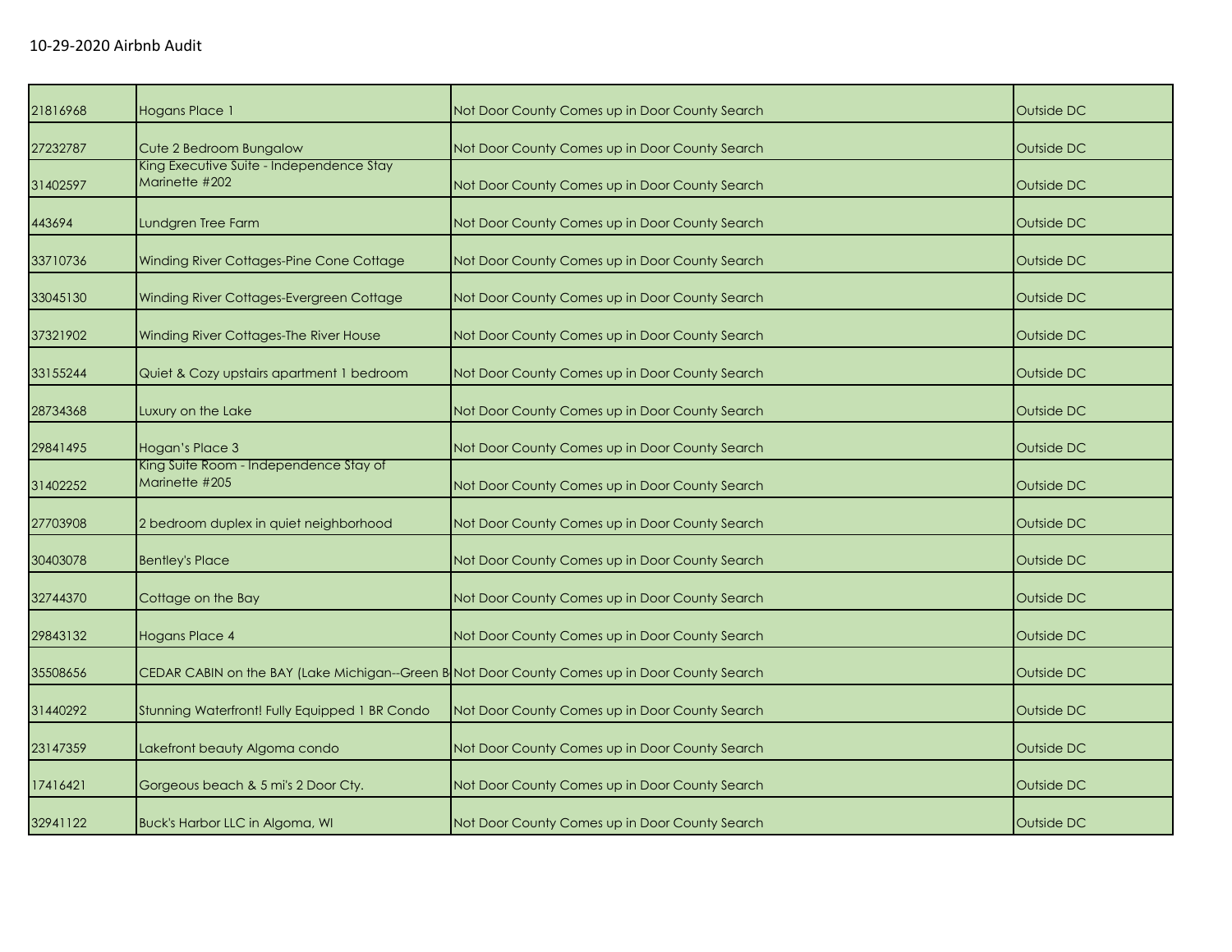10-29-2020 Airbnb Audit

| | | | |
|---|---|---|---|
| 21816968 | Hogans Place 1 | Not Door County Comes up in Door County Search | Outside DC |
| 27232787 | Cute 2 Bedroom Bungalow | Not Door County Comes up in Door County Search | Outside DC |
| 31402597 | King Executive Suite - Independence Stay Marinette #202 | Not Door County Comes up in Door County Search | Outside DC |
| 443694 | Lundgren Tree Farm | Not Door County Comes up in Door County Search | Outside DC |
| 33710736 | Winding River Cottages-Pine Cone Cottage | Not Door County Comes up in Door County Search | Outside DC |
| 33045130 | Winding River Cottages-Evergreen Cottage | Not Door County Comes up in Door County Search | Outside DC |
| 37321902 | Winding River Cottages-The River House | Not Door County Comes up in Door County Search | Outside DC |
| 33155244 | Quiet & Cozy upstairs apartment 1 bedroom | Not Door County Comes up in Door County Search | Outside DC |
| 28734368 | Luxury on the Lake | Not Door County Comes up in Door County Search | Outside DC |
| 29841495 | Hogan's Place 3 | Not Door County Comes up in Door County Search | Outside DC |
| 31402252 | King Suite Room - Independence Stay of Marinette #205 | Not Door County Comes up in Door County Search | Outside DC |
| 27703908 | 2 bedroom duplex in quiet neighborhood | Not Door County Comes up in Door County Search | Outside DC |
| 30403078 | Bentley's Place | Not Door County Comes up in Door County Search | Outside DC |
| 32744370 | Cottage on the Bay | Not Door County Comes up in Door County Search | Outside DC |
| 29843132 | Hogans Place 4 | Not Door County Comes up in Door County Search | Outside DC |
| 35508656 | CEDAR CABIN on the BAY (Lake Michigan--Green B | Not Door County Comes up in Door County Search | Outside DC |
| 31440292 | Stunning Waterfront! Fully Equipped 1 BR Condo | Not Door County Comes up in Door County Search | Outside DC |
| 23147359 | Lakefront beauty Algoma condo | Not Door County Comes up in Door County Search | Outside DC |
| 17416421 | Gorgeous beach & 5 mi's 2 Door Cty. | Not Door County Comes up in Door County Search | Outside DC |
| 32941122 | Buck's Harbor LLC in Algoma, WI | Not Door County Comes up in Door County Search | Outside DC |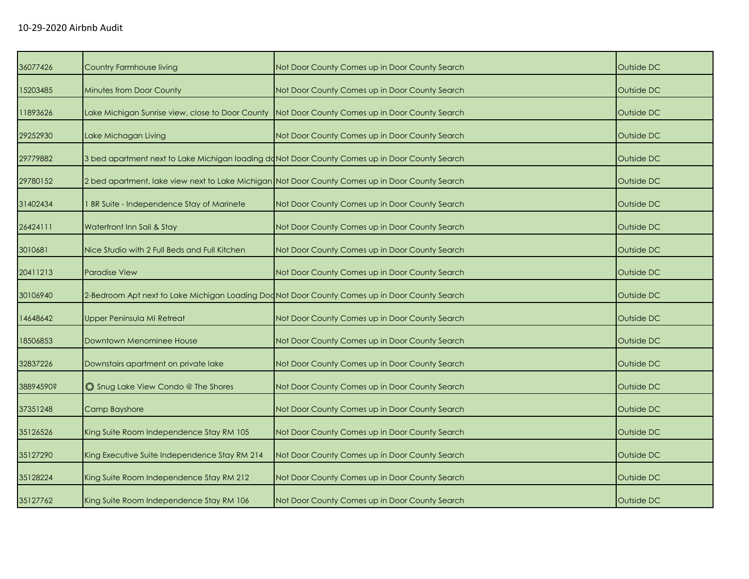10-29-2020 Airbnb Audit

| | | | |
|---|---|---|---|
| 36077426 | Country Farmhouse living | Not Door County Comes up in Door County Search | Outside DC |
| 15203485 | Minutes from Door County | Not Door County Comes up in Door County Search | Outside DC |
| 11893626 | Lake Michigan Sunrise view, close to Door County | Not Door County Comes up in Door County Search | Outside DC |
| 29252930 | Lake Michagan Living | Not Door County Comes up in Door County Search | Outside DC |
| 29779882 | 3 bed apartment next to Lake Michigan loading do | Not Door County Comes up in Door County Search | Outside DC |
| 29780152 | 2 bed apartment, lake view next to Lake Michigan | Not Door County Comes up in Door County Search | Outside DC |
| 31402434 | 1 BR Suite - Independence Stay of Marinete | Not Door County Comes up in Door County Search | Outside DC |
| 26424111 | Waterfront Inn Sail & Stay | Not Door County Comes up in Door County Search | Outside DC |
| 3010681 | Nice Studio with 2 Full Beds and Full Kitchen | Not Door County Comes up in Door County Search | Outside DC |
| 20411213 | Paradise View | Not Door County Comes up in Door County Search | Outside DC |
| 30106940 | 2-Bedroom Apt next to Lake Michigan Loading Doc | Not Door County Comes up in Door County Search | Outside DC |
| 14648642 | Upper Peninsula MI Retreat | Not Door County Comes up in Door County Search | Outside DC |
| 18506853 | Downtown Menominee House | Not Door County Comes up in Door County Search | Outside DC |
| 32837226 | Downstairs apartment on private lake | Not Door County Comes up in Door County Search | Outside DC |
| 38894590? | ❂ Snug Lake View Condo @ The Shores | Not Door County Comes up in Door County Search | Outside DC |
| 37351248 | Camp Bayshore | Not Door County Comes up in Door County Search | Outside DC |
| 35126526 | King Suite Room Independence Stay RM 105 | Not Door County Comes up in Door County Search | Outside DC |
| 35127290 | King Executive Suite Independence Stay RM 214 | Not Door County Comes up in Door County Search | Outside DC |
| 35128224 | King Suite Room Independence Stay RM 212 | Not Door County Comes up in Door County Search | Outside DC |
| 35127762 | King Suite Room Independence Stay RM 106 | Not Door County Comes up in Door County Search | Outside DC |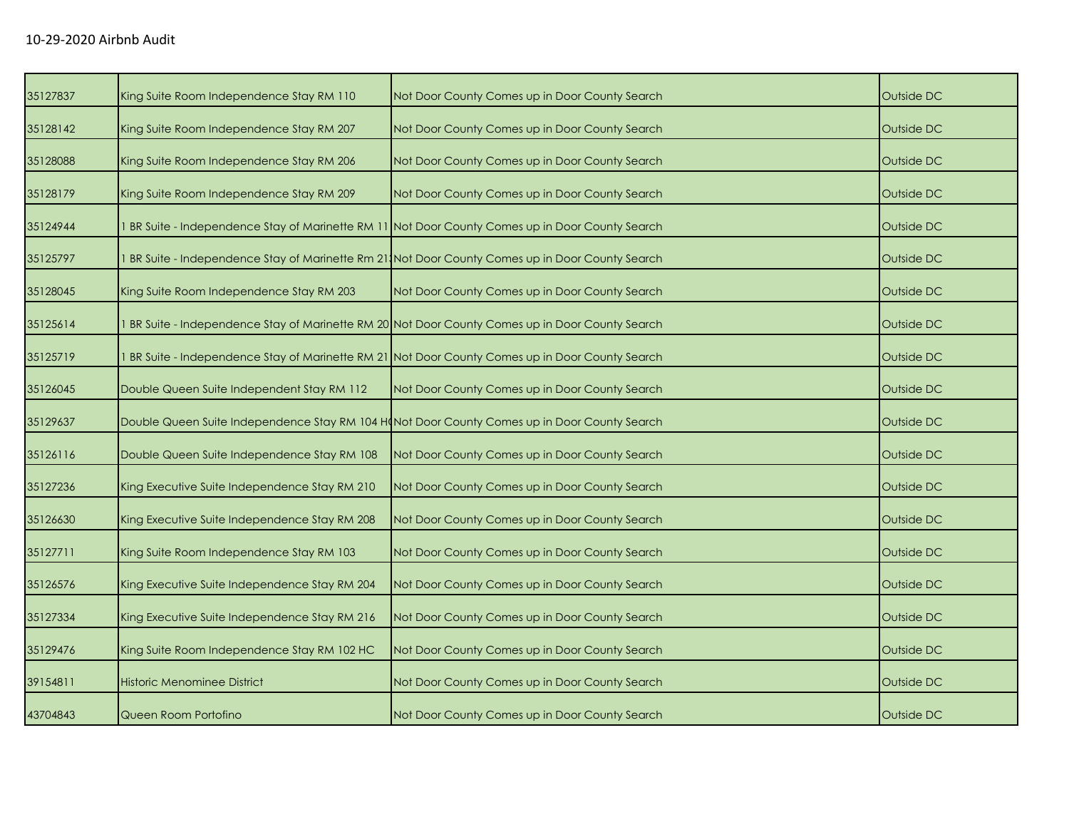| | | | |
|---|---|---|---|
| 35127837 | King Suite Room Independence Stay RM 110 | Not Door County Comes up in Door County Search | Outside DC |
| 35128142 | King Suite Room Independence Stay RM 207 | Not Door County Comes up in Door County Search | Outside DC |
| 35128088 | King Suite Room Independence Stay RM 206 | Not Door County Comes up in Door County Search | Outside DC |
| 35128179 | King Suite Room Independence Stay RM 209 | Not Door County Comes up in Door County Search | Outside DC |
| 35124944 | 1 BR Suite - Independence Stay of Marinette RM 11 | Not Door County Comes up in Door County Search | Outside DC |
| 35125797 | 1 BR Suite - Independence Stay of Marinette Rm 21 | Not Door County Comes up in Door County Search | Outside DC |
| 35128045 | King Suite Room Independence Stay RM 203 | Not Door County Comes up in Door County Search | Outside DC |
| 35125614 | 1 BR Suite - Independence Stay of Marinette RM 20 | Not Door County Comes up in Door County Search | Outside DC |
| 35125719 | 1 BR Suite - Independence Stay of Marinette RM 21 | Not Door County Comes up in Door County Search | Outside DC |
| 35126045 | Double Queen Suite Independent Stay RM 112 | Not Door County Comes up in Door County Search | Outside DC |
| 35129637 | Double Queen Suite Independence Stay RM 104 H | Not Door County Comes up in Door County Search | Outside DC |
| 35126116 | Double Queen Suite Independence Stay RM 108 | Not Door County Comes up in Door County Search | Outside DC |
| 35127236 | King Executive Suite Independence Stay RM 210 | Not Door County Comes up in Door County Search | Outside DC |
| 35126630 | King Executive Suite Independence Stay RM 208 | Not Door County Comes up in Door County Search | Outside DC |
| 35127711 | King Suite Room Independence Stay RM 103 | Not Door County Comes up in Door County Search | Outside DC |
| 35126576 | King Executive Suite Independence Stay RM 204 | Not Door County Comes up in Door County Search | Outside DC |
| 35127334 | King Executive Suite Independence Stay RM 216 | Not Door County Comes up in Door County Search | Outside DC |
| 35129476 | King Suite Room Independence Stay RM 102 HC | Not Door County Comes up in Door County Search | Outside DC |
| 39154811 | Historic Menominee District | Not Door County Comes up in Door County Search | Outside DC |
| 43704843 | Queen Room Portofino | Not Door County Comes up in Door County Search | Outside DC |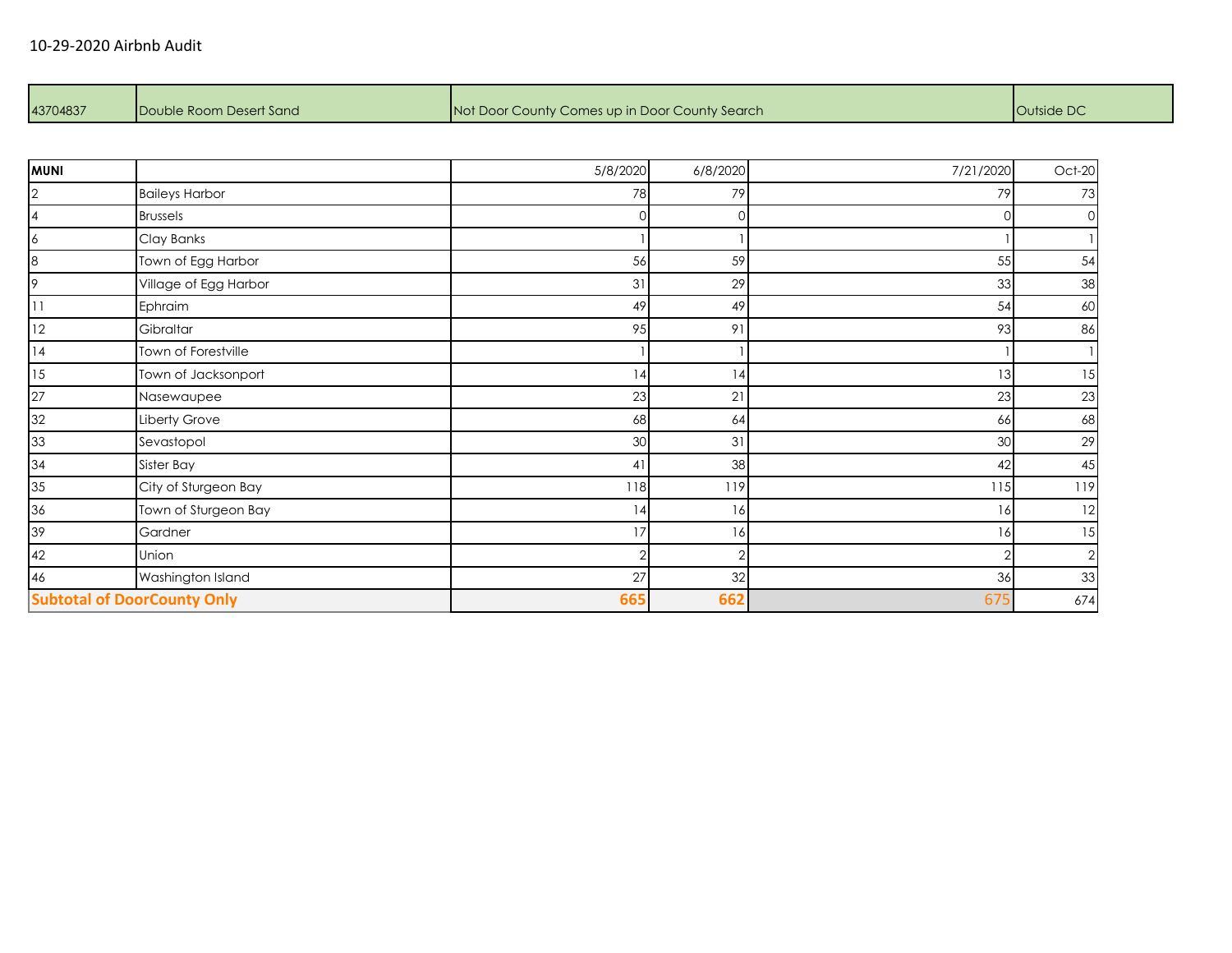10-29-2020 Airbnb Audit

| | | | |
|---|---|---|---|
| 43704837 | Double Room Desert Sand | Not Door County Comes up in Door County Search | Outside DC |

| MUNI | | 5/8/2020 | 6/8/2020 | 7/21/2020 | Oct-20 |
|---|---|---|---|---|---|
| 2 | Baileys Harbor | 78 | 79 | 79 | 73 |
| 4 | Brussels | 0 | 0 | 0 | 0 |
| 6 | Clay Banks | 1 | 1 | 1 | 1 |
| 8 | Town of Egg Harbor | 56 | 59 | 55 | 54 |
| 9 | Village of Egg Harbor | 31 | 29 | 33 | 38 |
| 11 | Ephraim | 49 | 49 | 54 | 60 |
| 12 | Gibraltar | 95 | 91 | 93 | 86 |
| 14 | Town of Forestville | 1 | 1 | 1 | 1 |
| 15 | Town of Jacksonport | 14 | 14 | 13 | 15 |
| 27 | Nasewaupee | 23 | 21 | 23 | 23 |
| 32 | Liberty Grove | 68 | 64 | 66 | 68 |
| 33 | Sevastopol | 30 | 31 | 30 | 29 |
| 34 | Sister Bay | 41 | 38 | 42 | 45 |
| 35 | City of Sturgeon Bay | 118 | 119 | 115 | 119 |
| 36 | Town of Sturgeon Bay | 14 | 16 | 16 | 12 |
| 39 | Gardner | 17 | 16 | 16 | 15 |
| 42 | Union | 2 | 2 | 2 | 2 |
| 46 | Washington Island | 27 | 32 | 36 | 33 |
| **Subtotal of DoorCounty Only** | | **665** | **662** | 675 | 674 |